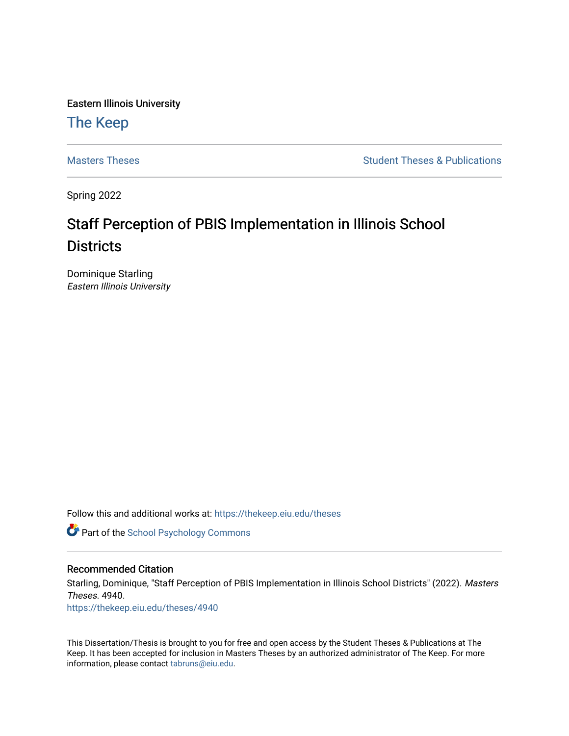Eastern Illinois University

# The Keep

Masters Theses | Student Theses & Publications

Spring 2022

# Staff Perception of PBIS Implementation in Illinois School Districts

Dominique Starling
*Eastern Illinois University*

Follow this and additional works at: https://thekeep.eiu.edu/theses

Part of the School Psychology Commons

## Recommended Citation

Starling, Dominique, "Staff Perception of PBIS Implementation in Illinois School Districts" (2022). *Masters Theses*. 4940.
https://thekeep.eiu.edu/theses/4940

This Dissertation/Thesis is brought to you for free and open access by the Student Theses & Publications at The Keep. It has been accepted for inclusion in Masters Theses by an authorized administrator of The Keep. For more information, please contact tabruns@eiu.edu.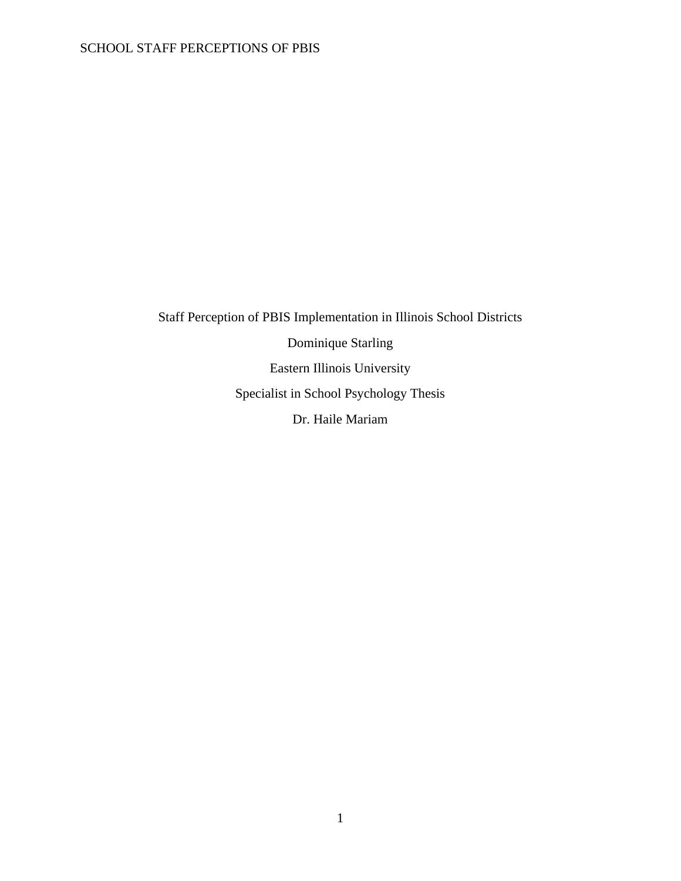Staff Perception of PBIS Implementation in Illinois School Districts

Dominique Starling

Eastern Illinois University

Specialist in School Psychology Thesis

Dr. Haile Mariam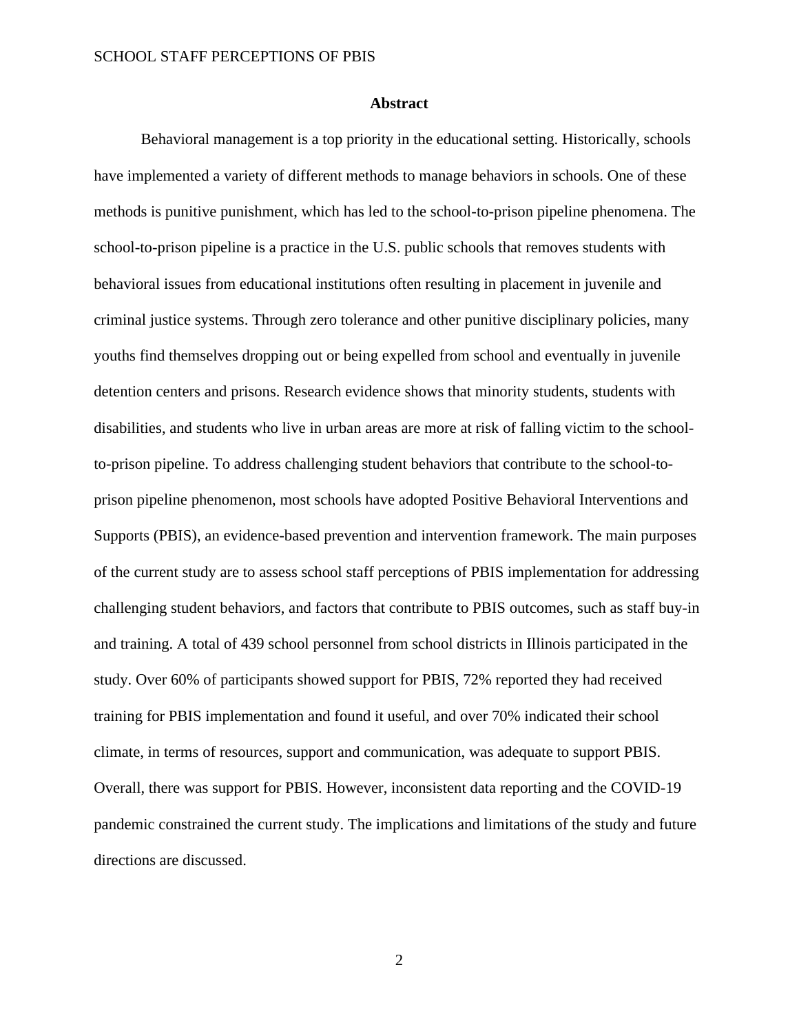# Abstract

Behavioral management is a top priority in the educational setting. Historically, schools have implemented a variety of different methods to manage behaviors in schools. One of these methods is punitive punishment, which has led to the school-to-prison pipeline phenomena. The school-to-prison pipeline is a practice in the U.S. public schools that removes students with behavioral issues from educational institutions often resulting in placement in juvenile and criminal justice systems. Through zero tolerance and other punitive disciplinary policies, many youths find themselves dropping out or being expelled from school and eventually in juvenile detention centers and prisons. Research evidence shows that minority students, students with disabilities, and students who live in urban areas are more at risk of falling victim to the school-to-prison pipeline. To address challenging student behaviors that contribute to the school-to-prison pipeline phenomenon, most schools have adopted Positive Behavioral Interventions and Supports (PBIS), an evidence-based prevention and intervention framework. The main purposes of the current study are to assess school staff perceptions of PBIS implementation for addressing challenging student behaviors, and factors that contribute to PBIS outcomes, such as staff buy-in and training. A total of 439 school personnel from school districts in Illinois participated in the study. Over 60% of participants showed support for PBIS, 72% reported they had received training for PBIS implementation and found it useful, and over 70% indicated their school climate, in terms of resources, support and communication, was adequate to support PBIS. Overall, there was support for PBIS. However, inconsistent data reporting and the COVID-19 pandemic constrained the current study. The implications and limitations of the study and future directions are discussed.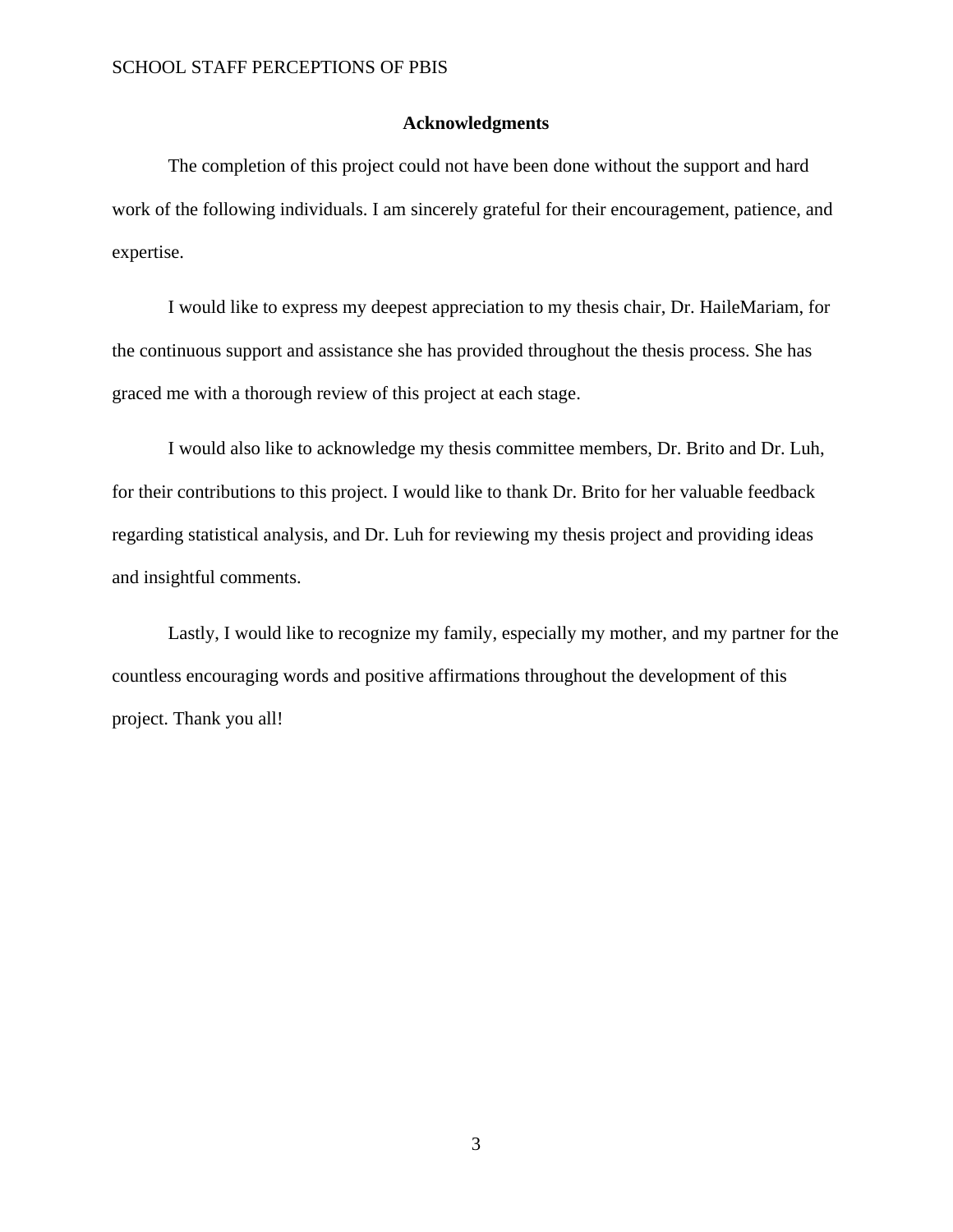## Acknowledgments

The completion of this project could not have been done without the support and hard work of the following individuals. I am sincerely grateful for their encouragement, patience, and expertise.

I would like to express my deepest appreciation to my thesis chair, Dr. HaileMariam, for the continuous support and assistance she has provided throughout the thesis process. She has graced me with a thorough review of this project at each stage.

I would also like to acknowledge my thesis committee members, Dr. Brito and Dr. Luh, for their contributions to this project. I would like to thank Dr. Brito for her valuable feedback regarding statistical analysis, and Dr. Luh for reviewing my thesis project and providing ideas and insightful comments.

Lastly, I would like to recognize my family, especially my mother, and my partner for the countless encouraging words and positive affirmations throughout the development of this project. Thank you all!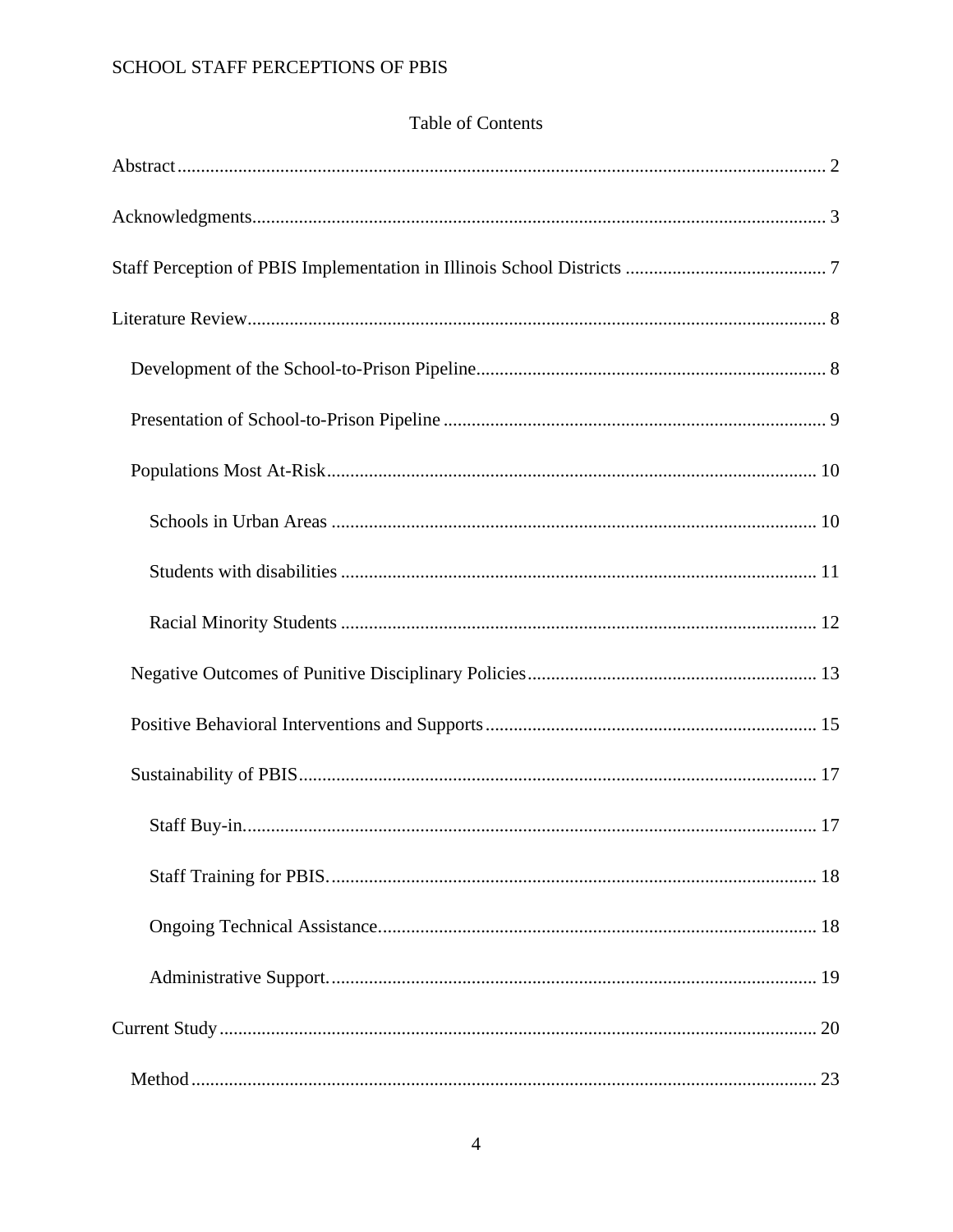Table of Contents

Abstract ........................................................................................................................ 2

Acknowledgments.......................................................................................................... 3

Staff Perception of PBIS Implementation in Illinois School Districts ........................................... 7

Literature Review............................................................................................................ 8

- Development of the School-to-Prison Pipeline.......................................................................... 8
- Presentation of School-to-Prison Pipeline ................................................................................. 9
- Populations Most At-Risk........................................................................................................ 10
  - Schools in Urban Areas ....................................................................................................... 10
  - Students with disabilities ..................................................................................................... 11
  - Racial Minority Students ..................................................................................................... 12
- Negative Outcomes of Punitive Disciplinary Policies............................................................. 13
- Positive Behavioral Interventions and Supports...................................................................... 15
- Sustainability of PBIS.............................................................................................................. 17
  - Staff Buy-in......................................................................................................................... 17
  - Staff Training for PBIS........................................................................................................ 18
  - Ongoing Technical Assistance............................................................................................. 18
  - Administrative Support........................................................................................................ 19

Current Study ................................................................................................................ 20

- Method ..................................................................................................................... 23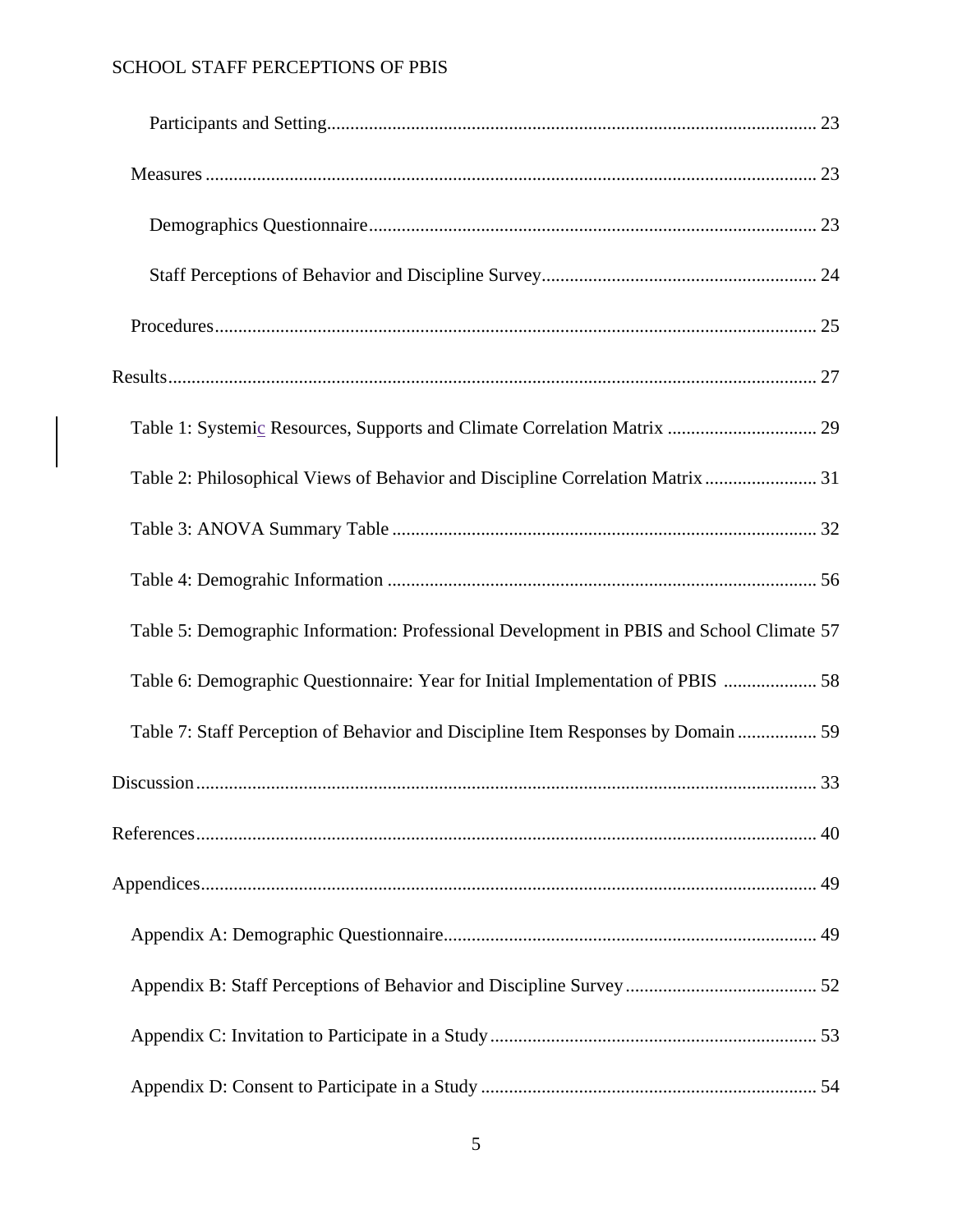Participants and Setting........................................................................................................ 23

Measures .................................................................................................................................. 23

Demographics Questionnaire............................................................................................... 23

Staff Perceptions of Behavior and Discipline Survey........................................................... 24

Procedures................................................................................................................................ 25

Results......................................................................................................................................... 27

Table 1: Systemic Resources, Supports and Climate Correlation Matrix ................................ 29

Table 2: Philosophical Views of Behavior and Discipline Correlation Matrix........................ 31

Table 3: ANOVA Summary Table .......................................................................................... 32

Table 4: Demograhic Information ........................................................................................... 56

Table 5: Demographic Information: Professional Development in PBIS and School Climate 57

Table 6: Demographic Questionnaire: Year for Initial Implementation of PBIS .................... 58

Table 7: Staff Perception of Behavior and Discipline Item Responses by Domain................. 59

Discussion.................................................................................................................................... 33

References.................................................................................................................................... 40

Appendices................................................................................................................................... 49

Appendix A: Demographic Questionnaire............................................................................... 49

Appendix B: Staff Perceptions of Behavior and Discipline Survey......................................... 52

Appendix C: Invitation to Participate in a Study..................................................................... 53

Appendix D: Consent to Participate in a Study ....................................................................... 54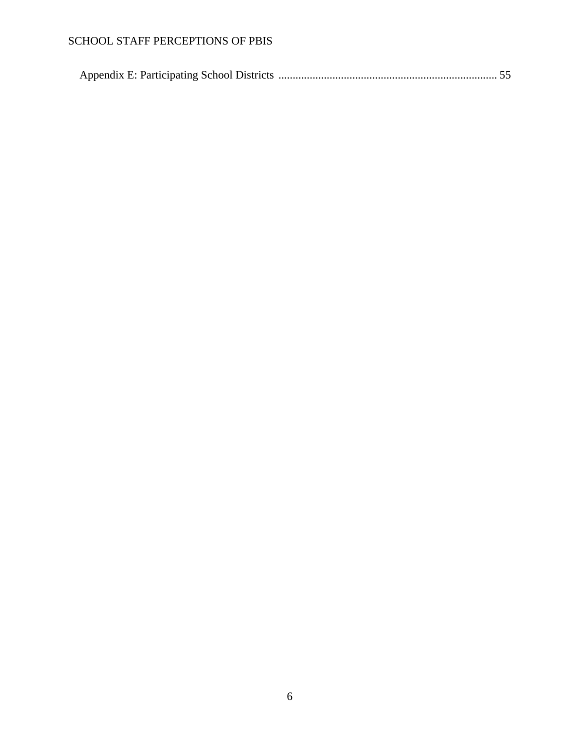Appendix E: Participating School Districts ............................................................................ 55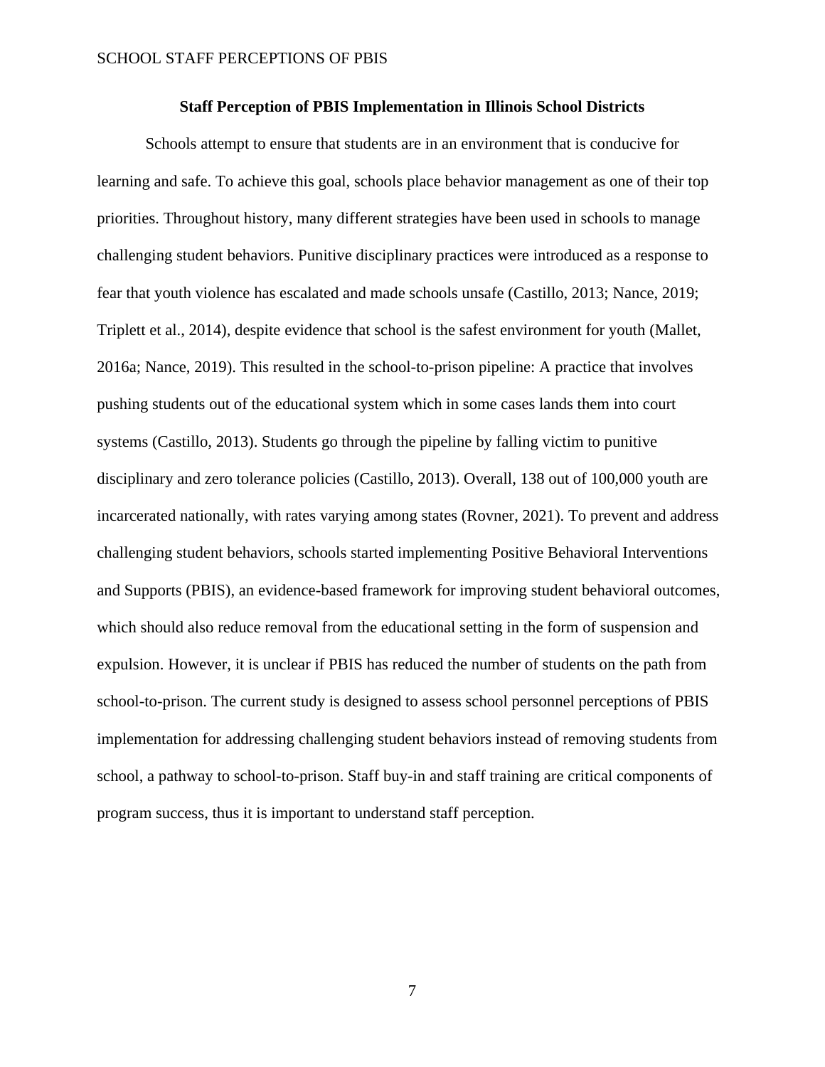## Staff Perception of PBIS Implementation in Illinois School Districts

Schools attempt to ensure that students are in an environment that is conducive for learning and safe. To achieve this goal, schools place behavior management as one of their top priorities. Throughout history, many different strategies have been used in schools to manage challenging student behaviors. Punitive disciplinary practices were introduced as a response to fear that youth violence has escalated and made schools unsafe (Castillo, 2013; Nance, 2019; Triplett et al., 2014), despite evidence that school is the safest environment for youth (Mallet, 2016a; Nance, 2019). This resulted in the school-to-prison pipeline: A practice that involves pushing students out of the educational system which in some cases lands them into court systems (Castillo, 2013). Students go through the pipeline by falling victim to punitive disciplinary and zero tolerance policies (Castillo, 2013). Overall, 138 out of 100,000 youth are incarcerated nationally, with rates varying among states (Rovner, 2021). To prevent and address challenging student behaviors, schools started implementing Positive Behavioral Interventions and Supports (PBIS), an evidence-based framework for improving student behavioral outcomes, which should also reduce removal from the educational setting in the form of suspension and expulsion. However, it is unclear if PBIS has reduced the number of students on the path from school-to-prison. The current study is designed to assess school personnel perceptions of PBIS implementation for addressing challenging student behaviors instead of removing students from school, a pathway to school-to-prison. Staff buy-in and staff training are critical components of program success, thus it is important to understand staff perception.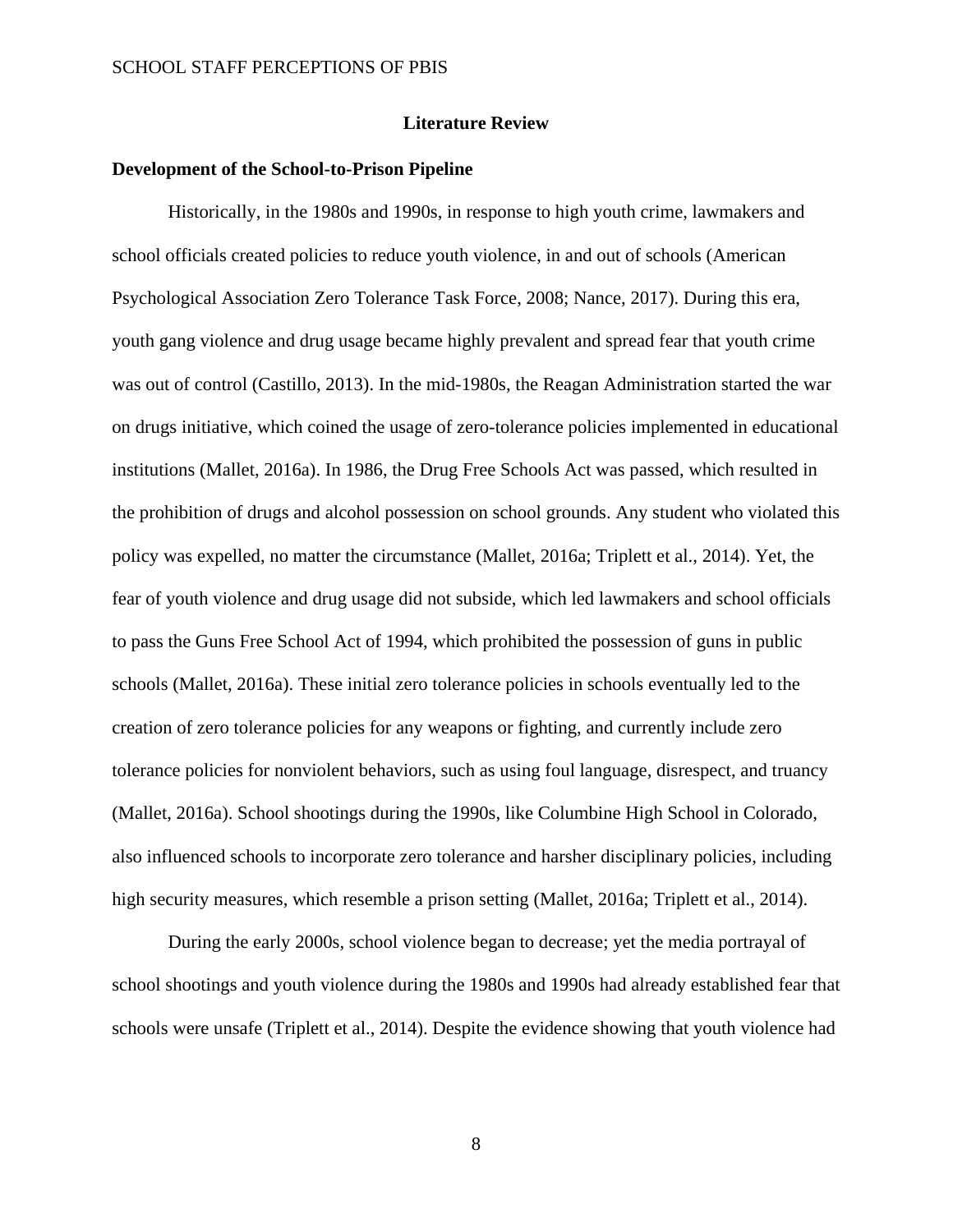## Literature Review

### Development of the School-to-Prison Pipeline

Historically, in the 1980s and 1990s, in response to high youth crime, lawmakers and school officials created policies to reduce youth violence, in and out of schools (American Psychological Association Zero Tolerance Task Force, 2008; Nance, 2017). During this era, youth gang violence and drug usage became highly prevalent and spread fear that youth crime was out of control (Castillo, 2013). In the mid-1980s, the Reagan Administration started the war on drugs initiative, which coined the usage of zero-tolerance policies implemented in educational institutions (Mallet, 2016a). In 1986, the Drug Free Schools Act was passed, which resulted in the prohibition of drugs and alcohol possession on school grounds. Any student who violated this policy was expelled, no matter the circumstance (Mallet, 2016a; Triplett et al., 2014). Yet, the fear of youth violence and drug usage did not subside, which led lawmakers and school officials to pass the Guns Free School Act of 1994, which prohibited the possession of guns in public schools (Mallet, 2016a). These initial zero tolerance policies in schools eventually led to the creation of zero tolerance policies for any weapons or fighting, and currently include zero tolerance policies for nonviolent behaviors, such as using foul language, disrespect, and truancy (Mallet, 2016a). School shootings during the 1990s, like Columbine High School in Colorado, also influenced schools to incorporate zero tolerance and harsher disciplinary policies, including high security measures, which resemble a prison setting (Mallet, 2016a; Triplett et al., 2014).

During the early 2000s, school violence began to decrease; yet the media portrayal of school shootings and youth violence during the 1980s and 1990s had already established fear that schools were unsafe (Triplett et al., 2014). Despite the evidence showing that youth violence had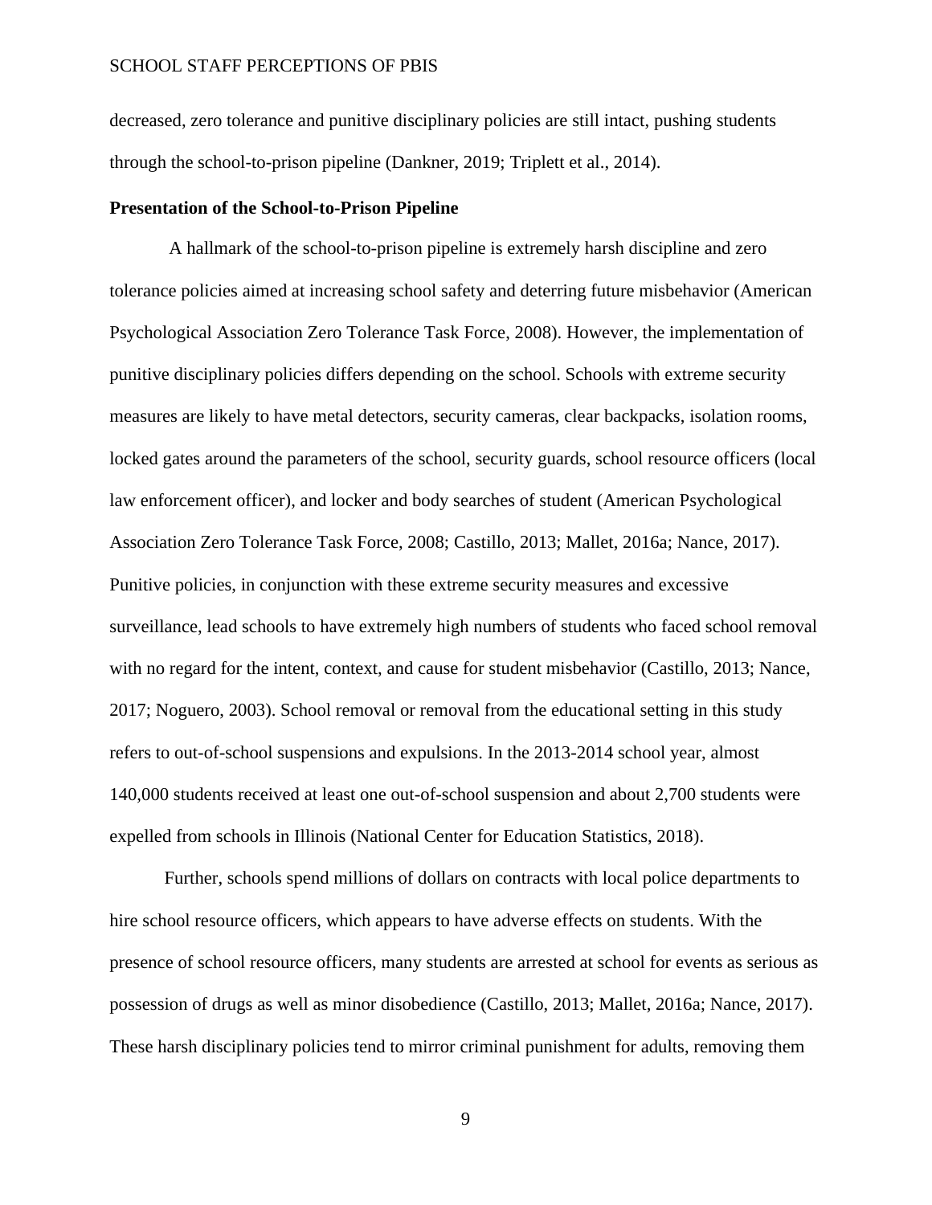decreased, zero tolerance and punitive disciplinary policies are still intact, pushing students through the school-to-prison pipeline (Dankner, 2019; Triplett et al., 2014).

**Presentation of the School-to-Prison Pipeline**

A hallmark of the school-to-prison pipeline is extremely harsh discipline and zero tolerance policies aimed at increasing school safety and deterring future misbehavior (American Psychological Association Zero Tolerance Task Force, 2008). However, the implementation of punitive disciplinary policies differs depending on the school. Schools with extreme security measures are likely to have metal detectors, security cameras, clear backpacks, isolation rooms, locked gates around the parameters of the school, security guards, school resource officers (local law enforcement officer), and locker and body searches of student (American Psychological Association Zero Tolerance Task Force, 2008; Castillo, 2013; Mallet, 2016a; Nance, 2017). Punitive policies, in conjunction with these extreme security measures and excessive surveillance, lead schools to have extremely high numbers of students who faced school removal with no regard for the intent, context, and cause for student misbehavior (Castillo, 2013; Nance, 2017; Noguero, 2003). School removal or removal from the educational setting in this study refers to out-of-school suspensions and expulsions. In the 2013-2014 school year, almost 140,000 students received at least one out-of-school suspension and about 2,700 students were expelled from schools in Illinois (National Center for Education Statistics, 2018).

Further, schools spend millions of dollars on contracts with local police departments to hire school resource officers, which appears to have adverse effects on students. With the presence of school resource officers, many students are arrested at school for events as serious as possession of drugs as well as minor disobedience (Castillo, 2013; Mallet, 2016a; Nance, 2017). These harsh disciplinary policies tend to mirror criminal punishment for adults, removing them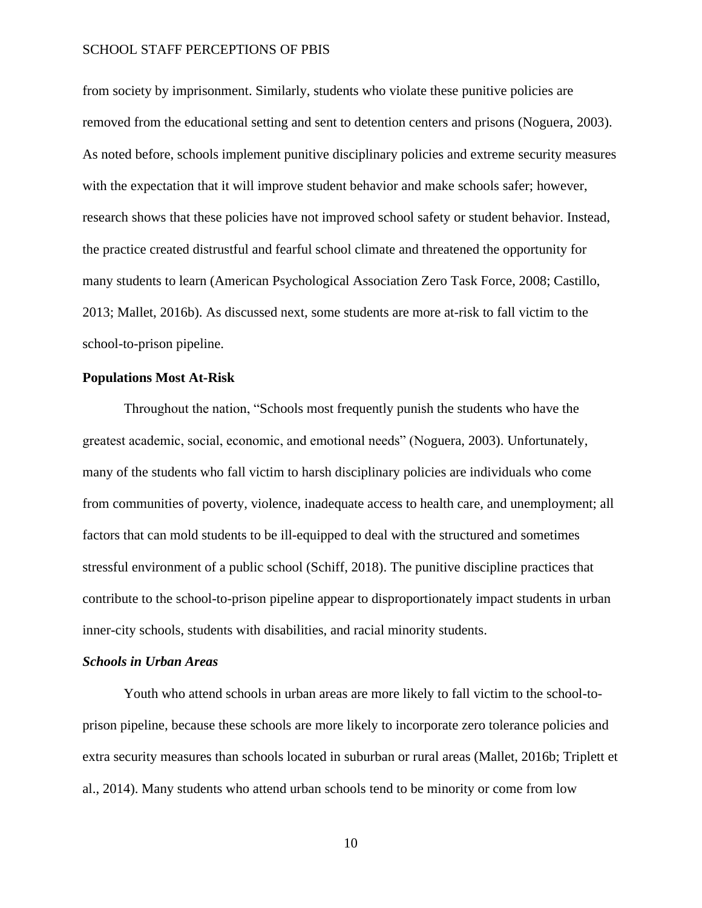from society by imprisonment. Similarly, students who violate these punitive policies are removed from the educational setting and sent to detention centers and prisons (Noguera, 2003). As noted before, schools implement punitive disciplinary policies and extreme security measures with the expectation that it will improve student behavior and make schools safer; however, research shows that these policies have not improved school safety or student behavior. Instead, the practice created distrustful and fearful school climate and threatened the opportunity for many students to learn (American Psychological Association Zero Task Force, 2008; Castillo, 2013; Mallet, 2016b). As discussed next, some students are more at-risk to fall victim to the school-to-prison pipeline.

## Populations Most At-Risk

Throughout the nation, "Schools most frequently punish the students who have the greatest academic, social, economic, and emotional needs" (Noguera, 2003). Unfortunately, many of the students who fall victim to harsh disciplinary policies are individuals who come from communities of poverty, violence, inadequate access to health care, and unemployment; all factors that can mold students to be ill-equipped to deal with the structured and sometimes stressful environment of a public school (Schiff, 2018). The punitive discipline practices that contribute to the school-to-prison pipeline appear to disproportionately impact students in urban inner-city schools, students with disabilities, and racial minority students.

### *Schools in Urban Areas*

Youth who attend schools in urban areas are more likely to fall victim to the school-to-prison pipeline, because these schools are more likely to incorporate zero tolerance policies and extra security measures than schools located in suburban or rural areas (Mallet, 2016b; Triplett et al., 2014). Many students who attend urban schools tend to be minority or come from low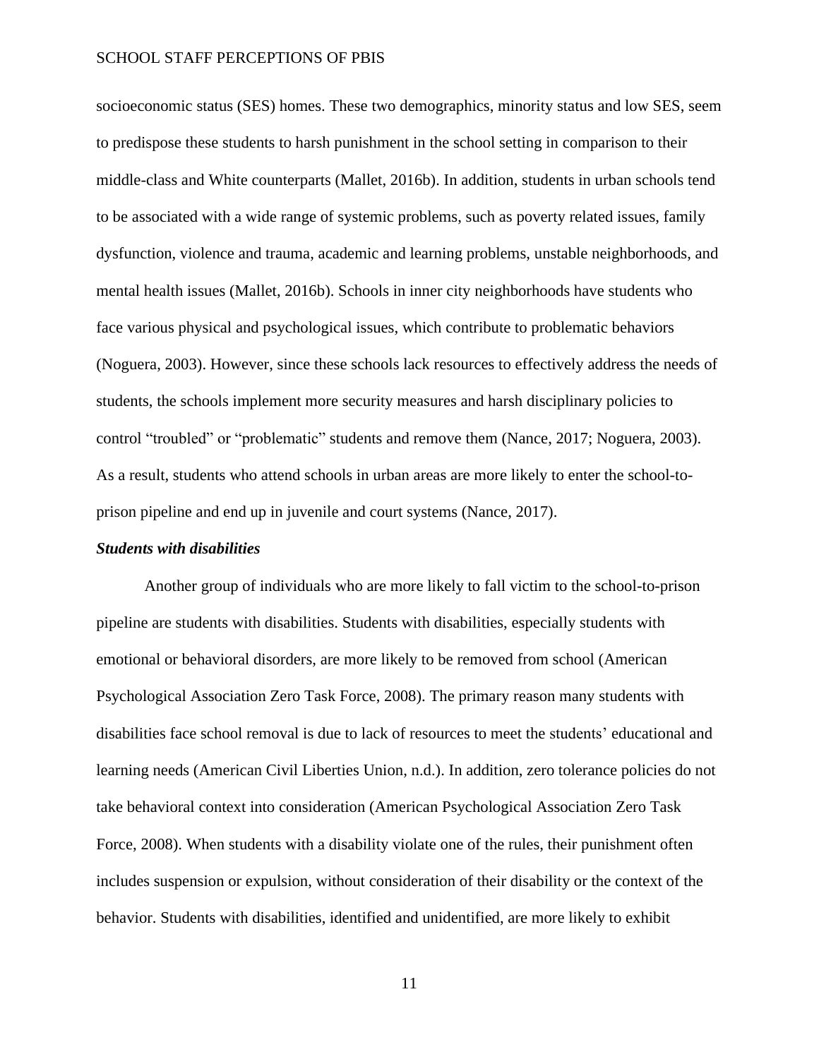socioeconomic status (SES) homes. These two demographics, minority status and low SES, seem to predispose these students to harsh punishment in the school setting in comparison to their middle-class and White counterparts (Mallet, 2016b). In addition, students in urban schools tend to be associated with a wide range of systemic problems, such as poverty related issues, family dysfunction, violence and trauma, academic and learning problems, unstable neighborhoods, and mental health issues (Mallet, 2016b). Schools in inner city neighborhoods have students who face various physical and psychological issues, which contribute to problematic behaviors (Noguera, 2003). However, since these schools lack resources to effectively address the needs of students, the schools implement more security measures and harsh disciplinary policies to control "troubled" or "problematic" students and remove them (Nance, 2017; Noguera, 2003). As a result, students who attend schools in urban areas are more likely to enter the school-to-prison pipeline and end up in juvenile and court systems (Nance, 2017).

### *Students with disabilities*

Another group of individuals who are more likely to fall victim to the school-to-prison pipeline are students with disabilities. Students with disabilities, especially students with emotional or behavioral disorders, are more likely to be removed from school (American Psychological Association Zero Task Force, 2008). The primary reason many students with disabilities face school removal is due to lack of resources to meet the students' educational and learning needs (American Civil Liberties Union, n.d.). In addition, zero tolerance policies do not take behavioral context into consideration (American Psychological Association Zero Task Force, 2008). When students with a disability violate one of the rules, their punishment often includes suspension or expulsion, without consideration of their disability or the context of the behavior. Students with disabilities, identified and unidentified, are more likely to exhibit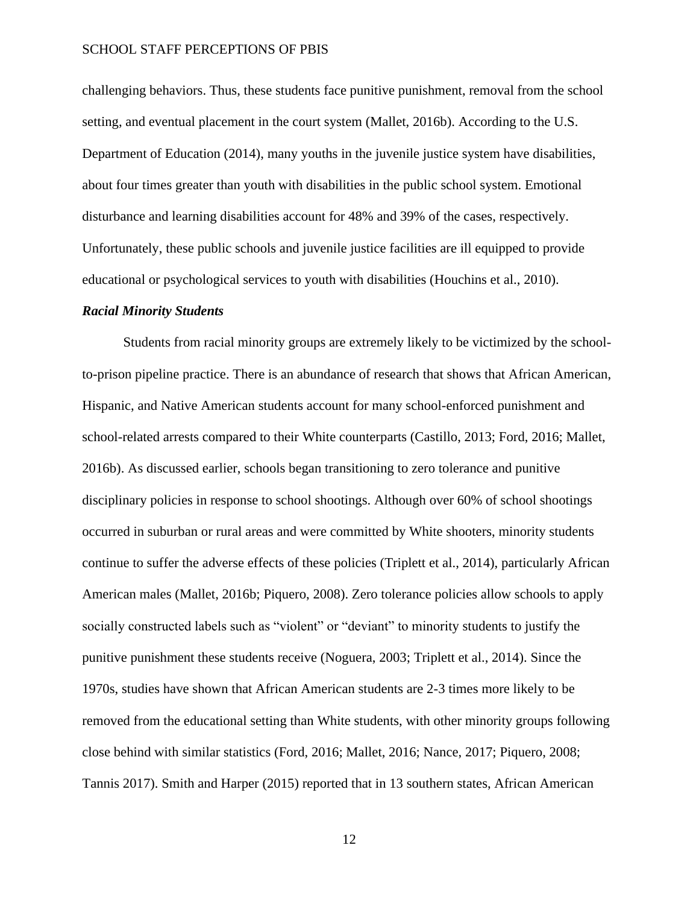challenging behaviors. Thus, these students face punitive punishment, removal from the school setting, and eventual placement in the court system (Mallet, 2016b). According to the U.S. Department of Education (2014), many youths in the juvenile justice system have disabilities, about four times greater than youth with disabilities in the public school system. Emotional disturbance and learning disabilities account for 48% and 39% of the cases, respectively. Unfortunately, these public schools and juvenile justice facilities are ill equipped to provide educational or psychological services to youth with disabilities (Houchins et al., 2010).

### *Racial Minority Students*

Students from racial minority groups are extremely likely to be victimized by the school-to-prison pipeline practice. There is an abundance of research that shows that African American, Hispanic, and Native American students account for many school-enforced punishment and school-related arrests compared to their White counterparts (Castillo, 2013; Ford, 2016; Mallet, 2016b). As discussed earlier, schools began transitioning to zero tolerance and punitive disciplinary policies in response to school shootings. Although over 60% of school shootings occurred in suburban or rural areas and were committed by White shooters, minority students continue to suffer the adverse effects of these policies (Triplett et al., 2014), particularly African American males (Mallet, 2016b; Piquero, 2008). Zero tolerance policies allow schools to apply socially constructed labels such as "violent" or "deviant" to minority students to justify the punitive punishment these students receive (Noguera, 2003; Triplett et al., 2014). Since the 1970s, studies have shown that African American students are 2-3 times more likely to be removed from the educational setting than White students, with other minority groups following close behind with similar statistics (Ford, 2016; Mallet, 2016; Nance, 2017; Piquero, 2008; Tannis 2017). Smith and Harper (2015) reported that in 13 southern states, African American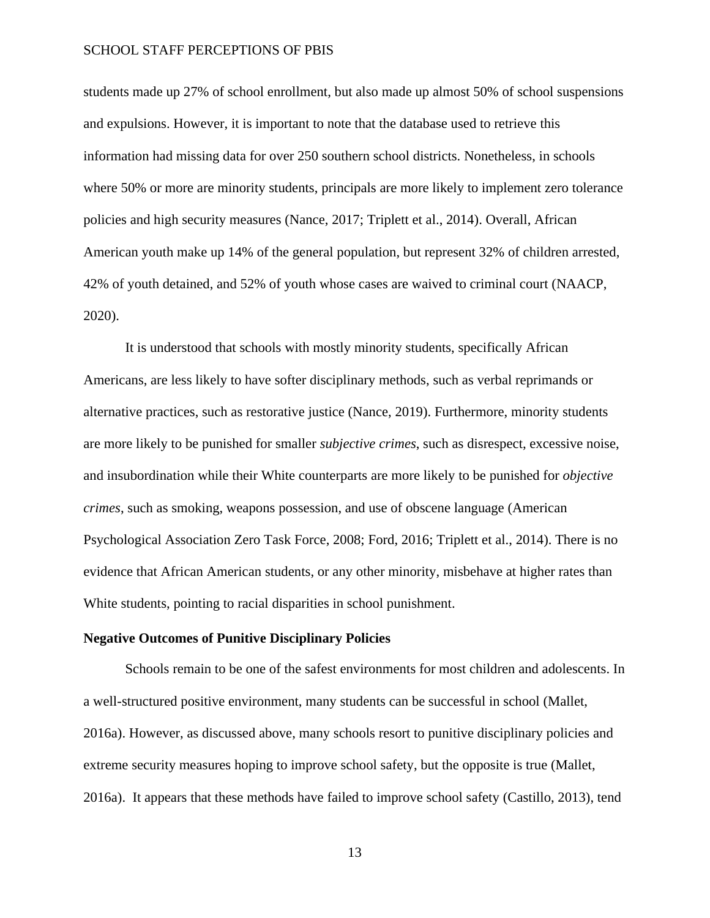students made up 27% of school enrollment, but also made up almost 50% of school suspensions and expulsions. However, it is important to note that the database used to retrieve this information had missing data for over 250 southern school districts. Nonetheless, in schools where 50% or more are minority students, principals are more likely to implement zero tolerance policies and high security measures (Nance, 2017; Triplett et al., 2014). Overall, African American youth make up 14% of the general population, but represent 32% of children arrested, 42% of youth detained, and 52% of youth whose cases are waived to criminal court (NAACP, 2020).

It is understood that schools with mostly minority students, specifically African Americans, are less likely to have softer disciplinary methods, such as verbal reprimands or alternative practices, such as restorative justice (Nance, 2019). Furthermore, minority students are more likely to be punished for smaller *subjective crimes*, such as disrespect, excessive noise, and insubordination while their White counterparts are more likely to be punished for *objective crimes*, such as smoking, weapons possession, and use of obscene language (American Psychological Association Zero Task Force, 2008; Ford, 2016; Triplett et al., 2014). There is no evidence that African American students, or any other minority, misbehave at higher rates than White students, pointing to racial disparities in school punishment.

### Negative Outcomes of Punitive Disciplinary Policies

Schools remain to be one of the safest environments for most children and adolescents. In a well-structured positive environment, many students can be successful in school (Mallet, 2016a). However, as discussed above, many schools resort to punitive disciplinary policies and extreme security measures hoping to improve school safety, but the opposite is true (Mallet, 2016a). It appears that these methods have failed to improve school safety (Castillo, 2013), tend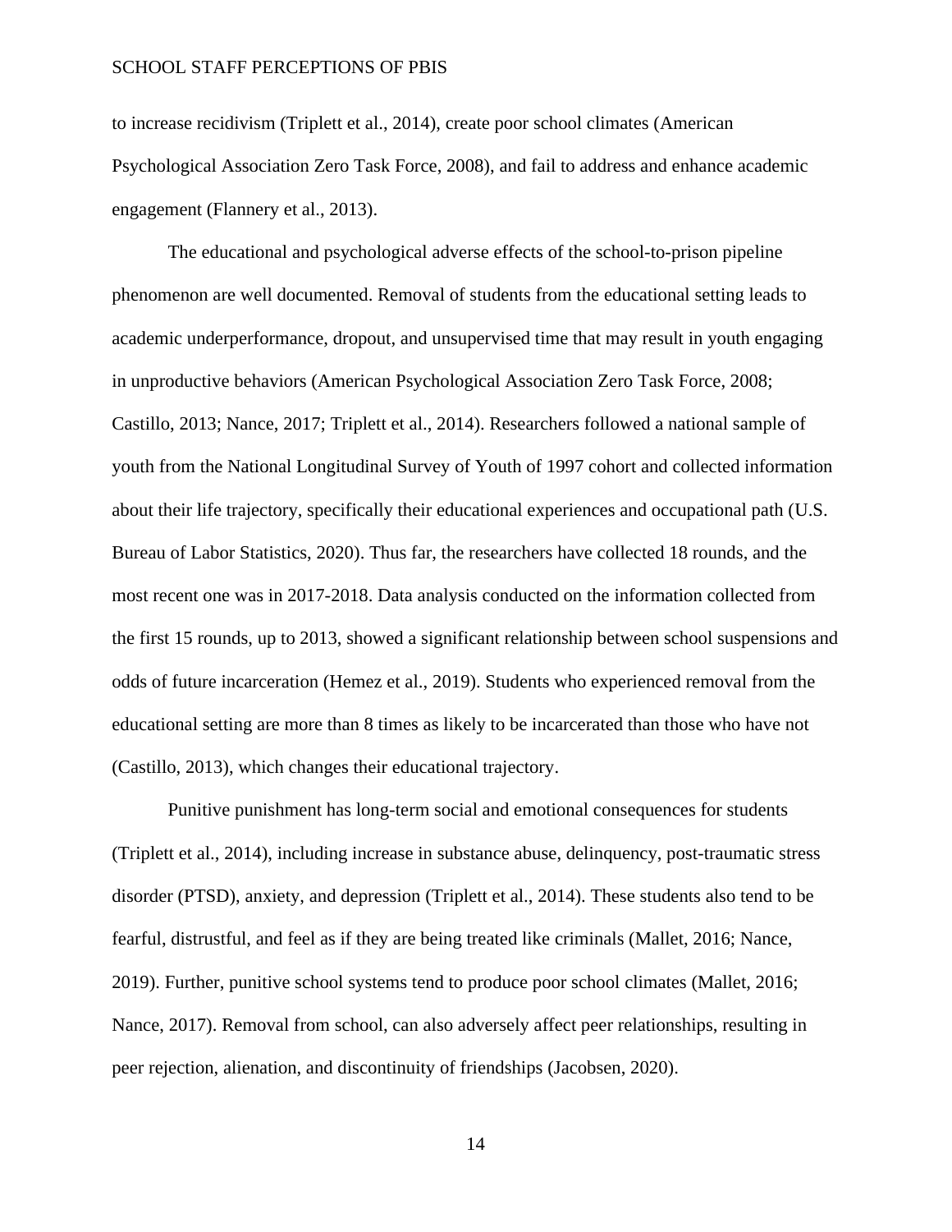to increase recidivism (Triplett et al., 2014), create poor school climates (American Psychological Association Zero Task Force, 2008), and fail to address and enhance academic engagement (Flannery et al., 2013).

The educational and psychological adverse effects of the school-to-prison pipeline phenomenon are well documented. Removal of students from the educational setting leads to academic underperformance, dropout, and unsupervised time that may result in youth engaging in unproductive behaviors (American Psychological Association Zero Task Force, 2008; Castillo, 2013; Nance, 2017; Triplett et al., 2014). Researchers followed a national sample of youth from the National Longitudinal Survey of Youth of 1997 cohort and collected information about their life trajectory, specifically their educational experiences and occupational path (U.S. Bureau of Labor Statistics, 2020). Thus far, the researchers have collected 18 rounds, and the most recent one was in 2017-2018. Data analysis conducted on the information collected from the first 15 rounds, up to 2013, showed a significant relationship between school suspensions and odds of future incarceration (Hemez et al., 2019). Students who experienced removal from the educational setting are more than 8 times as likely to be incarcerated than those who have not (Castillo, 2013), which changes their educational trajectory.

Punitive punishment has long-term social and emotional consequences for students (Triplett et al., 2014), including increase in substance abuse, delinquency, post-traumatic stress disorder (PTSD), anxiety, and depression (Triplett et al., 2014). These students also tend to be fearful, distrustful, and feel as if they are being treated like criminals (Mallet, 2016; Nance, 2019). Further, punitive school systems tend to produce poor school climates (Mallet, 2016; Nance, 2017). Removal from school, can also adversely affect peer relationships, resulting in peer rejection, alienation, and discontinuity of friendships (Jacobsen, 2020).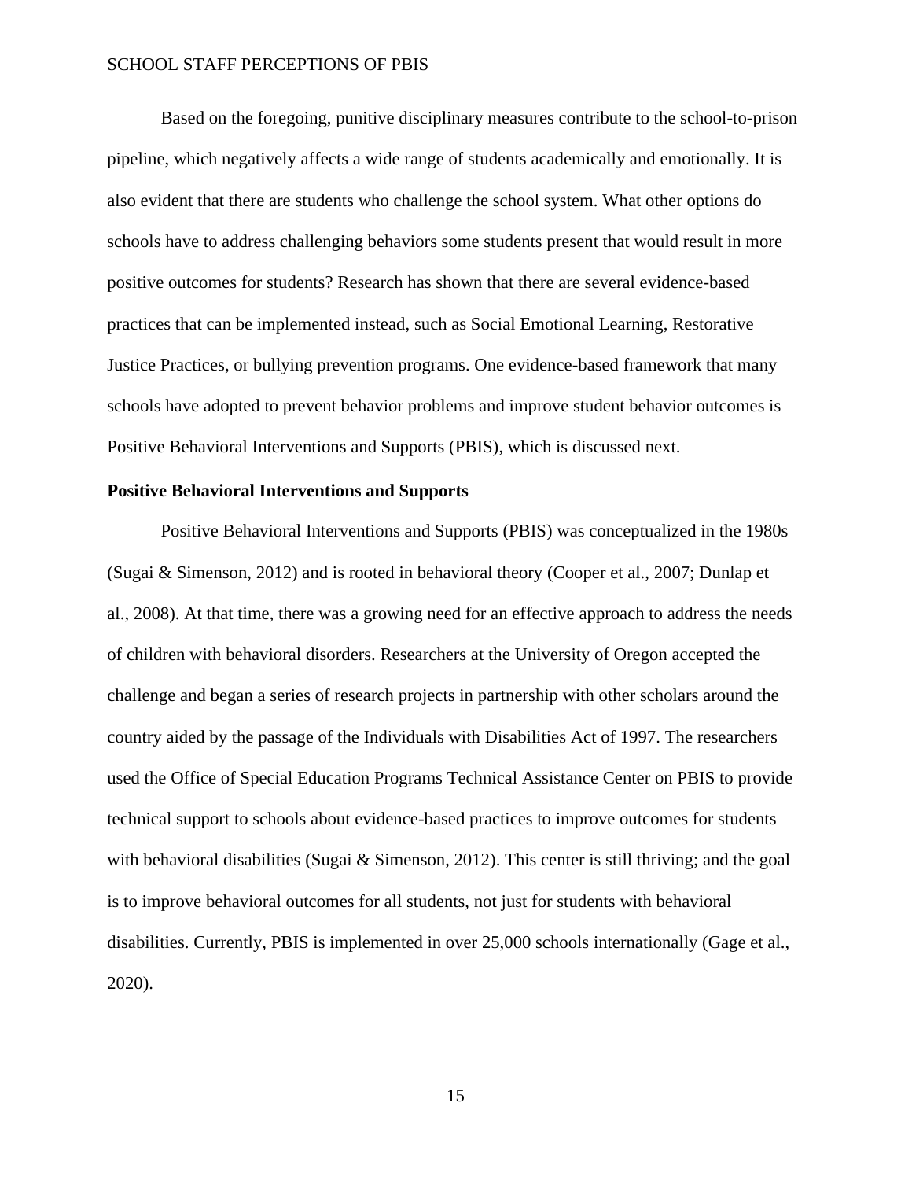Based on the foregoing, punitive disciplinary measures contribute to the school-to-prison pipeline, which negatively affects a wide range of students academically and emotionally. It is also evident that there are students who challenge the school system. What other options do schools have to address challenging behaviors some students present that would result in more positive outcomes for students? Research has shown that there are several evidence-based practices that can be implemented instead, such as Social Emotional Learning, Restorative Justice Practices, or bullying prevention programs. One evidence-based framework that many schools have adopted to prevent behavior problems and improve student behavior outcomes is Positive Behavioral Interventions and Supports (PBIS), which is discussed next.

## Positive Behavioral Interventions and Supports

Positive Behavioral Interventions and Supports (PBIS) was conceptualized in the 1980s (Sugai & Simenson, 2012) and is rooted in behavioral theory (Cooper et al., 2007; Dunlap et al., 2008). At that time, there was a growing need for an effective approach to address the needs of children with behavioral disorders. Researchers at the University of Oregon accepted the challenge and began a series of research projects in partnership with other scholars around the country aided by the passage of the Individuals with Disabilities Act of 1997. The researchers used the Office of Special Education Programs Technical Assistance Center on PBIS to provide technical support to schools about evidence-based practices to improve outcomes for students with behavioral disabilities (Sugai & Simenson, 2012). This center is still thriving; and the goal is to improve behavioral outcomes for all students, not just for students with behavioral disabilities. Currently, PBIS is implemented in over 25,000 schools internationally (Gage et al., 2020).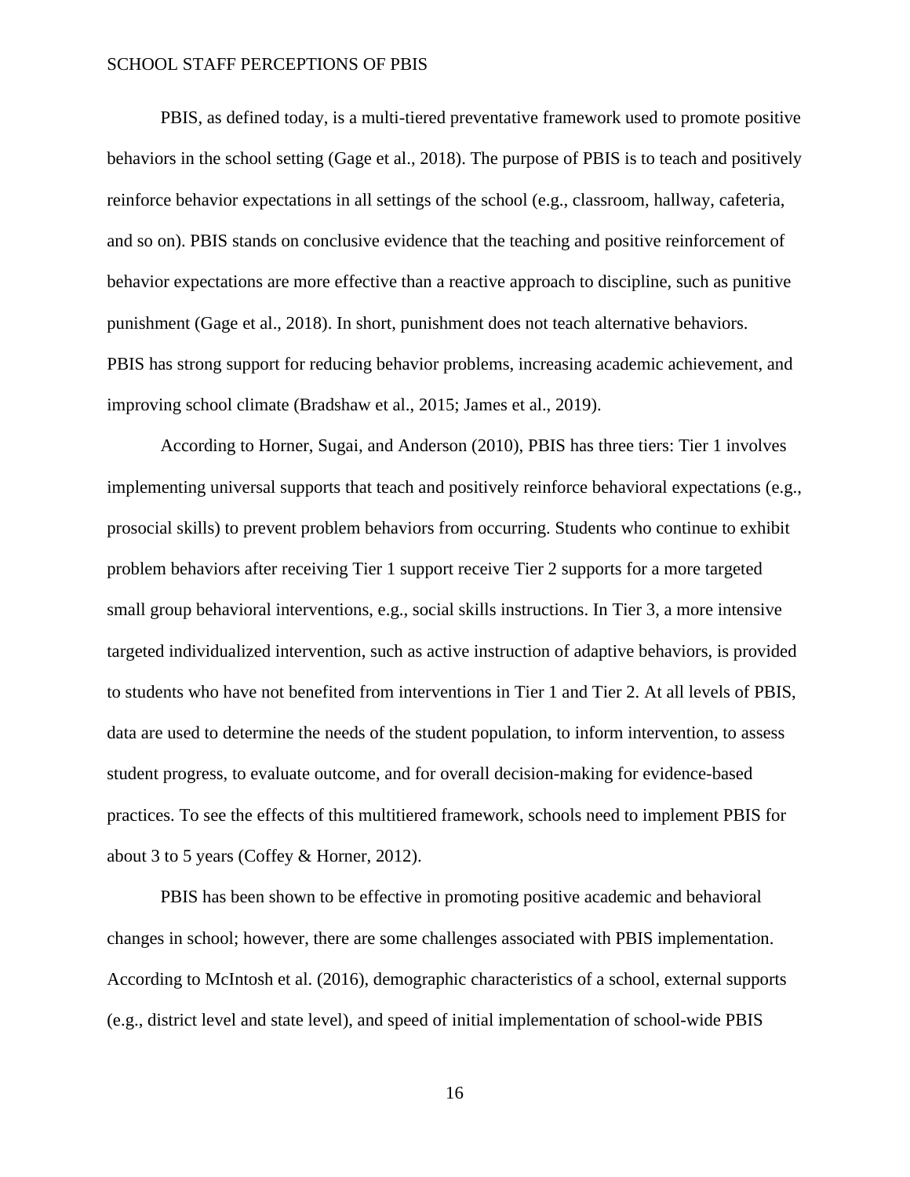PBIS, as defined today, is a multi-tiered preventative framework used to promote positive behaviors in the school setting (Gage et al., 2018). The purpose of PBIS is to teach and positively reinforce behavior expectations in all settings of the school (e.g., classroom, hallway, cafeteria, and so on). PBIS stands on conclusive evidence that the teaching and positive reinforcement of behavior expectations are more effective than a reactive approach to discipline, such as punitive punishment (Gage et al., 2018). In short, punishment does not teach alternative behaviors. PBIS has strong support for reducing behavior problems, increasing academic achievement, and improving school climate (Bradshaw et al., 2015; James et al., 2019).

According to Horner, Sugai, and Anderson (2010), PBIS has three tiers: Tier 1 involves implementing universal supports that teach and positively reinforce behavioral expectations (e.g., prosocial skills) to prevent problem behaviors from occurring. Students who continue to exhibit problem behaviors after receiving Tier 1 support receive Tier 2 supports for a more targeted small group behavioral interventions, e.g., social skills instructions. In Tier 3, a more intensive targeted individualized intervention, such as active instruction of adaptive behaviors, is provided to students who have not benefited from interventions in Tier 1 and Tier 2. At all levels of PBIS, data are used to determine the needs of the student population, to inform intervention, to assess student progress, to evaluate outcome, and for overall decision-making for evidence-based practices. To see the effects of this multitiered framework, schools need to implement PBIS for about 3 to 5 years (Coffey & Horner, 2012).

PBIS has been shown to be effective in promoting positive academic and behavioral changes in school; however, there are some challenges associated with PBIS implementation. According to McIntosh et al. (2016), demographic characteristics of a school, external supports (e.g., district level and state level), and speed of initial implementation of school-wide PBIS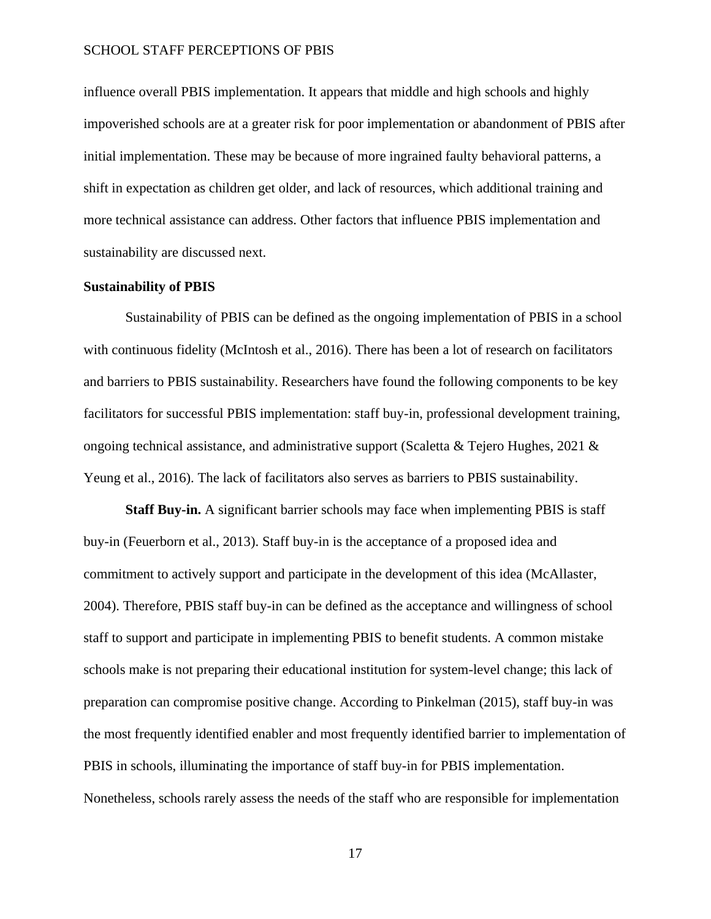influence overall PBIS implementation. It appears that middle and high schools and highly impoverished schools are at a greater risk for poor implementation or abandonment of PBIS after initial implementation. These may be because of more ingrained faulty behavioral patterns, a shift in expectation as children get older, and lack of resources, which additional training and more technical assistance can address. Other factors that influence PBIS implementation and sustainability are discussed next.

**Sustainability of PBIS**

Sustainability of PBIS can be defined as the ongoing implementation of PBIS in a school with continuous fidelity (McIntosh et al., 2016). There has been a lot of research on facilitators and barriers to PBIS sustainability. Researchers have found the following components to be key facilitators for successful PBIS implementation: staff buy-in, professional development training, ongoing technical assistance, and administrative support (Scaletta & Tejero Hughes, 2021 & Yeung et al., 2016). The lack of facilitators also serves as barriers to PBIS sustainability.

**Staff Buy-in.** A significant barrier schools may face when implementing PBIS is staff buy-in (Feuerborn et al., 2013). Staff buy-in is the acceptance of a proposed idea and commitment to actively support and participate in the development of this idea (McAllaster, 2004). Therefore, PBIS staff buy-in can be defined as the acceptance and willingness of school staff to support and participate in implementing PBIS to benefit students. A common mistake schools make is not preparing their educational institution for system-level change; this lack of preparation can compromise positive change. According to Pinkelman (2015), staff buy-in was the most frequently identified enabler and most frequently identified barrier to implementation of PBIS in schools, illuminating the importance of staff buy-in for PBIS implementation. Nonetheless, schools rarely assess the needs of the staff who are responsible for implementation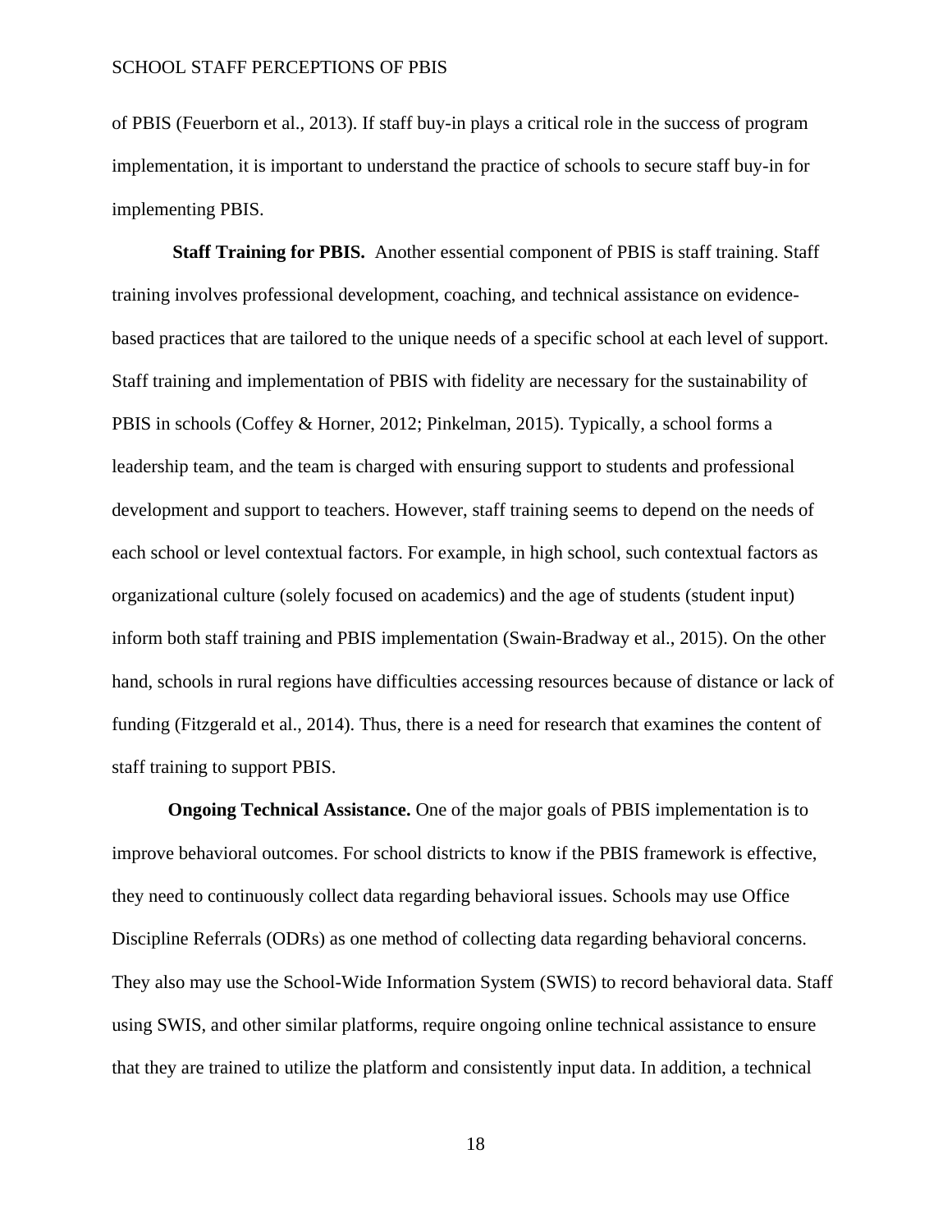of PBIS (Feuerborn et al., 2013). If staff buy-in plays a critical role in the success of program implementation, it is important to understand the practice of schools to secure staff buy-in for implementing PBIS.

**Staff Training for PBIS.** Another essential component of PBIS is staff training. Staff training involves professional development, coaching, and technical assistance on evidence-based practices that are tailored to the unique needs of a specific school at each level of support. Staff training and implementation of PBIS with fidelity are necessary for the sustainability of PBIS in schools (Coffey & Horner, 2012; Pinkelman, 2015). Typically, a school forms a leadership team, and the team is charged with ensuring support to students and professional development and support to teachers. However, staff training seems to depend on the needs of each school or level contextual factors. For example, in high school, such contextual factors as organizational culture (solely focused on academics) and the age of students (student input) inform both staff training and PBIS implementation (Swain-Bradway et al., 2015). On the other hand, schools in rural regions have difficulties accessing resources because of distance or lack of funding (Fitzgerald et al., 2014). Thus, there is a need for research that examines the content of staff training to support PBIS.

**Ongoing Technical Assistance.** One of the major goals of PBIS implementation is to improve behavioral outcomes. For school districts to know if the PBIS framework is effective, they need to continuously collect data regarding behavioral issues. Schools may use Office Discipline Referrals (ODRs) as one method of collecting data regarding behavioral concerns. They also may use the School-Wide Information System (SWIS) to record behavioral data. Staff using SWIS, and other similar platforms, require ongoing online technical assistance to ensure that they are trained to utilize the platform and consistently input data. In addition, a technical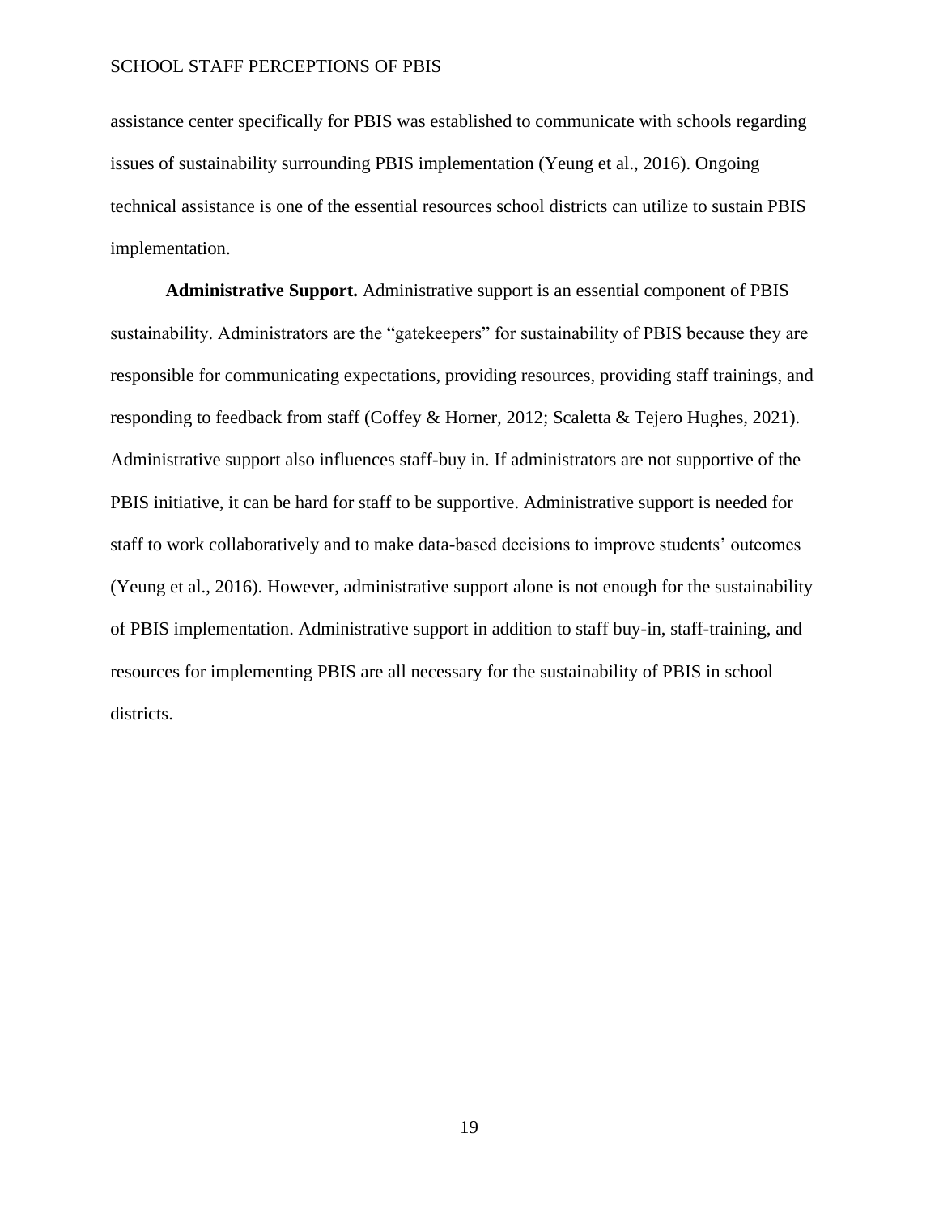assistance center specifically for PBIS was established to communicate with schools regarding issues of sustainability surrounding PBIS implementation (Yeung et al., 2016). Ongoing technical assistance is one of the essential resources school districts can utilize to sustain PBIS implementation.

**Administrative Support.** Administrative support is an essential component of PBIS sustainability. Administrators are the "gatekeepers" for sustainability of PBIS because they are responsible for communicating expectations, providing resources, providing staff trainings, and responding to feedback from staff (Coffey & Horner, 2012; Scaletta & Tejero Hughes, 2021). Administrative support also influences staff-buy in. If administrators are not supportive of the PBIS initiative, it can be hard for staff to be supportive. Administrative support is needed for staff to work collaboratively and to make data-based decisions to improve students' outcomes (Yeung et al., 2016). However, administrative support alone is not enough for the sustainability of PBIS implementation. Administrative support in addition to staff buy-in, staff-training, and resources for implementing PBIS are all necessary for the sustainability of PBIS in school districts.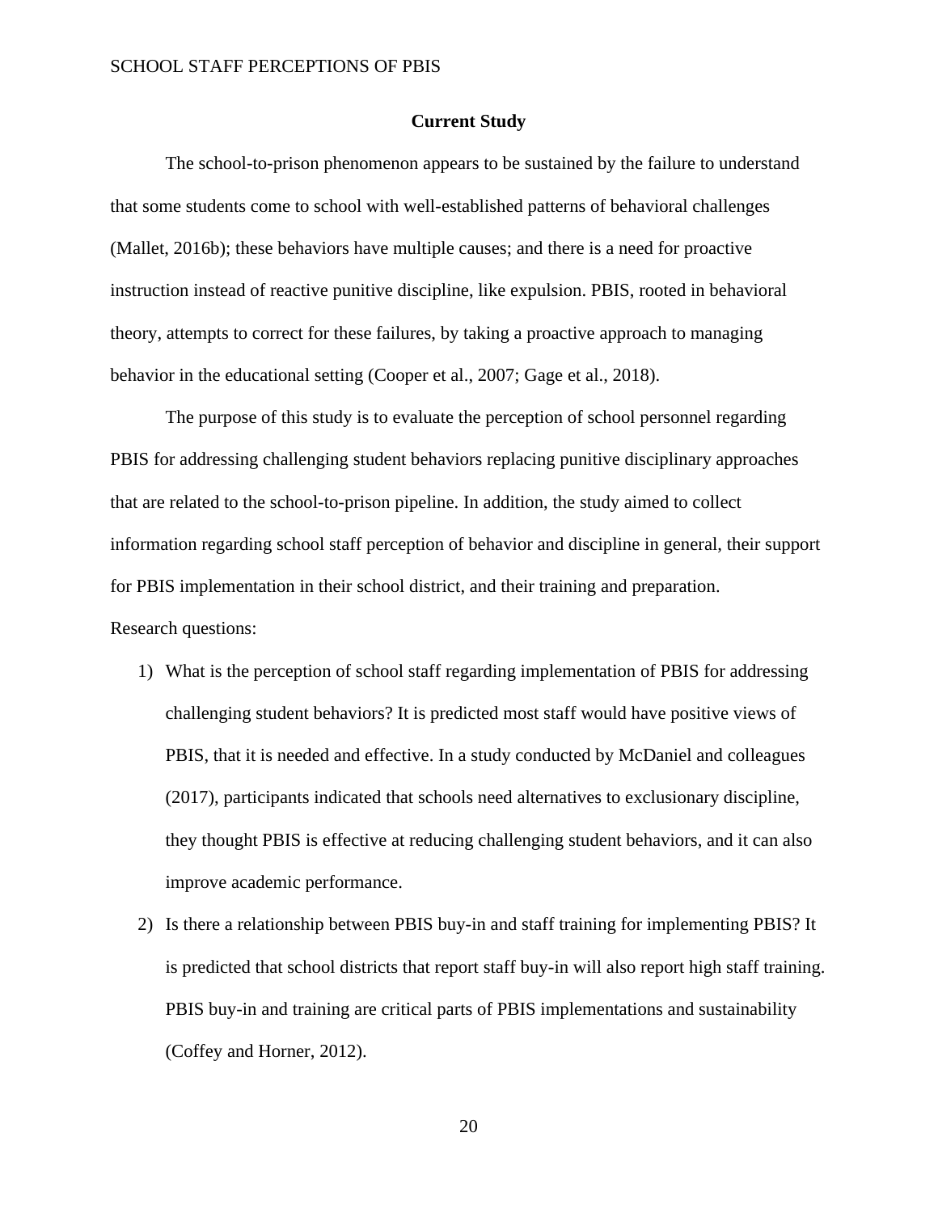## Current Study

The school-to-prison phenomenon appears to be sustained by the failure to understand that some students come to school with well-established patterns of behavioral challenges (Mallet, 2016b); these behaviors have multiple causes; and there is a need for proactive instruction instead of reactive punitive discipline, like expulsion. PBIS, rooted in behavioral theory, attempts to correct for these failures, by taking a proactive approach to managing behavior in the educational setting (Cooper et al., 2007; Gage et al., 2018).

The purpose of this study is to evaluate the perception of school personnel regarding PBIS for addressing challenging student behaviors replacing punitive disciplinary approaches that are related to the school-to-prison pipeline. In addition, the study aimed to collect information regarding school staff perception of behavior and discipline in general, their support for PBIS implementation in their school district, and their training and preparation.

Research questions:

1) What is the perception of school staff regarding implementation of PBIS for addressing challenging student behaviors? It is predicted most staff would have positive views of PBIS, that it is needed and effective. In a study conducted by McDaniel and colleagues (2017), participants indicated that schools need alternatives to exclusionary discipline, they thought PBIS is effective at reducing challenging student behaviors, and it can also improve academic performance.
2) Is there a relationship between PBIS buy-in and staff training for implementing PBIS? It is predicted that school districts that report staff buy-in will also report high staff training. PBIS buy-in and training are critical parts of PBIS implementations and sustainability (Coffey and Horner, 2012).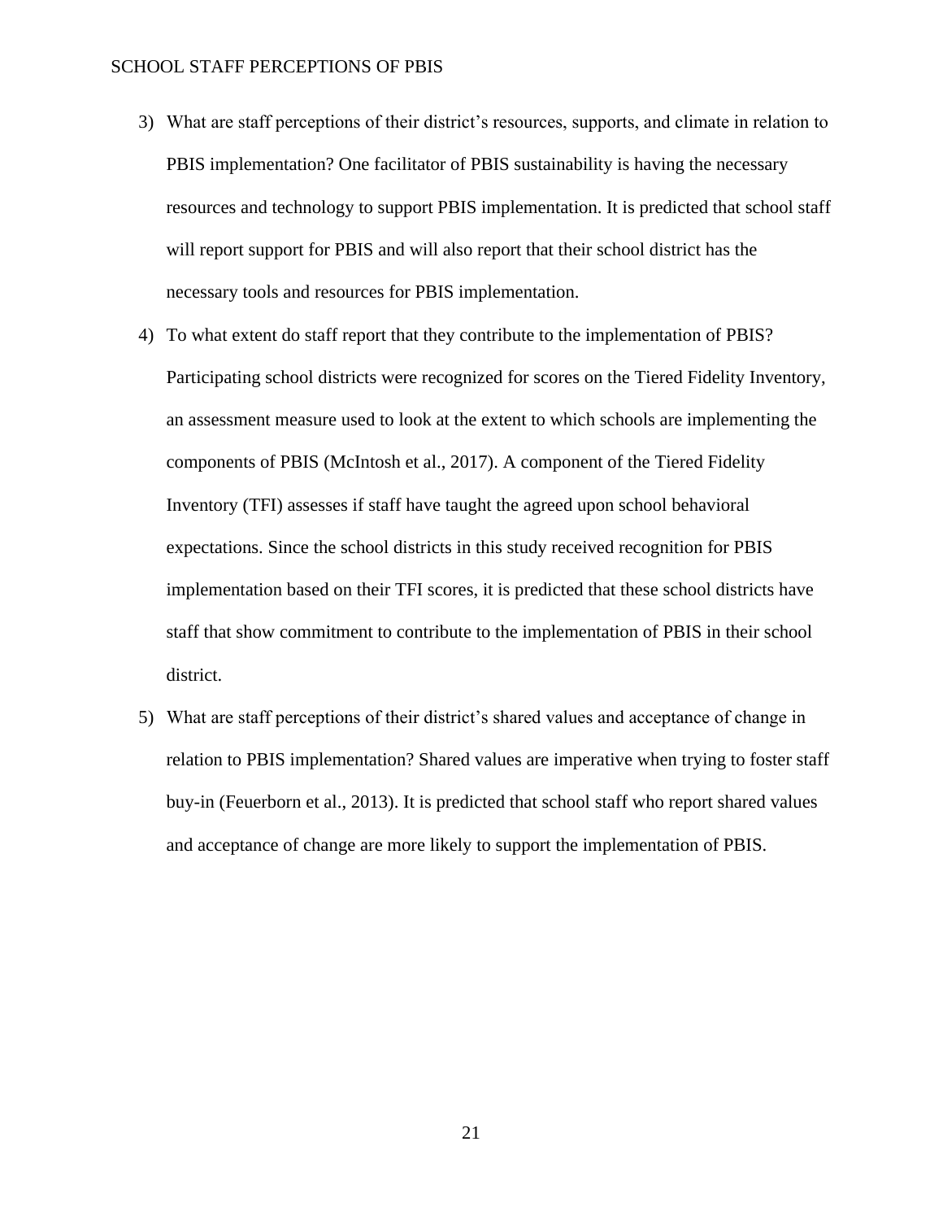3) What are staff perceptions of their district's resources, supports, and climate in relation to PBIS implementation? One facilitator of PBIS sustainability is having the necessary resources and technology to support PBIS implementation. It is predicted that school staff will report support for PBIS and will also report that their school district has the necessary tools and resources for PBIS implementation.
4) To what extent do staff report that they contribute to the implementation of PBIS? Participating school districts were recognized for scores on the Tiered Fidelity Inventory, an assessment measure used to look at the extent to which schools are implementing the components of PBIS (McIntosh et al., 2017). A component of the Tiered Fidelity Inventory (TFI) assesses if staff have taught the agreed upon school behavioral expectations. Since the school districts in this study received recognition for PBIS implementation based on their TFI scores, it is predicted that these school districts have staff that show commitment to contribute to the implementation of PBIS in their school district.
5) What are staff perceptions of their district's shared values and acceptance of change in relation to PBIS implementation? Shared values are imperative when trying to foster staff buy-in (Feuerborn et al., 2013). It is predicted that school staff who report shared values and acceptance of change are more likely to support the implementation of PBIS.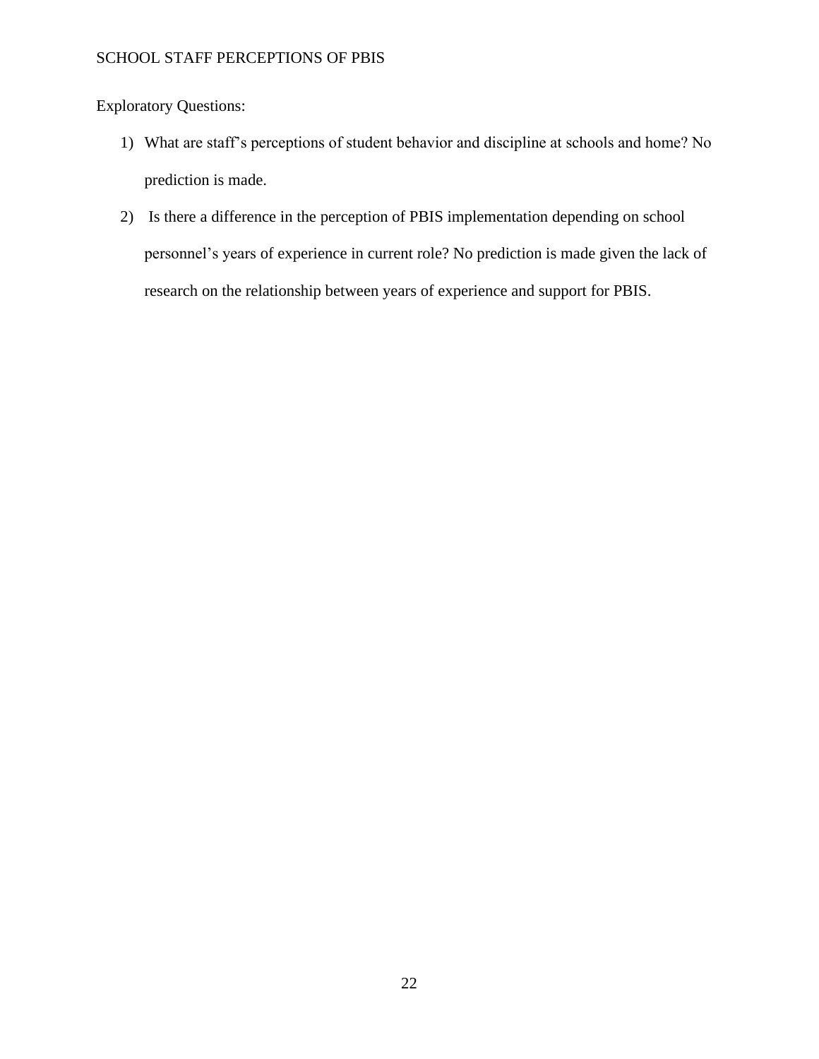Exploratory Questions:

1) What are staff's perceptions of student behavior and discipline at schools and home? No prediction is made.
2) Is there a difference in the perception of PBIS implementation depending on school personnel's years of experience in current role? No prediction is made given the lack of research on the relationship between years of experience and support for PBIS.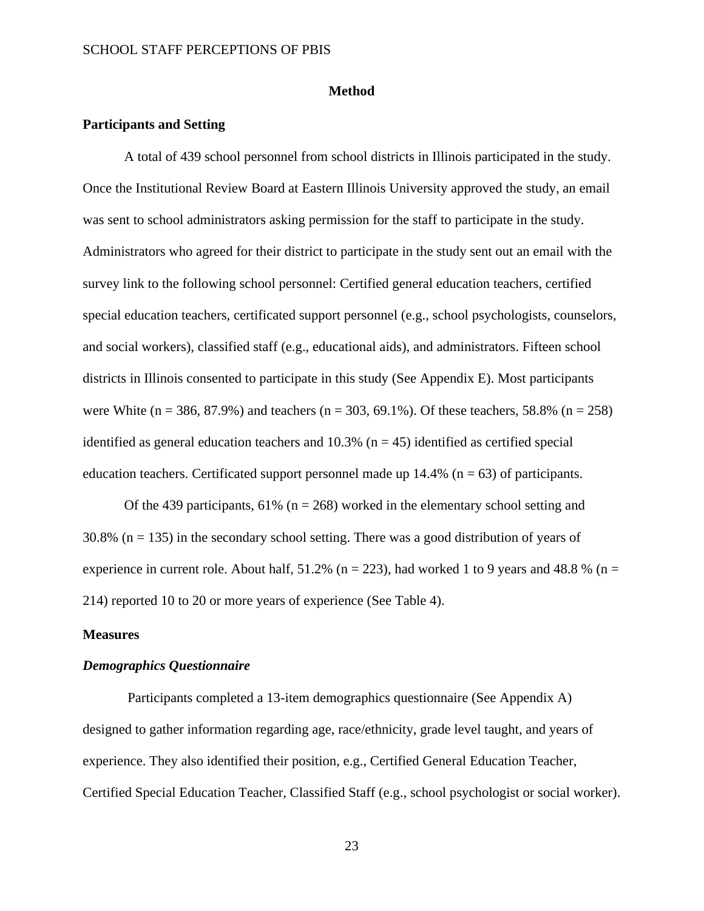# Method

## Participants and Setting

A total of 439 school personnel from school districts in Illinois participated in the study. Once the Institutional Review Board at Eastern Illinois University approved the study, an email was sent to school administrators asking permission for the staff to participate in the study. Administrators who agreed for their district to participate in the study sent out an email with the survey link to the following school personnel: Certified general education teachers, certified special education teachers, certificated support personnel (e.g., school psychologists, counselors, and social workers), classified staff (e.g., educational aids), and administrators. Fifteen school districts in Illinois consented to participate in this study (See Appendix E). Most participants were White (n = 386, 87.9%) and teachers (n = 303, 69.1%). Of these teachers, 58.8% (n = 258) identified as general education teachers and 10.3% (n = 45) identified as certified special education teachers. Certificated support personnel made up 14.4% (n = 63) of participants.

Of the 439 participants, 61% (n = 268) worked in the elementary school setting and 30.8% (n = 135) in the secondary school setting. There was a good distribution of years of experience in current role. About half, 51.2% (n = 223), had worked 1 to 9 years and 48.8 % (n = 214) reported 10 to 20 or more years of experience (See Table 4).

## Measures

### *Demographics Questionnaire*

Participants completed a 13-item demographics questionnaire (See Appendix A) designed to gather information regarding age, race/ethnicity, grade level taught, and years of experience. They also identified their position, e.g., Certified General Education Teacher, Certified Special Education Teacher, Classified Staff (e.g., school psychologist or social worker).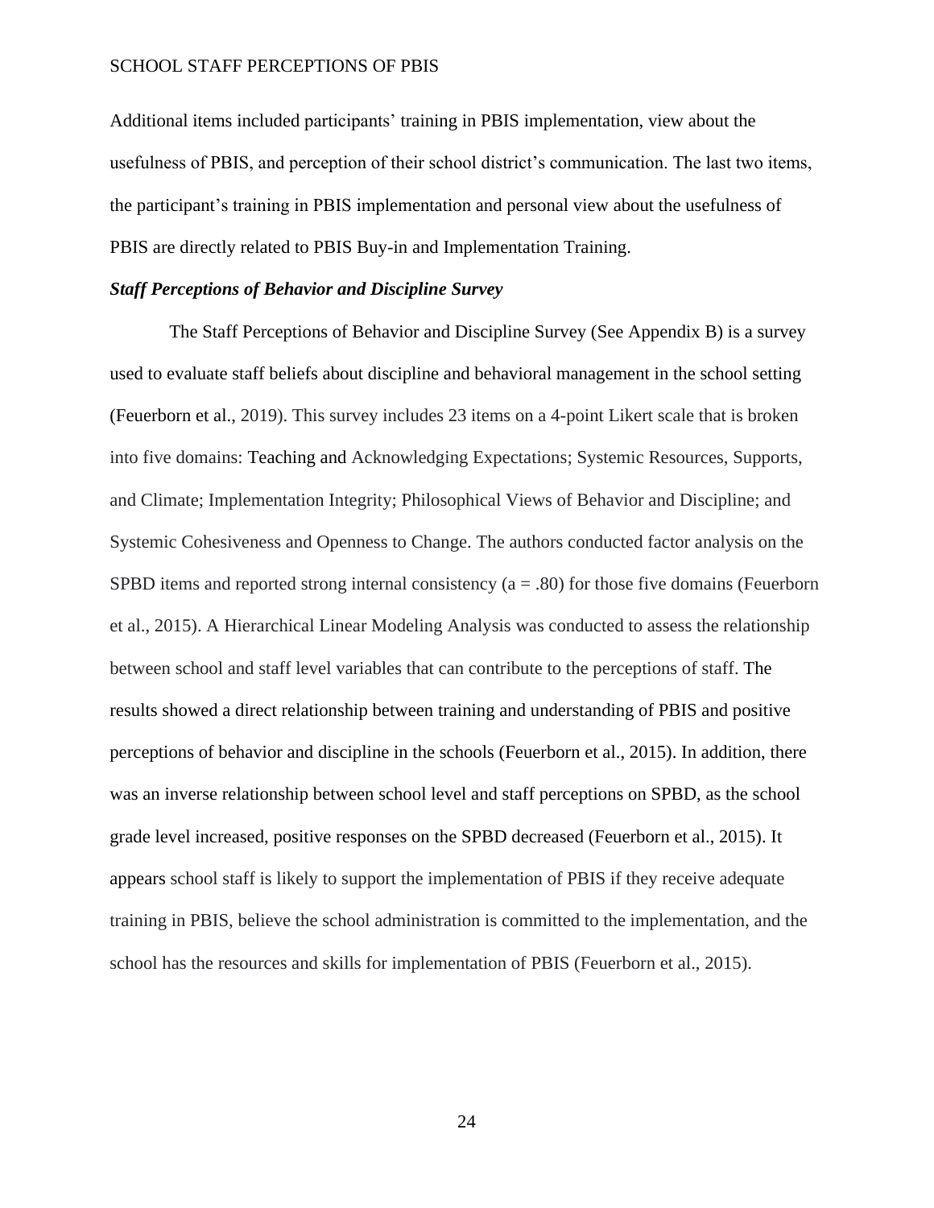Additional items included participants' training in PBIS implementation, view about the usefulness of PBIS, and perception of their school district's communication. The last two items, the participant's training in PBIS implementation and personal view about the usefulness of PBIS are directly related to PBIS Buy-in and Implementation Training.

### *Staff Perceptions of Behavior and Discipline Survey*

The Staff Perceptions of Behavior and Discipline Survey (See Appendix B) is a survey used to evaluate staff beliefs about discipline and behavioral management in the school setting (Feuerborn et al., 2019). This survey includes 23 items on a 4-point Likert scale that is broken into five domains: Teaching and Acknowledging Expectations; Systemic Resources, Supports, and Climate; Implementation Integrity; Philosophical Views of Behavior and Discipline; and Systemic Cohesiveness and Openness to Change. The authors conducted factor analysis on the SPBD items and reported strong internal consistency (a = .80) for those five domains (Feuerborn et al., 2015). A Hierarchical Linear Modeling Analysis was conducted to assess the relationship between school and staff level variables that can contribute to the perceptions of staff. The results showed a direct relationship between training and understanding of PBIS and positive perceptions of behavior and discipline in the schools (Feuerborn et al., 2015). In addition, there was an inverse relationship between school level and staff perceptions on SPBD, as the school grade level increased, positive responses on the SPBD decreased (Feuerborn et al., 2015). It appears school staff is likely to support the implementation of PBIS if they receive adequate training in PBIS, believe the school administration is committed to the implementation, and the school has the resources and skills for implementation of PBIS (Feuerborn et al., 2015).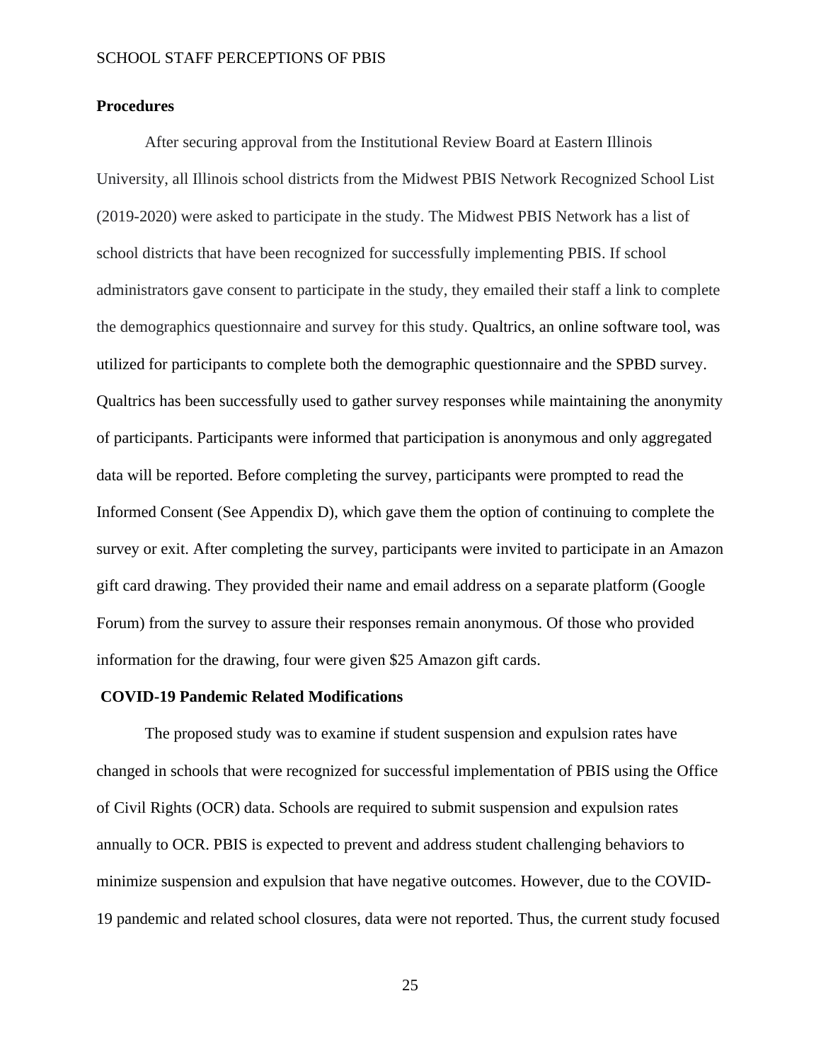## Procedures

After securing approval from the Institutional Review Board at Eastern Illinois University, all Illinois school districts from the Midwest PBIS Network Recognized School List (2019-2020) were asked to participate in the study. The Midwest PBIS Network has a list of school districts that have been recognized for successfully implementing PBIS. If school administrators gave consent to participate in the study, they emailed their staff a link to complete the demographics questionnaire and survey for this study. Qualtrics, an online software tool, was utilized for participants to complete both the demographic questionnaire and the SPBD survey. Qualtrics has been successfully used to gather survey responses while maintaining the anonymity of participants. Participants were informed that participation is anonymous and only aggregated data will be reported. Before completing the survey, participants were prompted to read the Informed Consent (See Appendix D), which gave them the option of continuing to complete the survey or exit. After completing the survey, participants were invited to participate in an Amazon gift card drawing. They provided their name and email address on a separate platform (Google Forum) from the survey to assure their responses remain anonymous. Of those who provided information for the drawing, four were given $25 Amazon gift cards.

## COVID-19 Pandemic Related Modifications

The proposed study was to examine if student suspension and expulsion rates have changed in schools that were recognized for successful implementation of PBIS using the Office of Civil Rights (OCR) data. Schools are required to submit suspension and expulsion rates annually to OCR. PBIS is expected to prevent and address student challenging behaviors to minimize suspension and expulsion that have negative outcomes. However, due to the COVID-19 pandemic and related school closures, data were not reported. Thus, the current study focused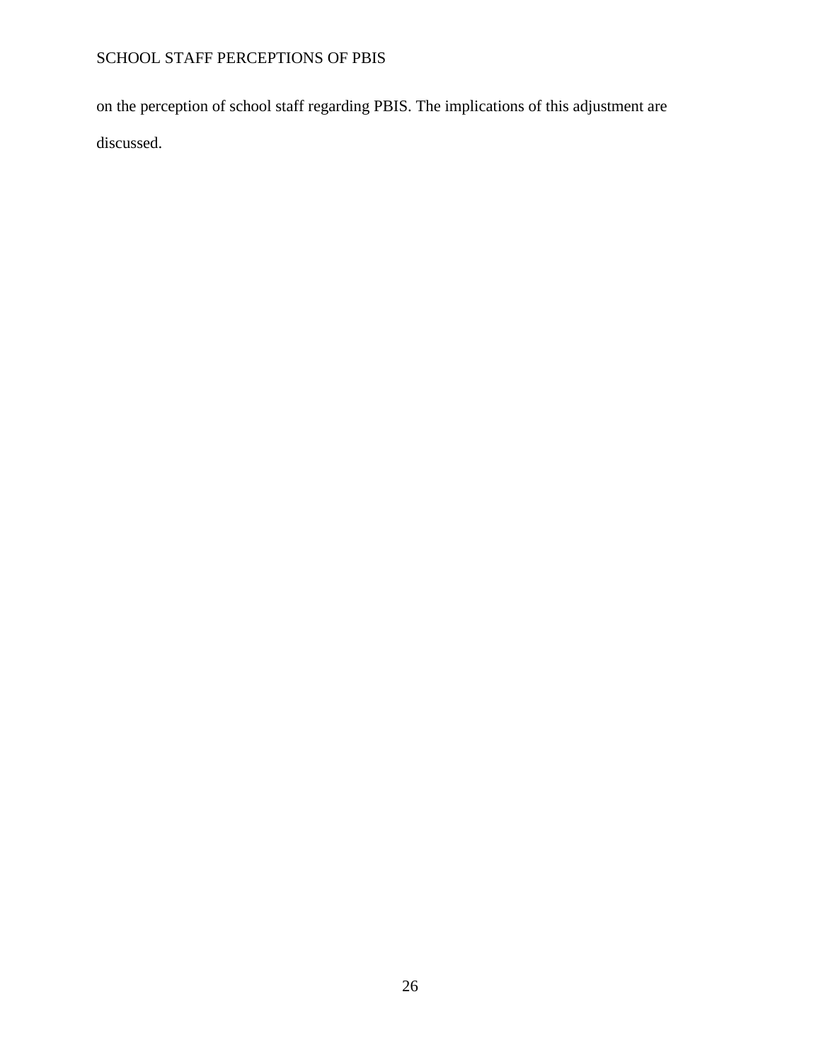on the perception of school staff regarding PBIS. The implications of this adjustment are discussed.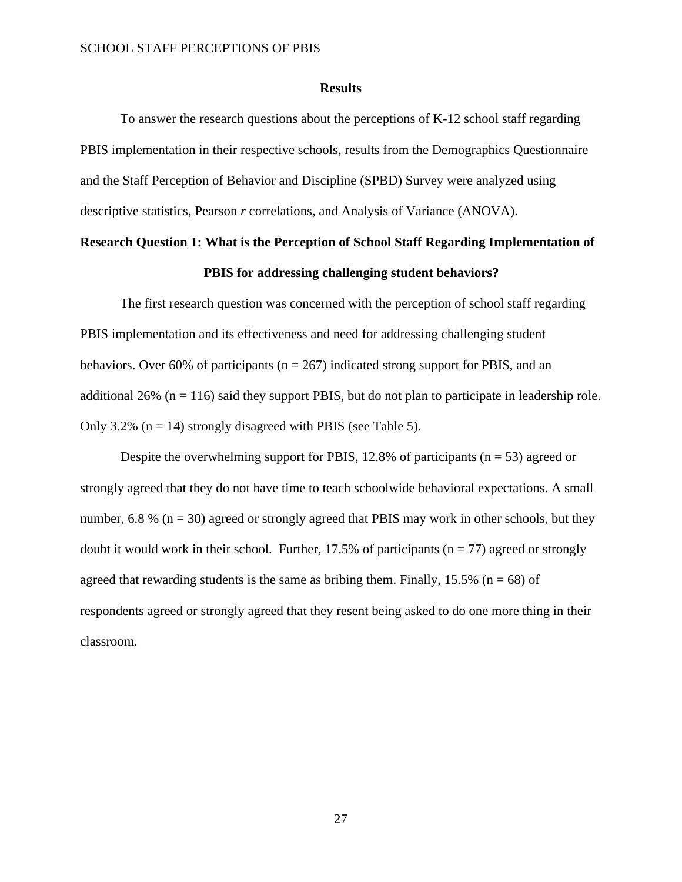## Results

To answer the research questions about the perceptions of K-12 school staff regarding PBIS implementation in their respective schools, results from the Demographics Questionnaire and the Staff Perception of Behavior and Discipline (SPBD) Survey were analyzed using descriptive statistics, Pearson *r* correlations, and Analysis of Variance (ANOVA).

### Research Question 1: What is the Perception of School Staff Regarding Implementation of PBIS for addressing challenging student behaviors?

The first research question was concerned with the perception of school staff regarding PBIS implementation and its effectiveness and need for addressing challenging student behaviors. Over 60% of participants (n = 267) indicated strong support for PBIS, and an additional 26% (n = 116) said they support PBIS, but do not plan to participate in leadership role. Only 3.2% (n = 14) strongly disagreed with PBIS (see Table 5).

Despite the overwhelming support for PBIS, 12.8% of participants (n = 53) agreed or strongly agreed that they do not have time to teach schoolwide behavioral expectations. A small number, 6.8 % (n = 30) agreed or strongly agreed that PBIS may work in other schools, but they doubt it would work in their school. Further, 17.5% of participants (n = 77) agreed or strongly agreed that rewarding students is the same as bribing them. Finally, 15.5% (n = 68) of respondents agreed or strongly agreed that they resent being asked to do one more thing in their classroom.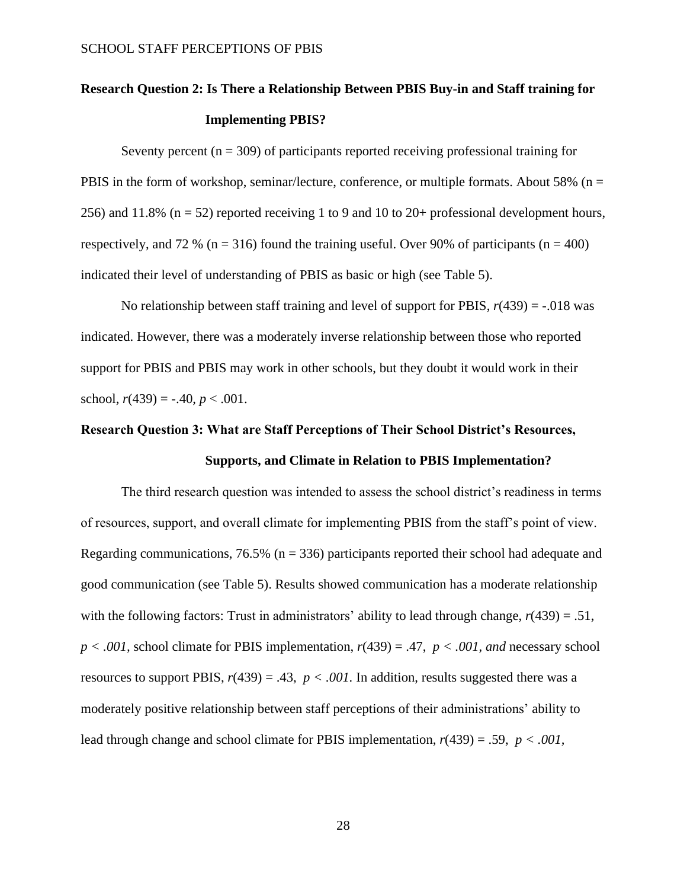### Research Question 2: Is There a Relationship Between PBIS Buy-in and Staff training for Implementing PBIS?

Seventy percent (n = 309) of participants reported receiving professional training for PBIS in the form of workshop, seminar/lecture, conference, or multiple formats. About 58% (n = 256) and 11.8% (n = 52) reported receiving 1 to 9 and 10 to 20+ professional development hours, respectively, and 72 % (n = 316) found the training useful. Over 90% of participants (n = 400) indicated their level of understanding of PBIS as basic or high (see Table 5).

No relationship between staff training and level of support for PBIS, $r(439) = -.018$ was indicated. However, there was a moderately inverse relationship between those who reported support for PBIS and PBIS may work in other schools, but they doubt it would work in their school, $r(439) = -.40$, $p < .001$.

### Research Question 3: What are Staff Perceptions of Their School District's Resources, Supports, and Climate in Relation to PBIS Implementation?

The third research question was intended to assess the school district's readiness in terms of resources, support, and overall climate for implementing PBIS from the staff's point of view. Regarding communications, 76.5% (n = 336) participants reported their school had adequate and good communication (see Table 5). Results showed communication has a moderate relationship with the following factors: Trust in administrators' ability to lead through change, $r(439) = .51$, $p < .001$, school climate for PBIS implementation, $r(439) = .47$, $p < .001$, *and* necessary school resources to support PBIS, $r(439) = .43$, $p < .001$. In addition, results suggested there was a moderately positive relationship between staff perceptions of their administrations' ability to lead through change and school climate for PBIS implementation, $r(439) = .59$, $p < .001$,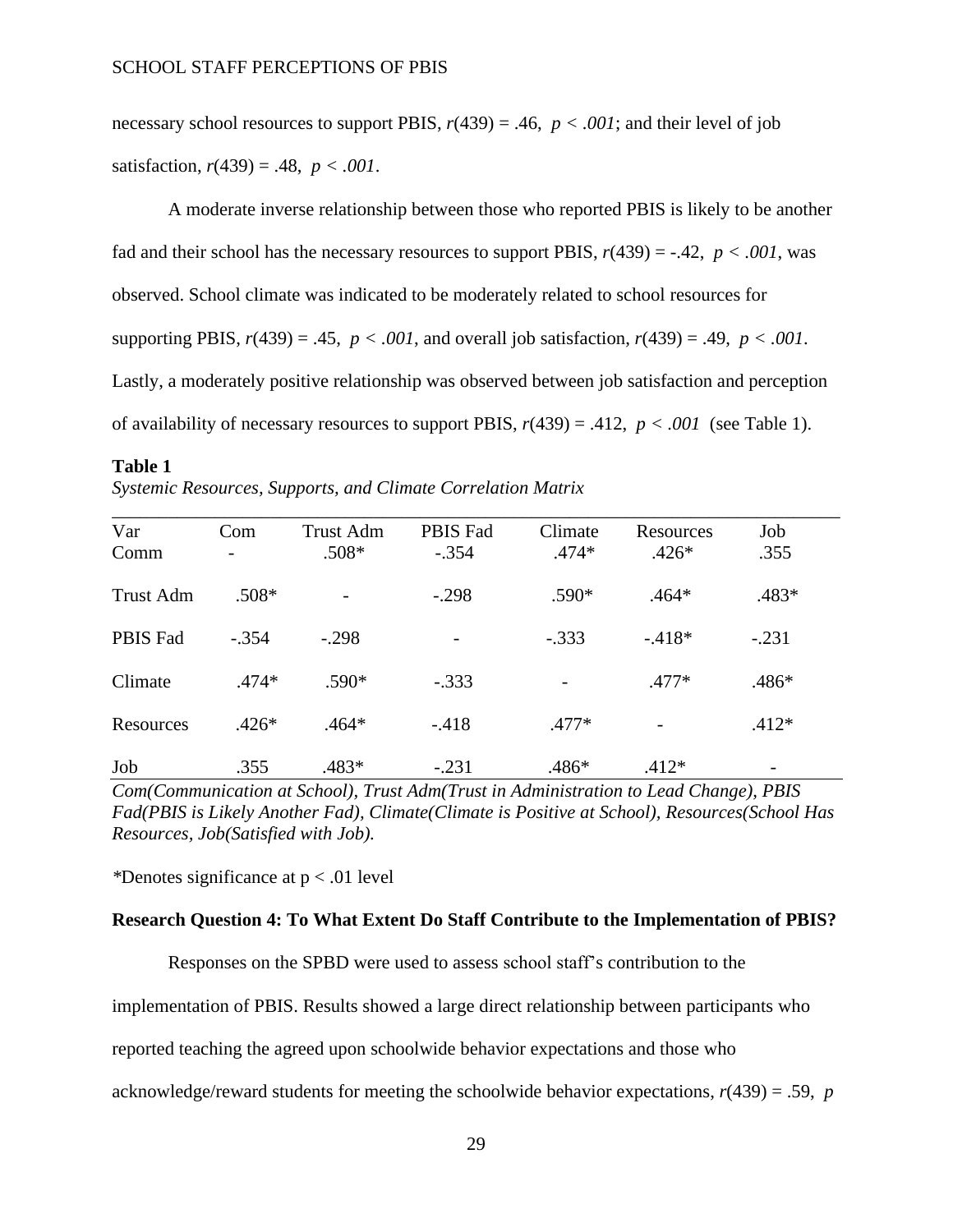necessary school resources to support PBIS, $r(439) = .46$, $p < .001$; and their level of job satisfaction, $r(439) = .48$, $p < .001$.

A moderate inverse relationship between those who reported PBIS is likely to be another fad and their school has the necessary resources to support PBIS, $r(439) = -.42$, $p < .001$, was observed. School climate was indicated to be moderately related to school resources for supporting PBIS, $r(439) = .45$, $p < .001$, and overall job satisfaction, $r(439) = .49$, $p < .001$. Lastly, a moderately positive relationship was observed between job satisfaction and perception of availability of necessary resources to support PBIS, $r(439) = .412$, $p < .001$ (see Table 1).

**Table 1**

*Systemic Resources, Supports, and Climate Correlation Matrix*

| Var | Com | Trust Adm | PBIS Fad | Climate | Resources | Job |
|---|---|---|---|---|---|---|
| Comm | - | .508* | -.354 | .474* | .426* | .355 |
| Trust Adm | .508* | - | -.298 | .590* | .464* | .483* |
| PBIS Fad | -.354 | -.298 | - | -.333 | -.418* | -.231 |
| Climate | .474* | .590* | -.333 | - | .477* | .486* |
| Resources | .426* | .464* | -.418 | .477* | - | .412* |
| Job | .355 | .483* | -.231 | .486* | .412* | - |

*Com(Communication at School), Trust Adm(Trust in Administration to Lead Change), PBIS Fad(PBIS is Likely Another Fad), Climate(Climate is Positive at School), Resources(School Has Resources, Job(Satisfied with Job).*

*Denotes significance at $p < .01$ level

**Research Question 4: To What Extent Do Staff Contribute to the Implementation of PBIS?**

Responses on the SPBD were used to assess school staff's contribution to the implementation of PBIS. Results showed a large direct relationship between participants who reported teaching the agreed upon schoolwide behavior expectations and those who acknowledge/reward students for meeting the schoolwide behavior expectations, $r(439) = .59$, $p$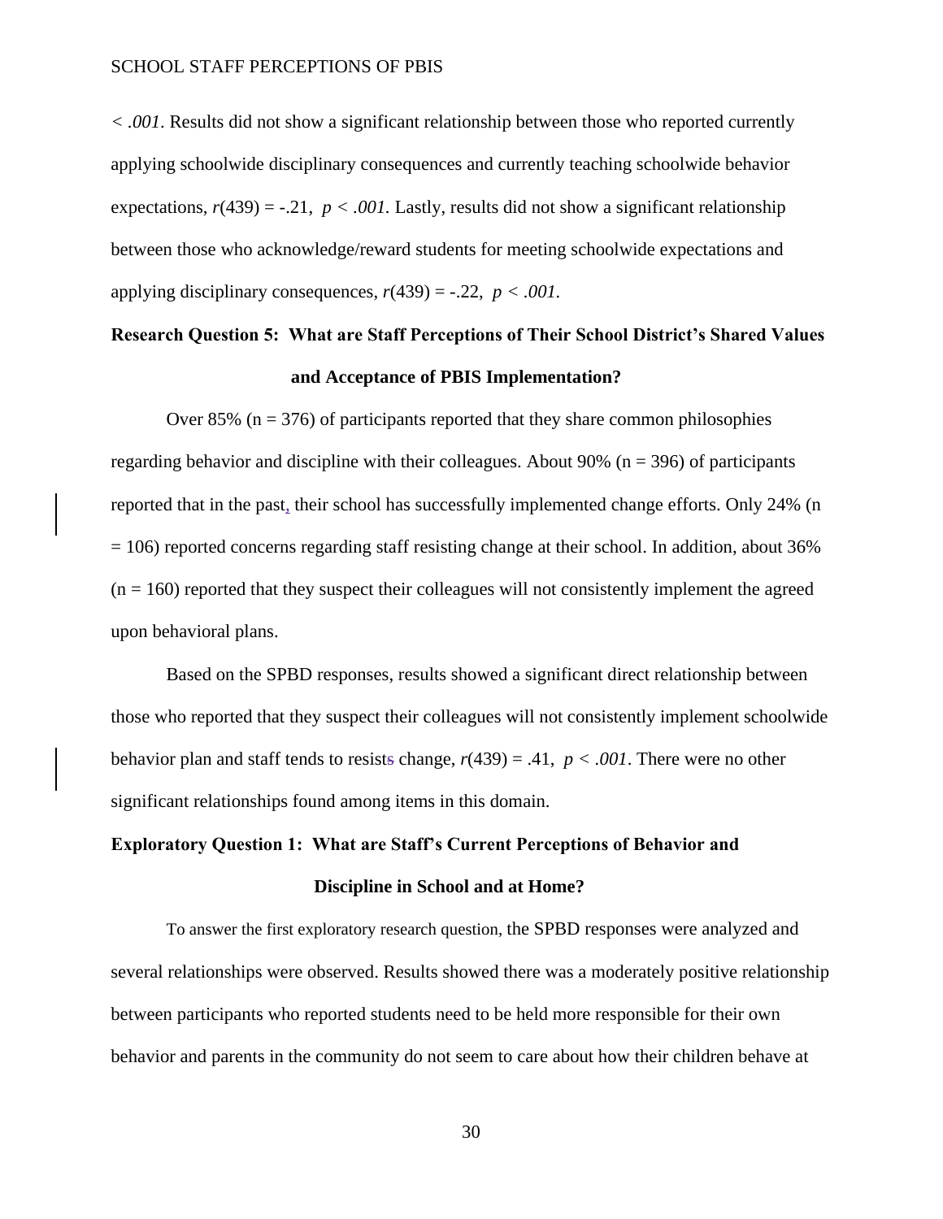$< .001$. Results did not show a significant relationship between those who reported currently applying schoolwide disciplinary consequences and currently teaching schoolwide behavior expectations, $r(439) = -.21$, $p < .001$. Lastly, results did not show a significant relationship between those who acknowledge/reward students for meeting schoolwide expectations and applying disciplinary consequences, $r(439) = -.22$, $p < .001$.

## Research Question 5: What are Staff Perceptions of Their School District's Shared Values and Acceptance of PBIS Implementation?

Over 85% (n = 376) of participants reported that they share common philosophies regarding behavior and discipline with their colleagues. About 90% (n = 396) of participants reported that in the past, their school has successfully implemented change efforts. Only 24% (n = 106) reported concerns regarding staff resisting change at their school. In addition, about 36% (n = 160) reported that they suspect their colleagues will not consistently implement the agreed upon behavioral plans.

Based on the SPBD responses, results showed a significant direct relationship between those who reported that they suspect their colleagues will not consistently implement schoolwide behavior plan and staff tends to resist change, $r(439) = .41$, $p < .001$. There were no other significant relationships found among items in this domain.

## Exploratory Question 1: What are Staff's Current Perceptions of Behavior and Discipline in School and at Home?

To answer the first exploratory research question, the SPBD responses were analyzed and several relationships were observed. Results showed there was a moderately positive relationship between participants who reported students need to be held more responsible for their own behavior and parents in the community do not seem to care about how their children behave at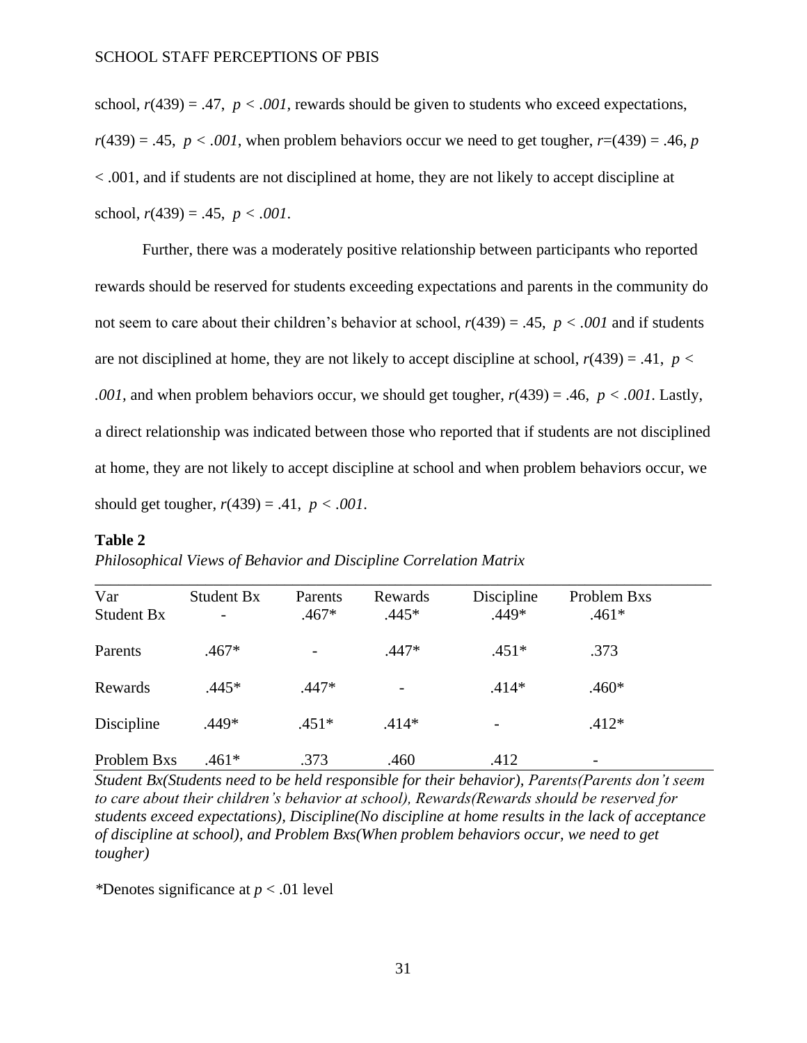school, $r(439) = .47$, $p < .001$, rewards should be given to students who exceed expectations, $r(439) = .45$, $p < .001$, when problem behaviors occur we need to get tougher, $r=(439) = .46$, $p < .001$, and if students are not disciplined at home, they are not likely to accept discipline at school, $r(439) = .45$, $p < .001$.

Further, there was a moderately positive relationship between participants who reported rewards should be reserved for students exceeding expectations and parents in the community do not seem to care about their children's behavior at school, $r(439) = .45$, $p < .001$ and if students are not disciplined at home, they are not likely to accept discipline at school, $r(439) = .41$, $p < .001$, and when problem behaviors occur, we should get tougher, $r(439) = .46$, $p < .001$. Lastly, a direct relationship was indicated between those who reported that if students are not disciplined at home, they are not likely to accept discipline at school and when problem behaviors occur, we should get tougher, $r(439) = .41$, $p < .001$.

**Table 2**

*Philosophical Views of Behavior and Discipline Correlation Matrix*

| Var | Student Bx | Parents | Rewards | Discipline | Problem Bxs |
|---|---|---|---|---|---|
| Student Bx | - | .467* | .445* | .449* | .461* |
| Parents | .467* | - | .447* | .451* | .373 |
| Rewards | .445* | .447* | - | .414* | .460* |
| Discipline | .449* | .451* | .414* | - | .412* |
| Problem Bxs | .461* | .373 | .460 | .412 | - |

*Student Bx(Students need to be held responsible for their behavior), Parents(Parents don't seem to care about their children's behavior at school), Rewards(Rewards should be reserved for students exceed expectations), Discipline(No discipline at home results in the lack of acceptance of discipline at school), and Problem Bxs(When problem behaviors occur, we need to get tougher)*

*Denotes significance at $p < .01$ level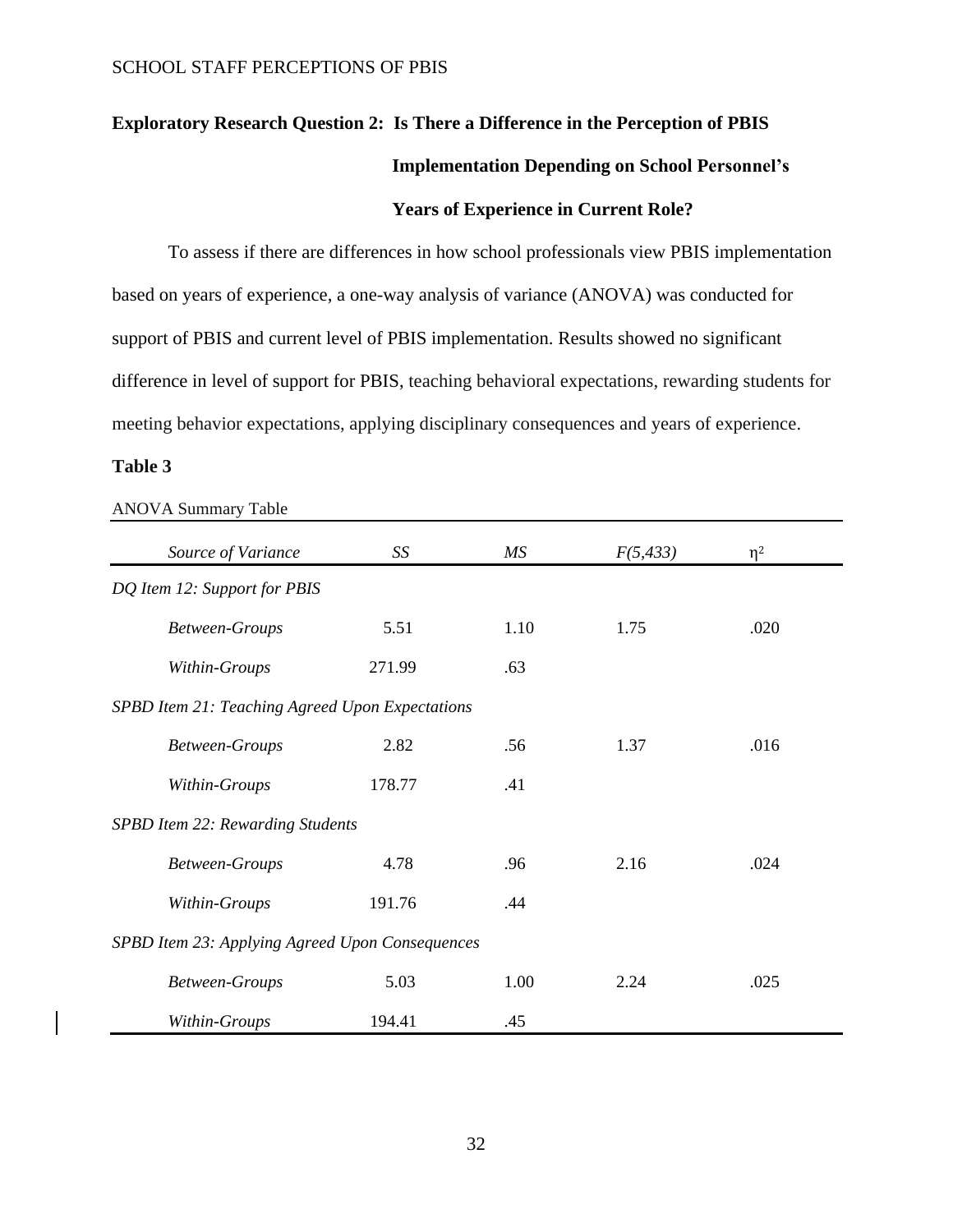### Exploratory Research Question 2: Is There a Difference in the Perception of PBIS Implementation Depending on School Personnel's Years of Experience in Current Role?

To assess if there are differences in how school professionals view PBIS implementation based on years of experience, a one-way analysis of variance (ANOVA) was conducted for support of PBIS and current level of PBIS implementation. Results showed no significant difference in level of support for PBIS, teaching behavioral expectations, rewarding students for meeting behavior expectations, applying disciplinary consequences and years of experience.

**Table 3**

ANOVA Summary Table

| *Source of Variance* | *SS* | *MS* | *F(5,433)* | $\eta^2$ |
|---|---|---|---|---|
| *DQ Item 12: Support for PBIS* | | | | |
| *Between-Groups* | 5.51 | 1.10 | 1.75 | .020 |
| *Within-Groups* | 271.99 | .63 | | |
| *SPBD Item 21: Teaching Agreed Upon Expectations* | | | | |
| *Between-Groups* | 2.82 | .56 | 1.37 | .016 |
| *Within-Groups* | 178.77 | .41 | | |
| *SPBD Item 22: Rewarding Students* | | | | |
| *Between-Groups* | 4.78 | .96 | 2.16 | .024 |
| *Within-Groups* | 191.76 | .44 | | |
| *SPBD Item 23: Applying Agreed Upon Consequences* | | | | |
| *Between-Groups* | 5.03 | 1.00 | 2.24 | .025 |
| *Within-Groups* | 194.41 | .45 | | |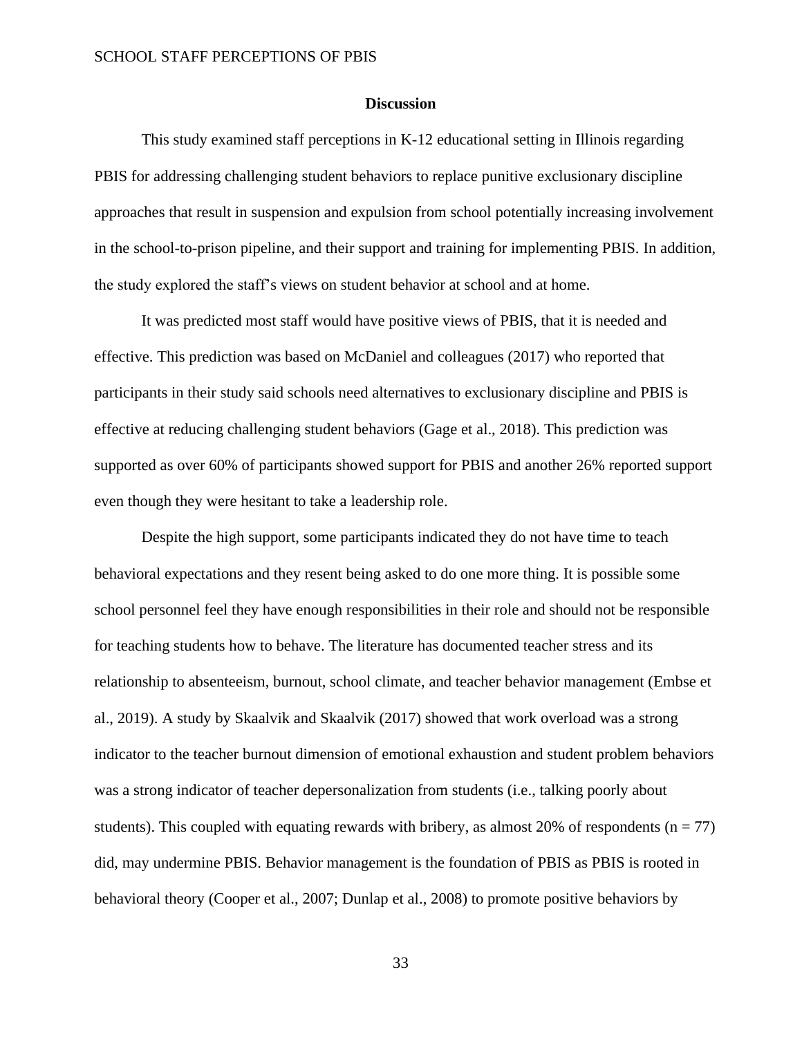## Discussion

This study examined staff perceptions in K-12 educational setting in Illinois regarding PBIS for addressing challenging student behaviors to replace punitive exclusionary discipline approaches that result in suspension and expulsion from school potentially increasing involvement in the school-to-prison pipeline, and their support and training for implementing PBIS. In addition, the study explored the staff's views on student behavior at school and at home.

It was predicted most staff would have positive views of PBIS, that it is needed and effective. This prediction was based on McDaniel and colleagues (2017) who reported that participants in their study said schools need alternatives to exclusionary discipline and PBIS is effective at reducing challenging student behaviors (Gage et al., 2018). This prediction was supported as over 60% of participants showed support for PBIS and another 26% reported support even though they were hesitant to take a leadership role.

Despite the high support, some participants indicated they do not have time to teach behavioral expectations and they resent being asked to do one more thing. It is possible some school personnel feel they have enough responsibilities in their role and should not be responsible for teaching students how to behave. The literature has documented teacher stress and its relationship to absenteeism, burnout, school climate, and teacher behavior management (Embse et al., 2019). A study by Skaalvik and Skaalvik (2017) showed that work overload was a strong indicator to the teacher burnout dimension of emotional exhaustion and student problem behaviors was a strong indicator of teacher depersonalization from students (i.e., talking poorly about students). This coupled with equating rewards with bribery, as almost 20% of respondents ($n = 77$) did, may undermine PBIS. Behavior management is the foundation of PBIS as PBIS is rooted in behavioral theory (Cooper et al., 2007; Dunlap et al., 2008) to promote positive behaviors by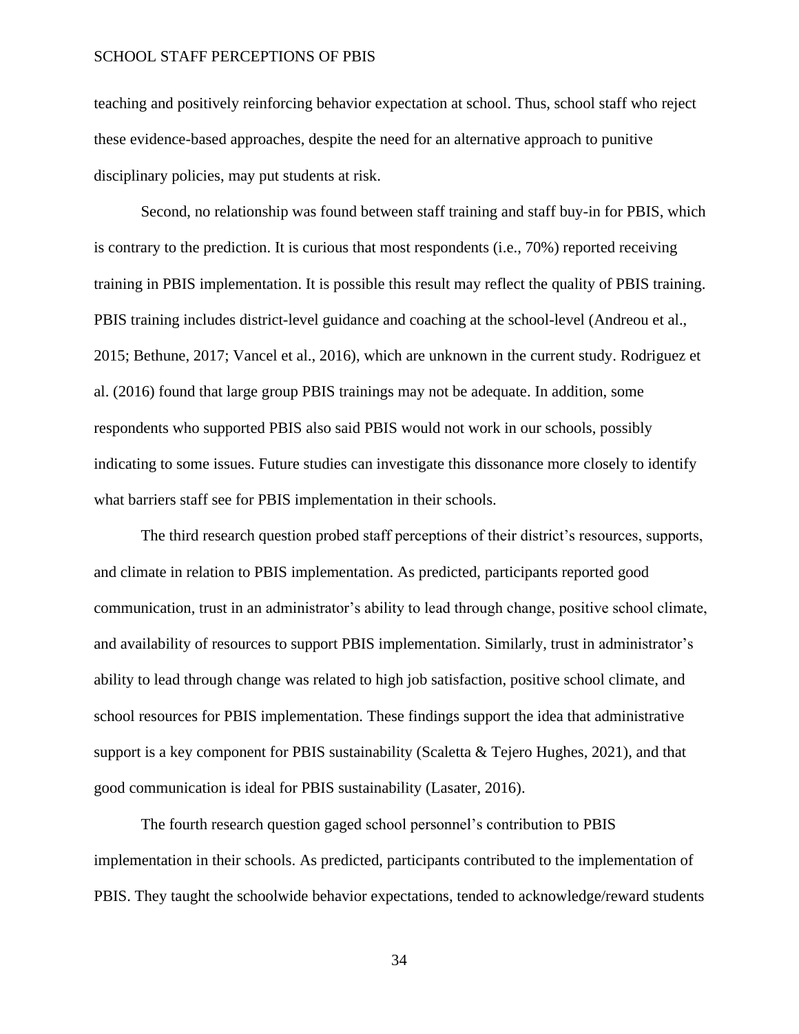teaching and positively reinforcing behavior expectation at school. Thus, school staff who reject these evidence-based approaches, despite the need for an alternative approach to punitive disciplinary policies, may put students at risk.

Second, no relationship was found between staff training and staff buy-in for PBIS, which is contrary to the prediction. It is curious that most respondents (i.e., 70%) reported receiving training in PBIS implementation. It is possible this result may reflect the quality of PBIS training. PBIS training includes district-level guidance and coaching at the school-level (Andreou et al., 2015; Bethune, 2017; Vancel et al., 2016), which are unknown in the current study. Rodriguez et al. (2016) found that large group PBIS trainings may not be adequate. In addition, some respondents who supported PBIS also said PBIS would not work in our schools, possibly indicating to some issues. Future studies can investigate this dissonance more closely to identify what barriers staff see for PBIS implementation in their schools.

The third research question probed staff perceptions of their district's resources, supports, and climate in relation to PBIS implementation. As predicted, participants reported good communication, trust in an administrator's ability to lead through change, positive school climate, and availability of resources to support PBIS implementation. Similarly, trust in administrator's ability to lead through change was related to high job satisfaction, positive school climate, and school resources for PBIS implementation. These findings support the idea that administrative support is a key component for PBIS sustainability (Scaletta & Tejero Hughes, 2021), and that good communication is ideal for PBIS sustainability (Lasater, 2016).

The fourth research question gaged school personnel's contribution to PBIS implementation in their schools. As predicted, participants contributed to the implementation of PBIS. They taught the schoolwide behavior expectations, tended to acknowledge/reward students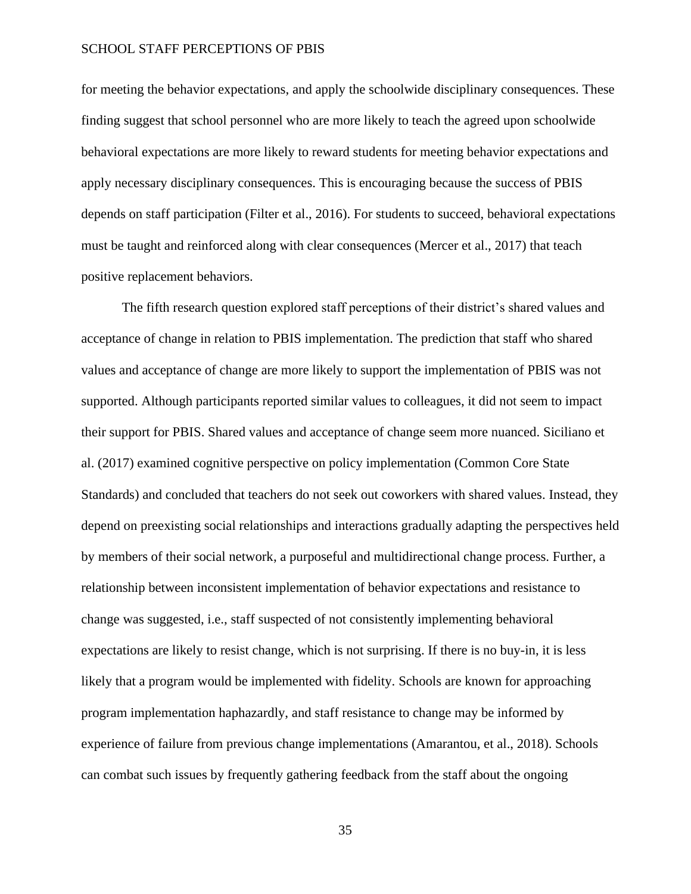for meeting the behavior expectations, and apply the schoolwide disciplinary consequences. These finding suggest that school personnel who are more likely to teach the agreed upon schoolwide behavioral expectations are more likely to reward students for meeting behavior expectations and apply necessary disciplinary consequences. This is encouraging because the success of PBIS depends on staff participation (Filter et al., 2016). For students to succeed, behavioral expectations must be taught and reinforced along with clear consequences (Mercer et al., 2017) that teach positive replacement behaviors.

The fifth research question explored staff perceptions of their district's shared values and acceptance of change in relation to PBIS implementation. The prediction that staff who shared values and acceptance of change are more likely to support the implementation of PBIS was not supported. Although participants reported similar values to colleagues, it did not seem to impact their support for PBIS. Shared values and acceptance of change seem more nuanced. Siciliano et al. (2017) examined cognitive perspective on policy implementation (Common Core State Standards) and concluded that teachers do not seek out coworkers with shared values. Instead, they depend on preexisting social relationships and interactions gradually adapting the perspectives held by members of their social network, a purposeful and multidirectional change process. Further, a relationship between inconsistent implementation of behavior expectations and resistance to change was suggested, i.e., staff suspected of not consistently implementing behavioral expectations are likely to resist change, which is not surprising. If there is no buy-in, it is less likely that a program would be implemented with fidelity. Schools are known for approaching program implementation haphazardly, and staff resistance to change may be informed by experience of failure from previous change implementations (Amarantou, et al., 2018). Schools can combat such issues by frequently gathering feedback from the staff about the ongoing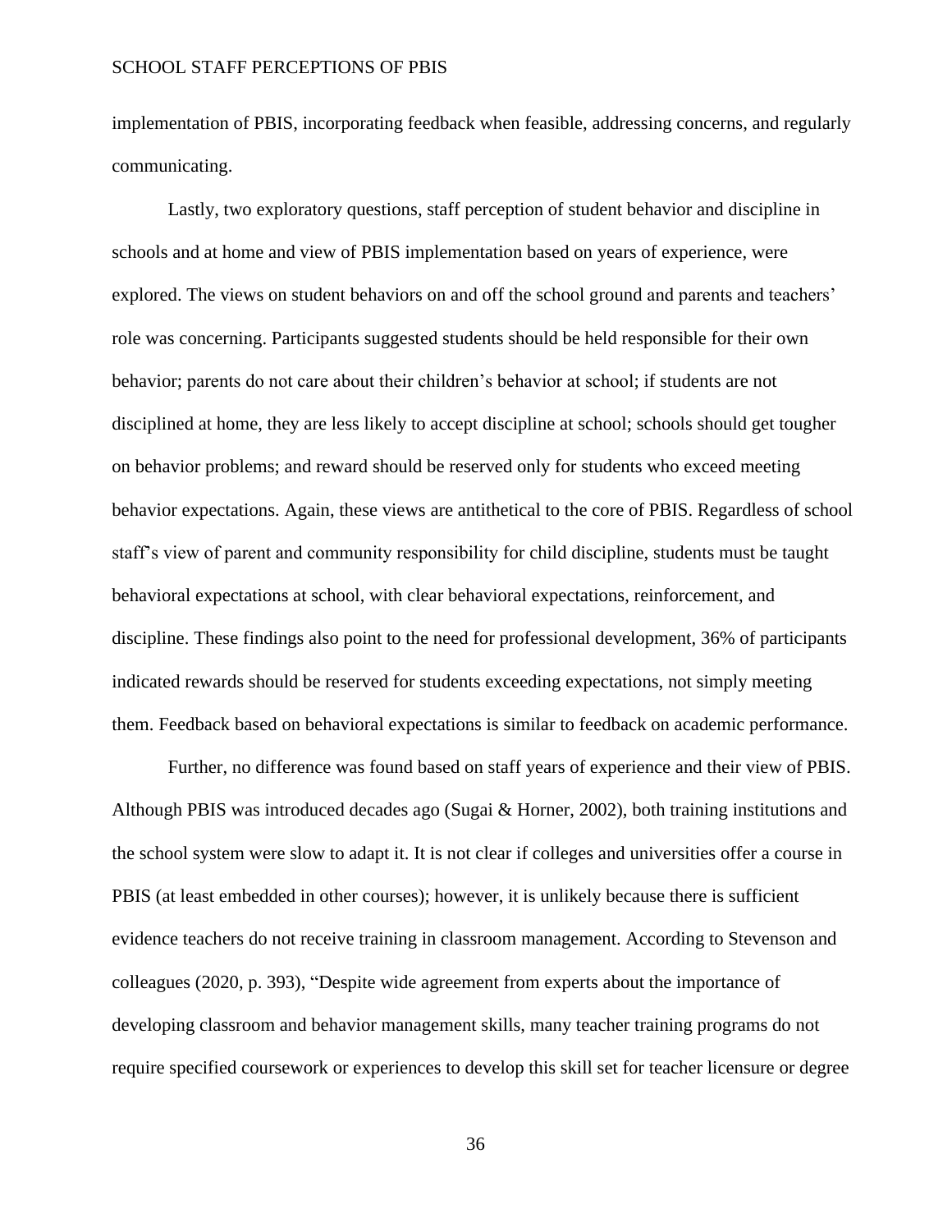implementation of PBIS, incorporating feedback when feasible, addressing concerns, and regularly communicating.

Lastly, two exploratory questions, staff perception of student behavior and discipline in schools and at home and view of PBIS implementation based on years of experience, were explored. The views on student behaviors on and off the school ground and parents and teachers' role was concerning. Participants suggested students should be held responsible for their own behavior; parents do not care about their children's behavior at school; if students are not disciplined at home, they are less likely to accept discipline at school; schools should get tougher on behavior problems; and reward should be reserved only for students who exceed meeting behavior expectations. Again, these views are antithetical to the core of PBIS. Regardless of school staff's view of parent and community responsibility for child discipline, students must be taught behavioral expectations at school, with clear behavioral expectations, reinforcement, and discipline. These findings also point to the need for professional development, 36% of participants indicated rewards should be reserved for students exceeding expectations, not simply meeting them. Feedback based on behavioral expectations is similar to feedback on academic performance.

Further, no difference was found based on staff years of experience and their view of PBIS. Although PBIS was introduced decades ago (Sugai & Horner, 2002), both training institutions and the school system were slow to adapt it. It is not clear if colleges and universities offer a course in PBIS (at least embedded in other courses); however, it is unlikely because there is sufficient evidence teachers do not receive training in classroom management. According to Stevenson and colleagues (2020, p. 393), "Despite wide agreement from experts about the importance of developing classroom and behavior management skills, many teacher training programs do not require specified coursework or experiences to develop this skill set for teacher licensure or degree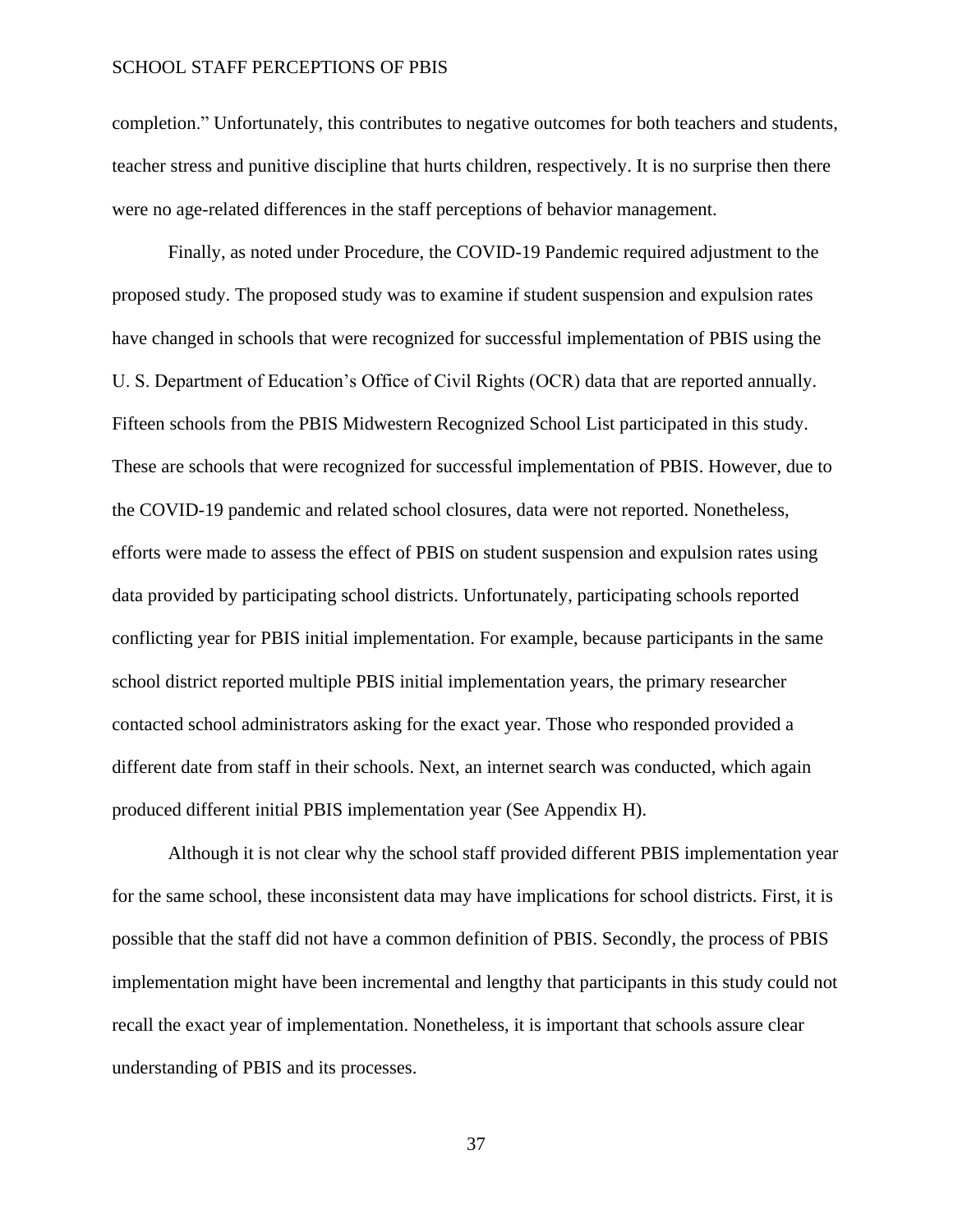completion." Unfortunately, this contributes to negative outcomes for both teachers and students, teacher stress and punitive discipline that hurts children, respectively. It is no surprise then there were no age-related differences in the staff perceptions of behavior management.

Finally, as noted under Procedure, the COVID-19 Pandemic required adjustment to the proposed study. The proposed study was to examine if student suspension and expulsion rates have changed in schools that were recognized for successful implementation of PBIS using the U. S. Department of Education's Office of Civil Rights (OCR) data that are reported annually. Fifteen schools from the PBIS Midwestern Recognized School List participated in this study. These are schools that were recognized for successful implementation of PBIS. However, due to the COVID-19 pandemic and related school closures, data were not reported. Nonetheless, efforts were made to assess the effect of PBIS on student suspension and expulsion rates using data provided by participating school districts. Unfortunately, participating schools reported conflicting year for PBIS initial implementation. For example, because participants in the same school district reported multiple PBIS initial implementation years, the primary researcher contacted school administrators asking for the exact year. Those who responded provided a different date from staff in their schools. Next, an internet search was conducted, which again produced different initial PBIS implementation year (See Appendix H).

Although it is not clear why the school staff provided different PBIS implementation year for the same school, these inconsistent data may have implications for school districts. First, it is possible that the staff did not have a common definition of PBIS. Secondly, the process of PBIS implementation might have been incremental and lengthy that participants in this study could not recall the exact year of implementation. Nonetheless, it is important that schools assure clear understanding of PBIS and its processes.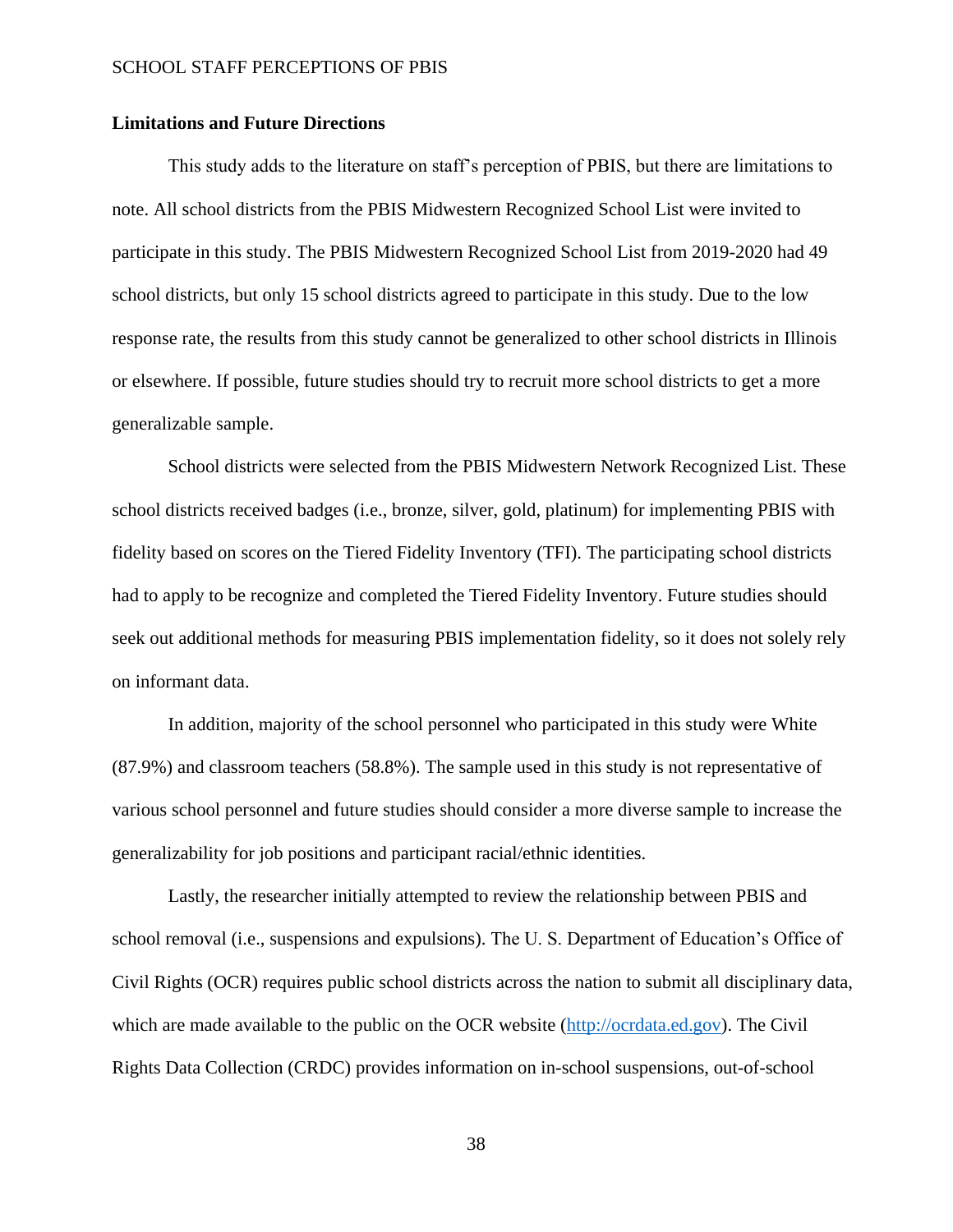## Limitations and Future Directions

This study adds to the literature on staff's perception of PBIS, but there are limitations to note. All school districts from the PBIS Midwestern Recognized School List were invited to participate in this study. The PBIS Midwestern Recognized School List from 2019-2020 had 49 school districts, but only 15 school districts agreed to participate in this study. Due to the low response rate, the results from this study cannot be generalized to other school districts in Illinois or elsewhere. If possible, future studies should try to recruit more school districts to get a more generalizable sample.

School districts were selected from the PBIS Midwestern Network Recognized List. These school districts received badges (i.e., bronze, silver, gold, platinum) for implementing PBIS with fidelity based on scores on the Tiered Fidelity Inventory (TFI). The participating school districts had to apply to be recognize and completed the Tiered Fidelity Inventory. Future studies should seek out additional methods for measuring PBIS implementation fidelity, so it does not solely rely on informant data.

In addition, majority of the school personnel who participated in this study were White (87.9%) and classroom teachers (58.8%). The sample used in this study is not representative of various school personnel and future studies should consider a more diverse sample to increase the generalizability for job positions and participant racial/ethnic identities.

Lastly, the researcher initially attempted to review the relationship between PBIS and school removal (i.e., suspensions and expulsions). The U. S. Department of Education's Office of Civil Rights (OCR) requires public school districts across the nation to submit all disciplinary data, which are made available to the public on the OCR website (http://ocrdata.ed.gov). The Civil Rights Data Collection (CRDC) provides information on in-school suspensions, out-of-school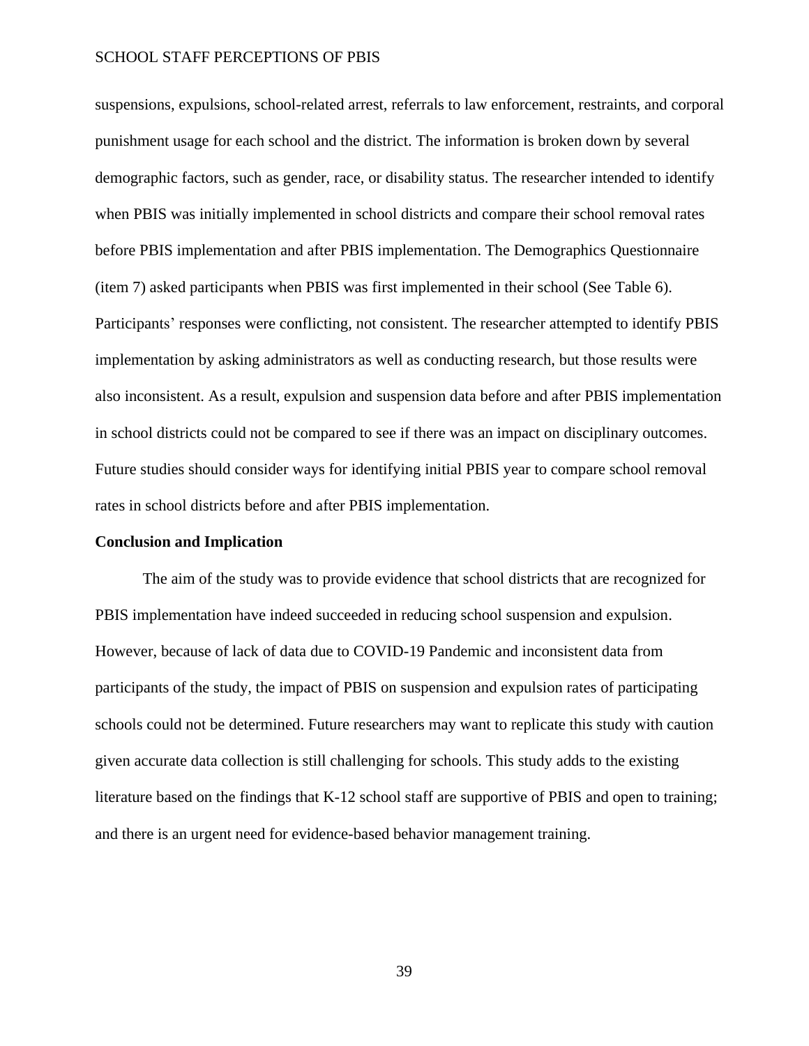suspensions, expulsions, school-related arrest, referrals to law enforcement, restraints, and corporal punishment usage for each school and the district. The information is broken down by several demographic factors, such as gender, race, or disability status. The researcher intended to identify when PBIS was initially implemented in school districts and compare their school removal rates before PBIS implementation and after PBIS implementation. The Demographics Questionnaire (item 7) asked participants when PBIS was first implemented in their school (See Table 6). Participants' responses were conflicting, not consistent. The researcher attempted to identify PBIS implementation by asking administrators as well as conducting research, but those results were also inconsistent. As a result, expulsion and suspension data before and after PBIS implementation in school districts could not be compared to see if there was an impact on disciplinary outcomes. Future studies should consider ways for identifying initial PBIS year to compare school removal rates in school districts before and after PBIS implementation.

## Conclusion and Implication

The aim of the study was to provide evidence that school districts that are recognized for PBIS implementation have indeed succeeded in reducing school suspension and expulsion. However, because of lack of data due to COVID-19 Pandemic and inconsistent data from participants of the study, the impact of PBIS on suspension and expulsion rates of participating schools could not be determined. Future researchers may want to replicate this study with caution given accurate data collection is still challenging for schools. This study adds to the existing literature based on the findings that K-12 school staff are supportive of PBIS and open to training; and there is an urgent need for evidence-based behavior management training.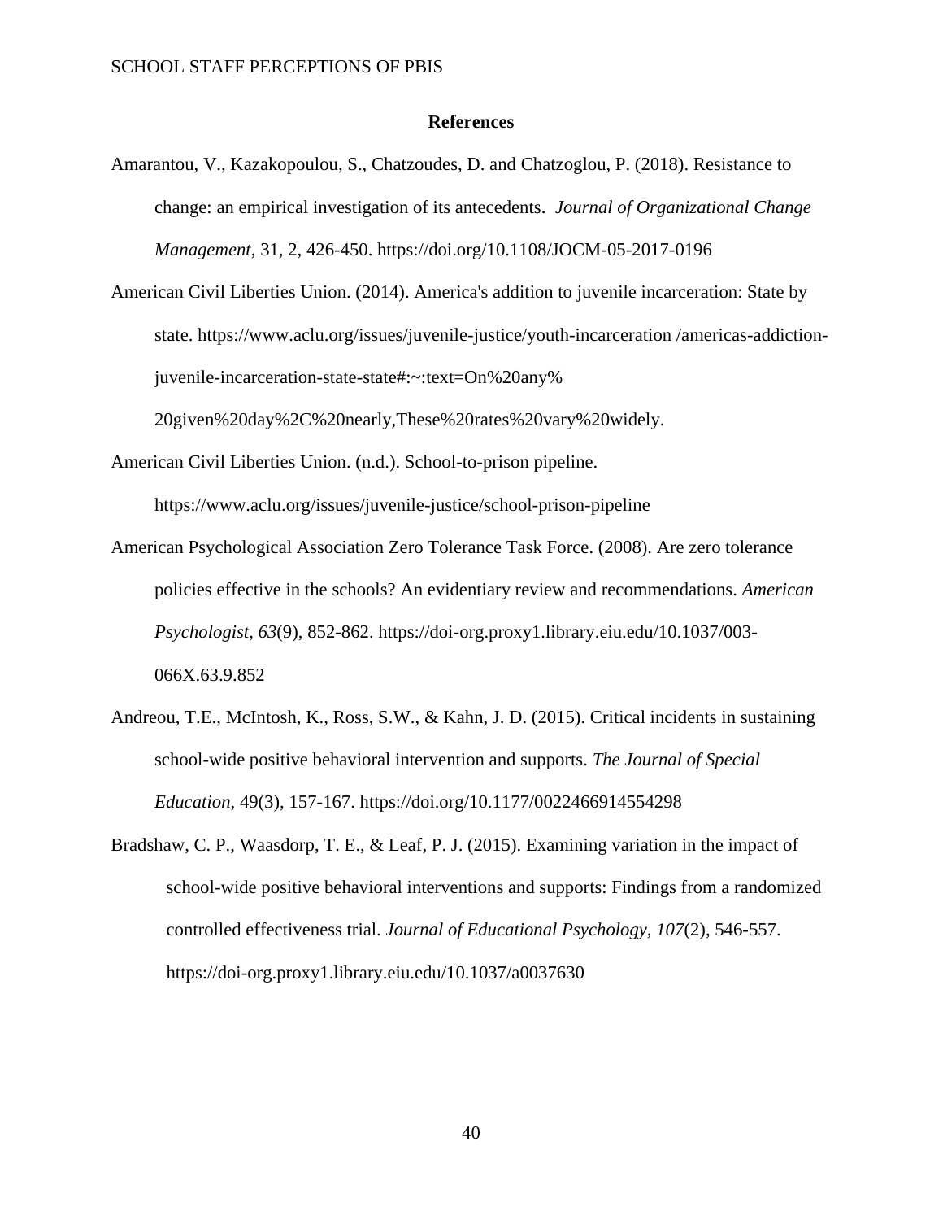## References

Amarantou, V., Kazakopoulou, S., Chatzoudes, D. and Chatzoglou, P. (2018). Resistance to change: an empirical investigation of its antecedents. *Journal of Organizational Change Management*, 31, 2, 426-450. https://doi.org/10.1108/JOCM-05-2017-0196

American Civil Liberties Union. (2014). America's addition to juvenile incarceration: State by state. https://www.aclu.org/issues/juvenile-justice/youth-incarceration /americas-addiction-juvenile-incarceration-state-state#:~:text=On%20any% 20given%20day%2C%20nearly,These%20rates%20vary%20widely.

American Civil Liberties Union. (n.d.). School-to-prison pipeline. https://www.aclu.org/issues/juvenile-justice/school-prison-pipeline

American Psychological Association Zero Tolerance Task Force. (2008). Are zero tolerance policies effective in the schools? An evidentiary review and recommendations. *American Psychologist, 63*(9), 852-862. https://doi-org.proxy1.library.eiu.edu/10.1037/003-066X.63.9.852

Andreou, T.E., McIntosh, K., Ross, S.W., & Kahn, J. D. (2015). Critical incidents in sustaining school-wide positive behavioral intervention and supports. *The Journal of Special Education*, 49(3), 157-167. https://doi.org/10.1177/0022466914554298

Bradshaw, C. P., Waasdorp, T. E., & Leaf, P. J. (2015). Examining variation in the impact of school-wide positive behavioral interventions and supports: Findings from a randomized controlled effectiveness trial. *Journal of Educational Psychology, 107*(2), 546-557. https://doi-org.proxy1.library.eiu.edu/10.1037/a0037630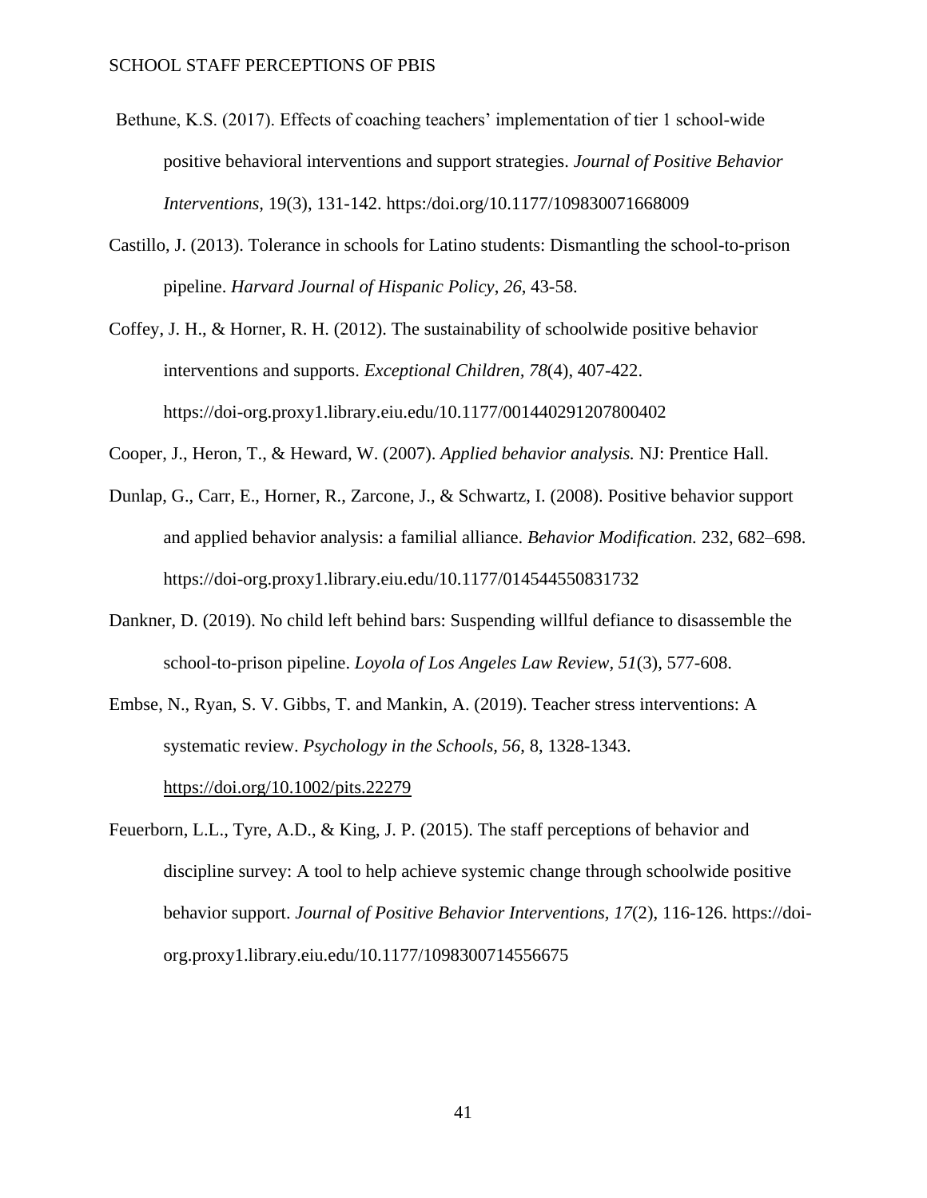Bethune, K.S. (2017). Effects of coaching teachers' implementation of tier 1 school-wide positive behavioral interventions and support strategies. *Journal of Positive Behavior Interventions*, 19(3), 131-142. https:/doi.org/10.1177/109830071668009

Castillo, J. (2013). Tolerance in schools for Latino students: Dismantling the school-to-prison pipeline. *Harvard Journal of Hispanic Policy*, *26*, 43-58.

Coffey, J. H., & Horner, R. H. (2012). The sustainability of schoolwide positive behavior interventions and supports. *Exceptional Children, 78*(4), 407-422. https://doi-org.proxy1.library.eiu.edu/10.1177/001440291207800402

Cooper, J., Heron, T., & Heward, W. (2007). *Applied behavior analysis.* NJ: Prentice Hall.

Dunlap, G., Carr, E., Horner, R., Zarcone, J., & Schwartz, I. (2008). Positive behavior support and applied behavior analysis: a familial alliance. *Behavior Modification.* 232, 682–698. https://doi-org.proxy1.library.eiu.edu/10.1177/014544550831732

Dankner, D. (2019). No child left behind bars: Suspending willful defiance to disassemble the school-to-prison pipeline. *Loyola of Los Angeles Law Review, 51*(3), 577-608.

Embse, N., Ryan, S. V. Gibbs, T. and Mankin, A. (2019). Teacher stress interventions: A systematic review. *Psychology in the Schools, 56*, 8, 1328-1343. https://doi.org/10.1002/pits.22279

Feuerborn, L.L., Tyre, A.D., & King, J. P. (2015). The staff perceptions of behavior and discipline survey: A tool to help achieve systemic change through schoolwide positive behavior support. *Journal of Positive Behavior Interventions, 17*(2), 116-126. https://doi-org.proxy1.library.eiu.edu/10.1177/1098300714556675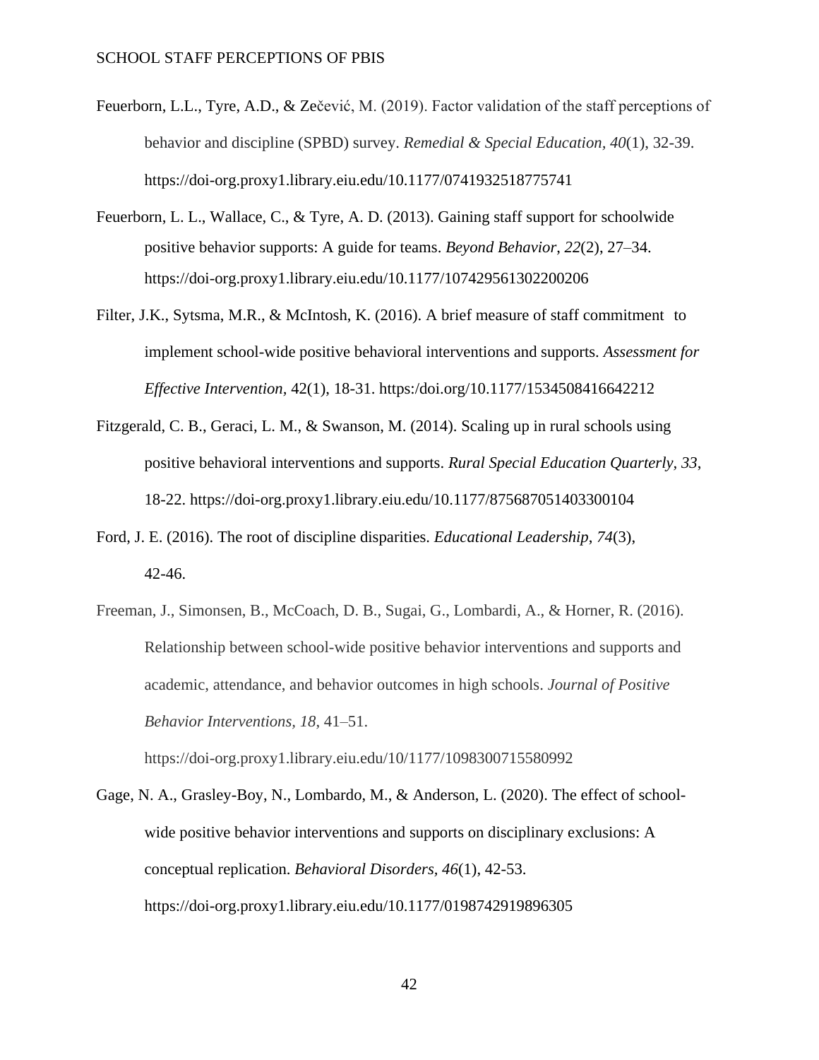Feuerborn, L.L., Tyre, A.D., & Zečević, M. (2019). Factor validation of the staff perceptions of behavior and discipline (SPBD) survey. *Remedial & Special Education*, *40*(1), 32-39. https://doi-org.proxy1.library.eiu.edu/10.1177/0741932518775741

Feuerborn, L. L., Wallace, C., & Tyre, A. D. (2013). Gaining staff support for schoolwide positive behavior supports: A guide for teams. *Beyond Behavior*, *22*(2), 27–34. https://doi-org.proxy1.library.eiu.edu/10.1177/107429561302200206

Filter, J.K., Sytsma, M.R., & McIntosh, K. (2016). A brief measure of staff commitment to implement school-wide positive behavioral interventions and supports. *Assessment for Effective Intervention,* 42(1), 18-31. https:/doi.org/10.1177/1534508416642212

Fitzgerald, C. B., Geraci, L. M., & Swanson, M. (2014). Scaling up in rural schools using positive behavioral interventions and supports. *Rural Special Education Quarterly, 33*, 18-22. https://doi-org.proxy1.library.eiu.edu/10.1177/875687051403300104

Ford, J. E. (2016). The root of discipline disparities. *Educational Leadership*, *74*(3), 42-46.

Freeman, J., Simonsen, B., McCoach, D. B., Sugai, G., Lombardi, A., & Horner, R. (2016). Relationship between school-wide positive behavior interventions and supports and academic, attendance, and behavior outcomes in high schools. *Journal of Positive Behavior Interventions, 18*, 41–51. https://doi-org.proxy1.library.eiu.edu/10/1177/1098300715580992

Gage, N. A., Grasley-Boy, N., Lombardo, M., & Anderson, L. (2020). The effect of school-wide positive behavior interventions and supports on disciplinary exclusions: A conceptual replication. *Behavioral Disorders*, *46*(1), 42-53. https://doi-org.proxy1.library.eiu.edu/10.1177/0198742919896305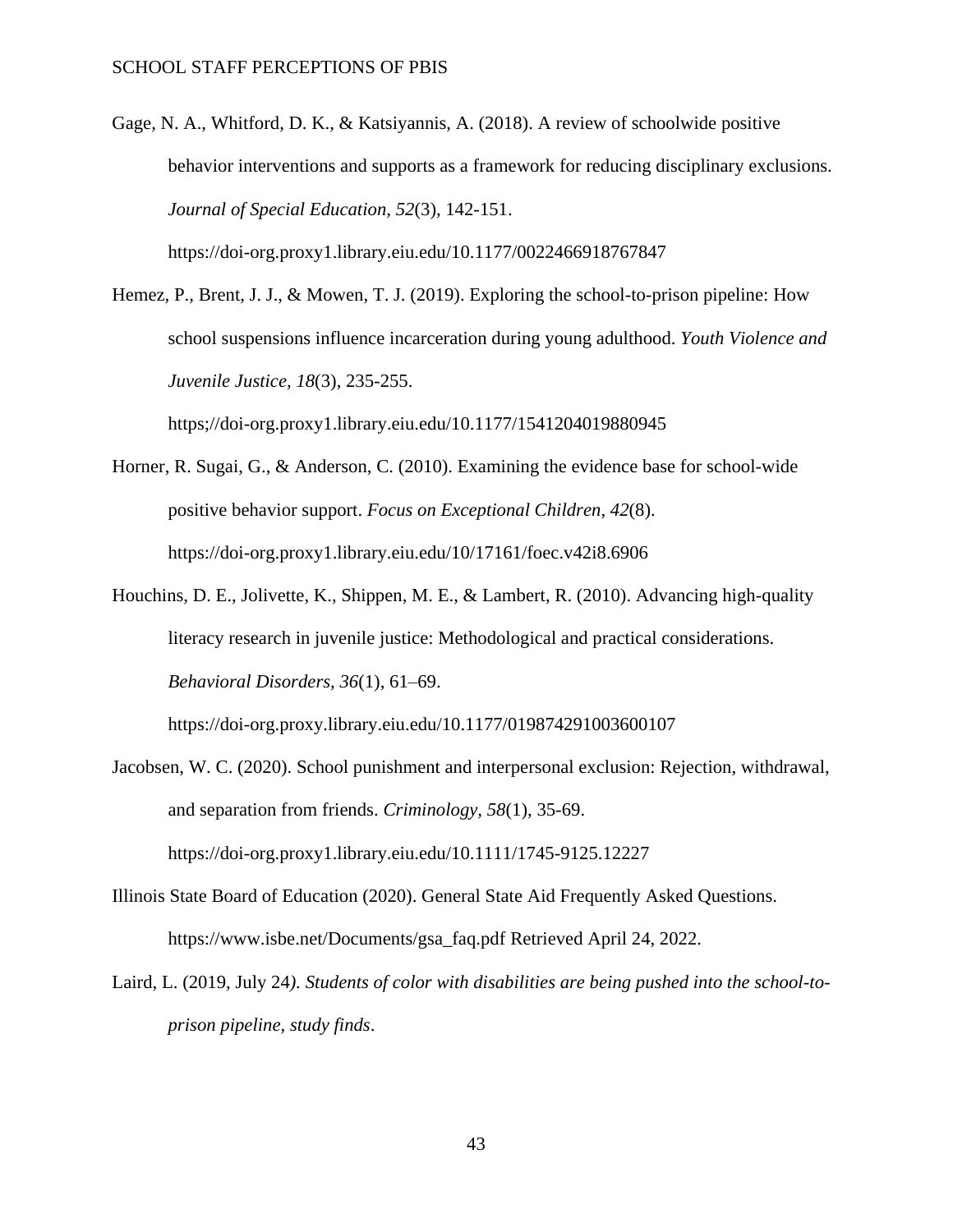Gage, N. A., Whitford, D. K., & Katsiyannis, A. (2018). A review of schoolwide positive behavior interventions and supports as a framework for reducing disciplinary exclusions. *Journal of Special Education, 52*(3), 142-151. https://doi-org.proxy1.library.eiu.edu/10.1177/0022466918767847

Hemez, P., Brent, J. J., & Mowen, T. J. (2019). Exploring the school-to-prison pipeline: How school suspensions influence incarceration during young adulthood. *Youth Violence and Juvenile Justice, 18*(3), 235-255. https;//doi-org.proxy1.library.eiu.edu/10.1177/1541204019880945

Horner, R. Sugai, G., & Anderson, C. (2010). Examining the evidence base for school-wide positive behavior support. *Focus on Exceptional Children, 42*(8). https://doi-org.proxy1.library.eiu.edu/10/17161/foec.v42i8.6906

Houchins, D. E., Jolivette, K., Shippen, M. E., & Lambert, R. (2010). Advancing high-quality literacy research in juvenile justice: Methodological and practical considerations. *Behavioral Disorders, 36*(1), 61–69. https://doi-org.proxy.library.eiu.edu/10.1177/019874291003600107

Jacobsen, W. C. (2020). School punishment and interpersonal exclusion: Rejection, withdrawal, and separation from friends. *Criminology, 58*(1), 35-69. https://doi-org.proxy1.library.eiu.edu/10.1111/1745-9125.12227

Illinois State Board of Education (2020). General State Aid Frequently Asked Questions. https://www.isbe.net/Documents/gsa_faq.pdf Retrieved April 24, 2022.

Laird, L. (2019, July 24*). Students of color with disabilities are being pushed into the school-to-prison pipeline, study finds*.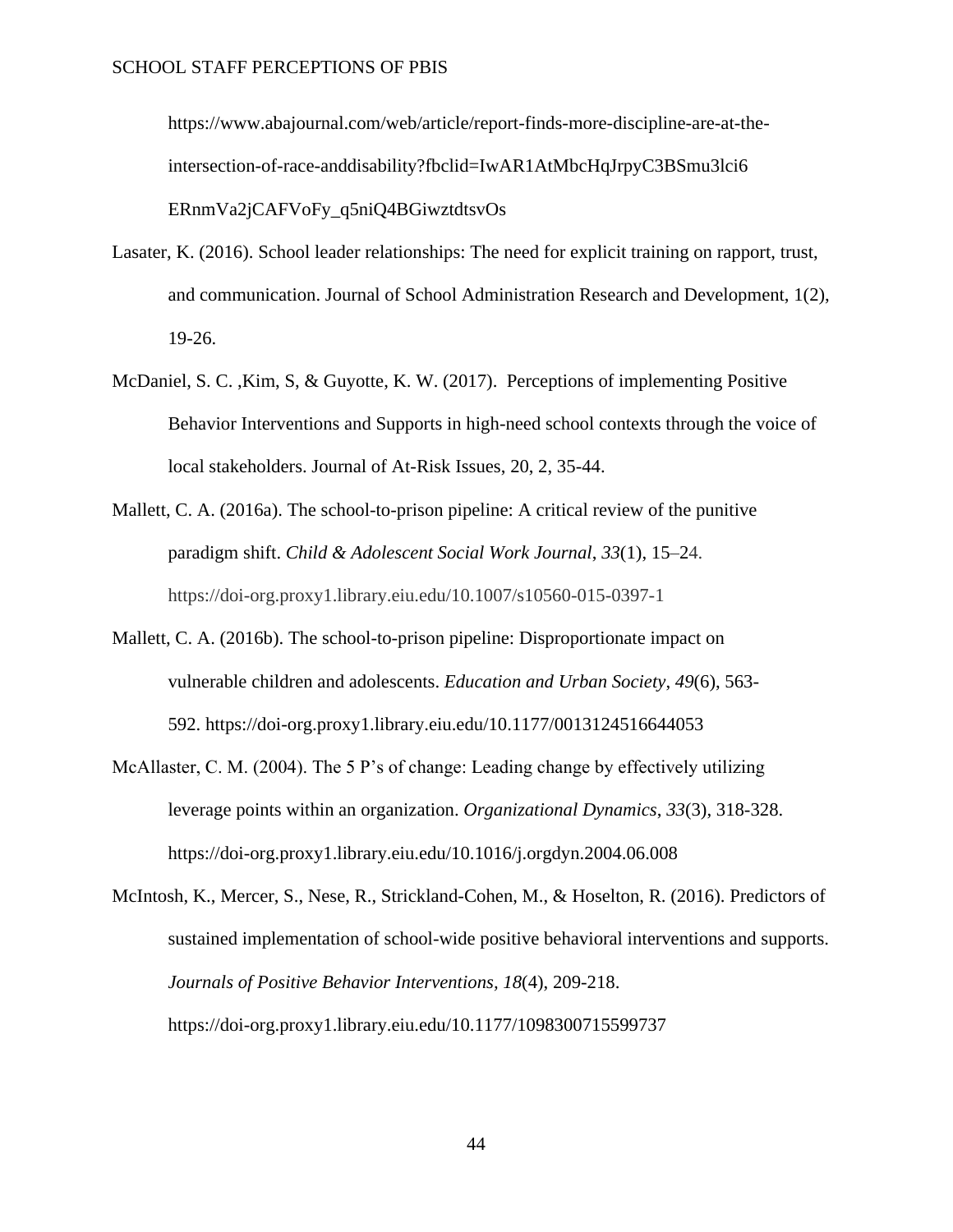https://www.abajournal.com/web/article/report-finds-more-discipline-are-at-the-intersection-of-race-anddisability?fbclid=IwAR1AtMbcHqJrpyC3BSmu3lci6ERnmVa2jCAFVoFy_q5niQ4BGiwztdtsvOs

Lasater, K. (2016). School leader relationships: The need for explicit training on rapport, trust, and communication. Journal of School Administration Research and Development, 1(2), 19-26.

McDaniel, S. C. ,Kim, S, & Guyotte, K. W. (2017). Perceptions of implementing Positive Behavior Interventions and Supports in high-need school contexts through the voice of local stakeholders. Journal of At-Risk Issues, 20, 2, 35-44.

Mallett, C. A. (2016a). The school-to-prison pipeline: A critical review of the punitive paradigm shift. *Child & Adolescent Social Work Journal*, *33*(1), 15–24. https://doi-org.proxy1.library.eiu.edu/10.1007/s10560-015-0397-1

Mallett, C. A. (2016b). The school-to-prison pipeline: Disproportionate impact on vulnerable children and adolescents. *Education and Urban Society*, *49*(6), 563-592. https://doi-org.proxy1.library.eiu.edu/10.1177/0013124516644053

McAllaster, C. M. (2004). The 5 P's of change: Leading change by effectively utilizing leverage points within an organization. *Organizational Dynamics*, *33*(3), 318-328. https://doi-org.proxy1.library.eiu.edu/10.1016/j.orgdyn.2004.06.008

McIntosh, K., Mercer, S., Nese, R., Strickland-Cohen, M., & Hoselton, R. (2016). Predictors of sustained implementation of school-wide positive behavioral interventions and supports. *Journals of Positive Behavior Interventions, 18*(4), 209-218. https://doi-org.proxy1.library.eiu.edu/10.1177/1098300715599737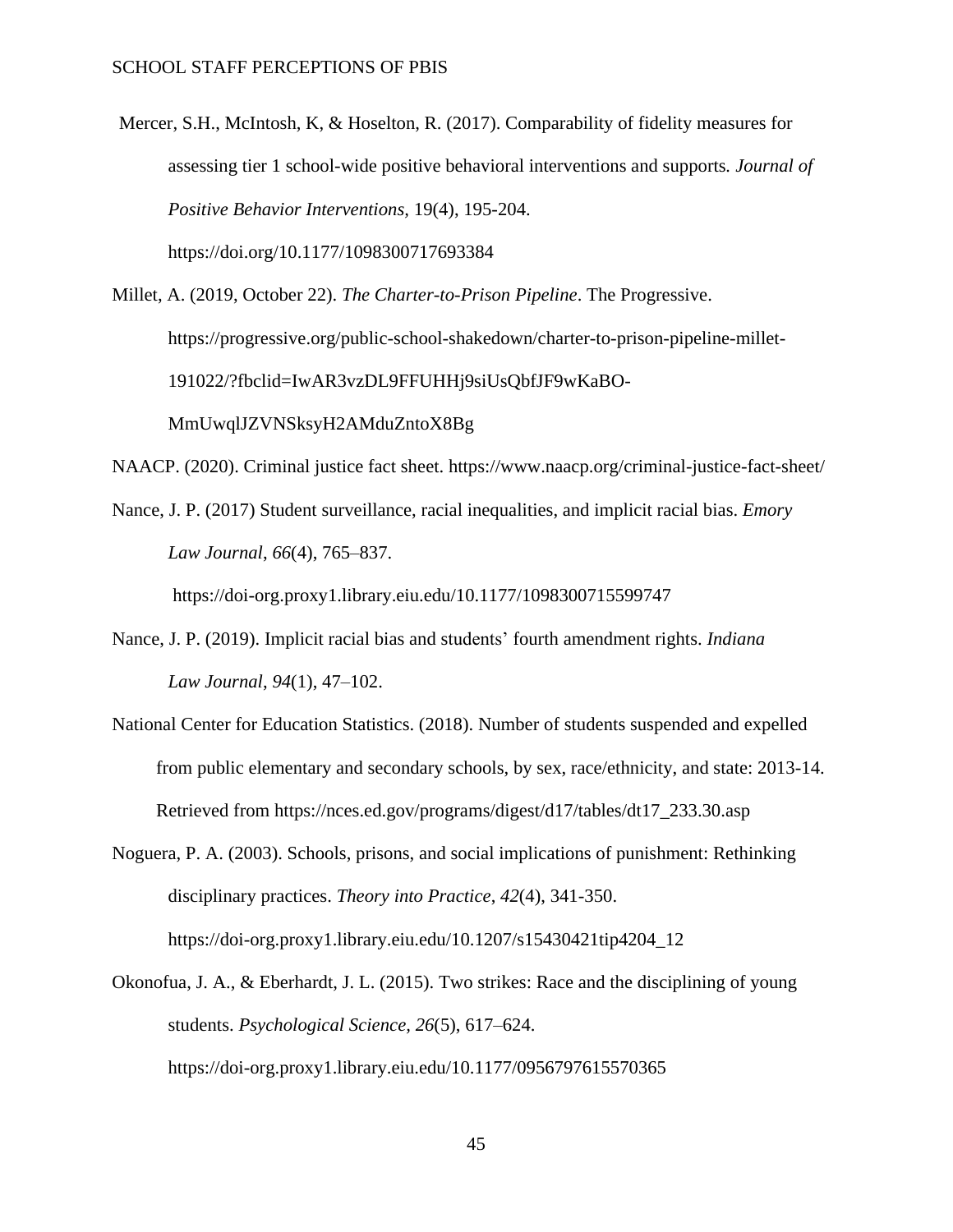Mercer, S.H., McIntosh, K, & Hoselton, R. (2017). Comparability of fidelity measures for assessing tier 1 school-wide positive behavioral interventions and supports. *Journal of Positive Behavior Interventions*, 19(4), 195-204. https://doi.org/10.1177/1098300717693384

Millet, A. (2019, October 22). *The Charter-to-Prison Pipeline*. The Progressive. https://progressive.org/public-school-shakedown/charter-to-prison-pipeline-millet-191022/?fbclid=IwAR3vzDL9FFUHHj9siUsQbfJF9wKaBO-MmUwqlJZVNSksyH2AMduZntoX8Bg

NAACP. (2020). Criminal justice fact sheet. https://www.naacp.org/criminal-justice-fact-sheet/

Nance, J. P. (2017) Student surveillance, racial inequalities, and implicit racial bias. *Emory Law Journal*, *66*(4), 765–837. https://doi-org.proxy1.library.eiu.edu/10.1177/1098300715599747

Nance, J. P. (2019). Implicit racial bias and students' fourth amendment rights. *Indiana Law Journal*, *94*(1), 47–102.

National Center for Education Statistics. (2018). Number of students suspended and expelled from public elementary and secondary schools, by sex, race/ethnicity, and state: 2013-14. Retrieved from https://nces.ed.gov/programs/digest/d17/tables/dt17_233.30.asp

Noguera, P. A. (2003). Schools, prisons, and social implications of punishment: Rethinking disciplinary practices. *Theory into Practice*, *42*(4), 341-350. https://doi-org.proxy1.library.eiu.edu/10.1207/s15430421tip4204_12

Okonofua, J. A., & Eberhardt, J. L. (2015). Two strikes: Race and the disciplining of young students. *Psychological Science, 26*(5), 617–624. https://doi-org.proxy1.library.eiu.edu/10.1177/0956797615570365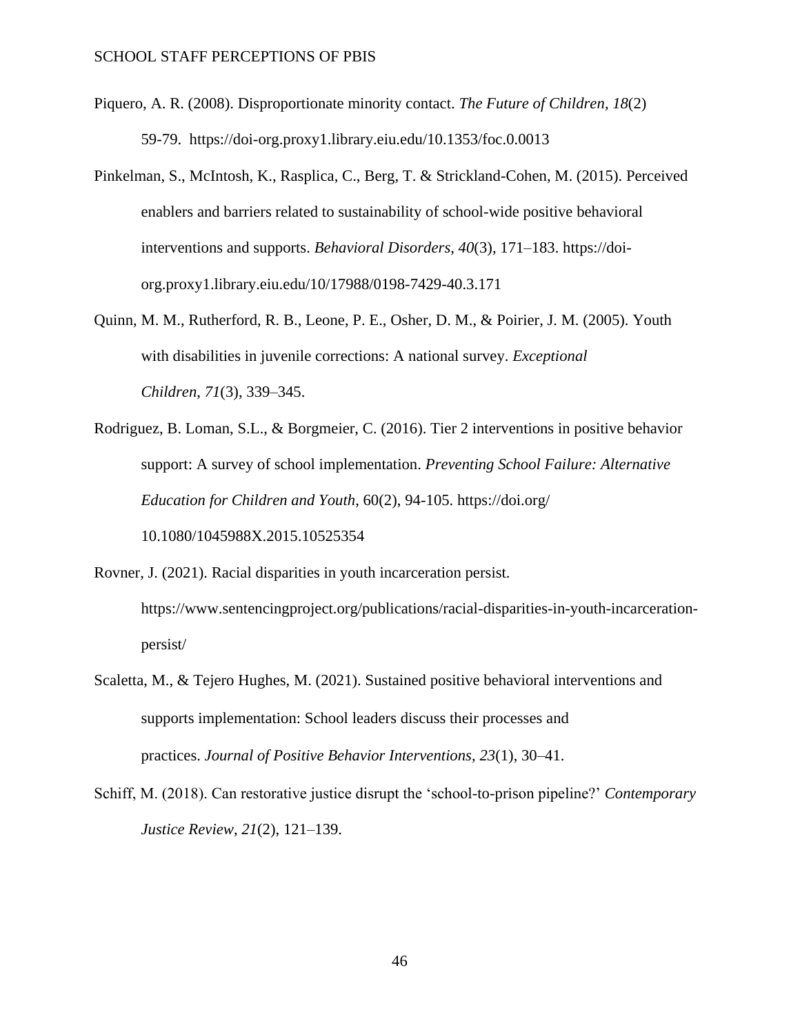Piquero, A. R. (2008). Disproportionate minority contact. *The Future of Children, 18*(2) 59-79. https://doi-org.proxy1.library.eiu.edu/10.1353/foc.0.0013

Pinkelman, S., McIntosh, K., Rasplica, C., Berg, T. & Strickland-Cohen, M. (2015). Perceived enablers and barriers related to sustainability of school-wide positive behavioral interventions and supports. *Behavioral Disorders*, *40*(3), 171–183. https://doi-org.proxy1.library.eiu.edu/10/17988/0198-7429-40.3.171

Quinn, M. M., Rutherford, R. B., Leone, P. E., Osher, D. M., & Poirier, J. M. (2005). Youth with disabilities in juvenile corrections: A national survey. *Exceptional Children*, *71*(3), 339–345.

Rodriguez, B. Loman, S.L., & Borgmeier, C. (2016). Tier 2 interventions in positive behavior support: A survey of school implementation. *Preventing School Failure: Alternative Education for Children and Youth*, 60(2), 94-105. https://doi.org/ 10.1080/1045988X.2015.10525354

Rovner, J. (2021). Racial disparities in youth incarceration persist. https://www.sentencingproject.org/publications/racial-disparities-in-youth-incarceration-persist/

Scaletta, M., & Tejero Hughes, M. (2021). Sustained positive behavioral interventions and supports implementation: School leaders discuss their processes and practices. *Journal of Positive Behavior Interventions*, *23*(1), 30–41.

Schiff, M. (2018). Can restorative justice disrupt the 'school-to-prison pipeline?' *Contemporary Justice Review*, *21*(2), 121–139.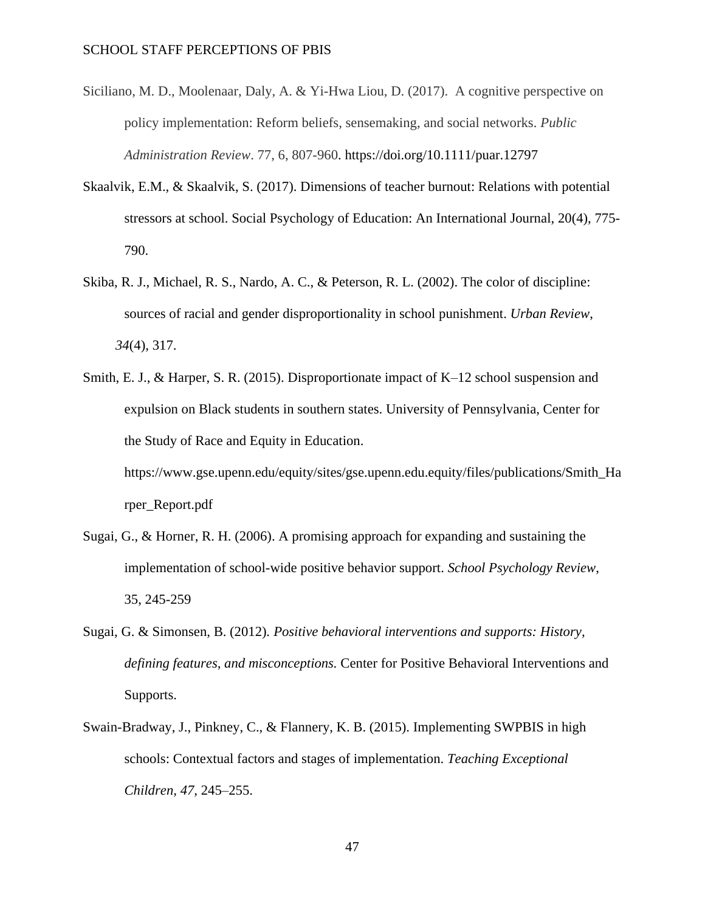Siciliano, M. D., Moolenaar, Daly, A. & Yi-Hwa Liou, D. (2017). A cognitive perspective on policy implementation: Reform beliefs, sensemaking, and social networks. *Public Administration Review*. 77, 6, 807-960. https://doi.org/10.1111/puar.12797

Skaalvik, E.M., & Skaalvik, S. (2017). Dimensions of teacher burnout: Relations with potential stressors at school. Social Psychology of Education: An International Journal, 20(4), 775-790.

Skiba, R. J., Michael, R. S., Nardo, A. C., & Peterson, R. L. (2002). The color of discipline: sources of racial and gender disproportionality in school punishment. *Urban Review*, *34*(4), 317.

Smith, E. J., & Harper, S. R. (2015). Disproportionate impact of K–12 school suspension and expulsion on Black students in southern states. University of Pennsylvania, Center for the Study of Race and Equity in Education. https://www.gse.upenn.edu/equity/sites/gse.upenn.edu.equity/files/publications/Smith_Harper_Report.pdf

Sugai, G., & Horner, R. H. (2006). A promising approach for expanding and sustaining the implementation of school-wide positive behavior support. *School Psychology Review*, 35, 245-259

Sugai, G. & Simonsen, B. (2012). *Positive behavioral interventions and supports: History, defining features, and misconceptions.* Center for Positive Behavioral Interventions and Supports.

Swain-Bradway, J., Pinkney, C., & Flannery, K. B. (2015). Implementing SWPBIS in high schools: Contextual factors and stages of implementation. *Teaching Exceptional Children, 47*, 245–255.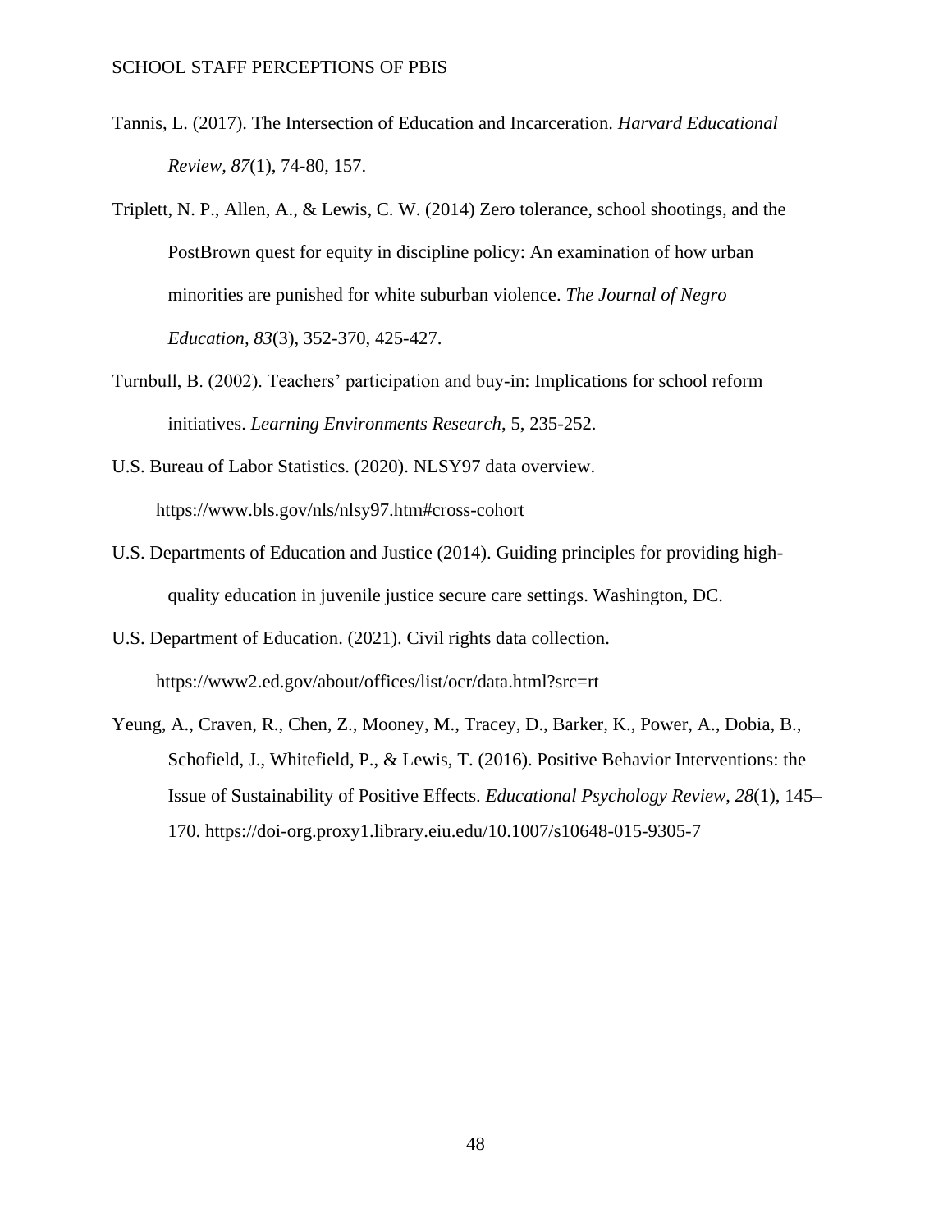Tannis, L. (2017). The Intersection of Education and Incarceration. *Harvard Educational Review, 87*(1), 74-80, 157.

Triplett, N. P., Allen, A., & Lewis, C. W. (2014) Zero tolerance, school shootings, and the PostBrown quest for equity in discipline policy: An examination of how urban minorities are punished for white suburban violence. *The Journal of Negro Education, 83*(3), 352-370, 425-427.

Turnbull, B. (2002). Teachers' participation and buy-in: Implications for school reform initiatives. *Learning Environments Research*, 5, 235-252.

U.S. Bureau of Labor Statistics. (2020). NLSY97 data overview. https://www.bls.gov/nls/nlsy97.htm#cross-cohort

U.S. Departments of Education and Justice (2014). Guiding principles for providing high-quality education in juvenile justice secure care settings. Washington, DC.

U.S. Department of Education. (2021). Civil rights data collection. https://www2.ed.gov/about/offices/list/ocr/data.html?src=rt

Yeung, A., Craven, R., Chen, Z., Mooney, M., Tracey, D., Barker, K., Power, A., Dobia, B., Schofield, J., Whitefield, P., & Lewis, T. (2016). Positive Behavior Interventions: the Issue of Sustainability of Positive Effects. *Educational Psychology Review*, *28*(1), 145–170. https://doi-org.proxy1.library.eiu.edu/10.1007/s10648-015-9305-7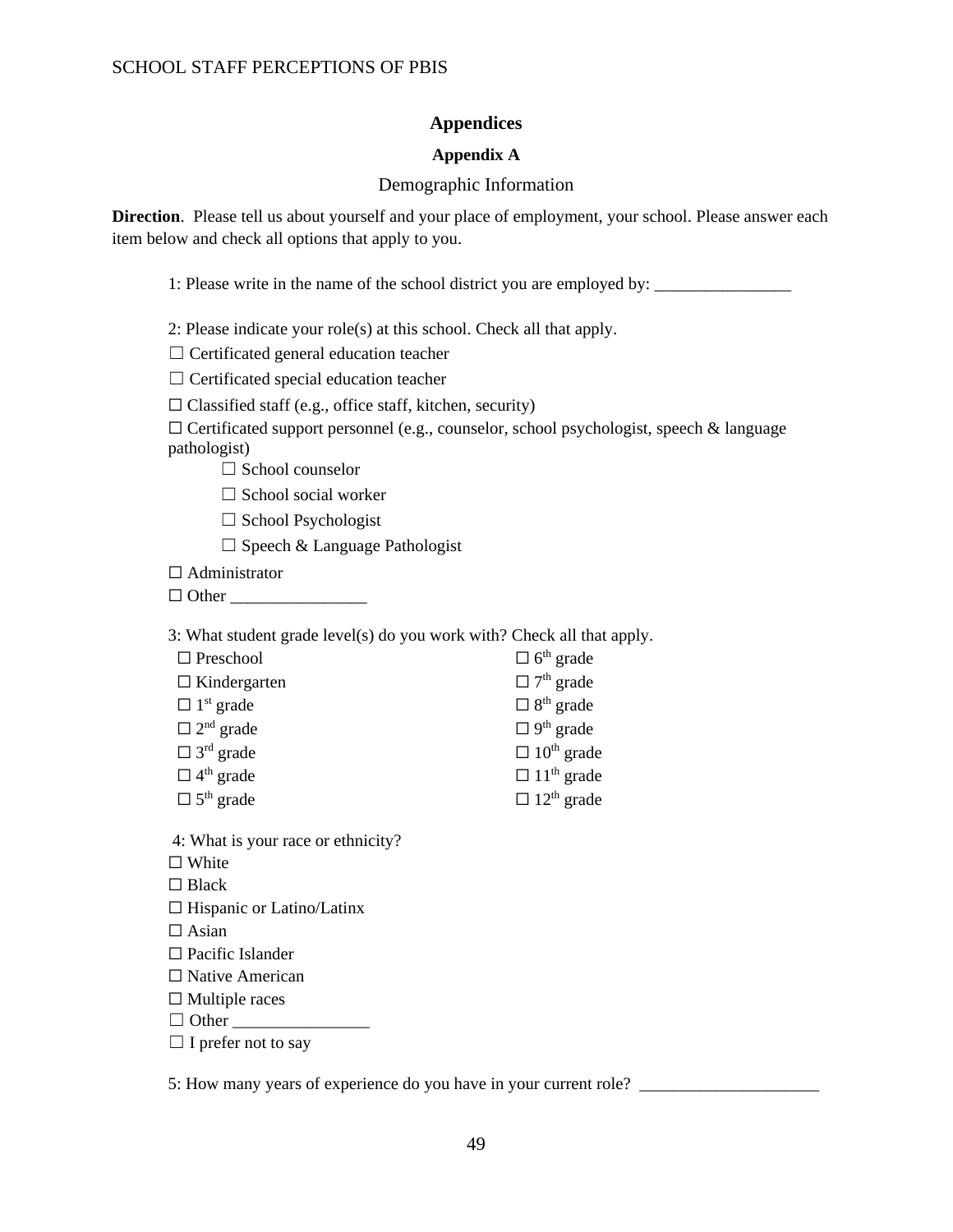# Appendices

## Appendix A

### Demographic Information

**Direction**. Please tell us about yourself and your place of employment, your school. Please answer each item below and check all options that apply to you.

1: Please write in the name of the school district you are employed by: ________________

2: Please indicate your role(s) at this school. Check all that apply.

☐ Certificated general education teacher

☐ Certificated special education teacher

☐ Classified staff (e.g., office staff, kitchen, security)

☐ Certificated support personnel (e.g., counselor, school psychologist, speech & language pathologist)

- ☐ School counselor
- ☐ School social worker
- ☐ School Psychologist
- ☐ Speech & Language Pathologist

☐ Administrator

☐ Other ________________

3: What student grade level(s) do you work with? Check all that apply.

☐ Preschool
☐ Kindergarten
☐ 1st grade
☐ 2nd grade
☐ 3rd grade
☐ 4th grade
☐ 5th grade
☐ 6th grade
☐ 7th grade
☐ 8th grade
☐ 9th grade
☐ 10th grade
☐ 11th grade
☐ 12th grade

4: What is your race or ethnicity?

☐ White
☐ Black
☐ Hispanic or Latino/Latinx
☐ Asian
☐ Pacific Islander
☐ Native American
☐ Multiple races
☐ Other ________________
☐ I prefer not to say

5: How many years of experience do you have in your current role? _____________________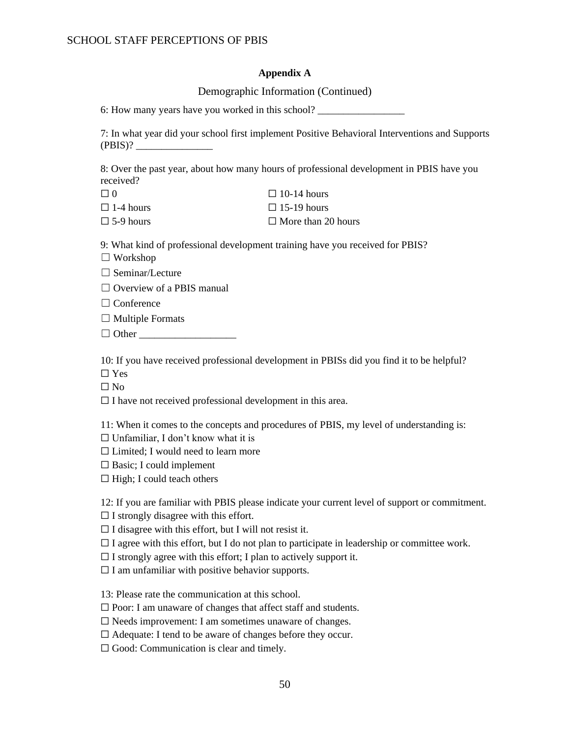**Appendix A**

Demographic Information (Continued)

6: How many years have you worked in this school? _________________

7: In what year did your school first implement Positive Behavioral Interventions and Supports (PBIS)? _______________

8: Over the past year, about how many hours of professional development in PBIS have you received?

☐ 0 ☐ 10-14 hours
☐ 1-4 hours ☐ 15-19 hours
☐ 5-9 hours ☐ More than 20 hours

9: What kind of professional development training have you received for PBIS?

☐ Workshop
☐ Seminar/Lecture
☐ Overview of a PBIS manual
☐ Conference
☐ Multiple Formats
☐ Other ___________________

10: If you have received professional development in PBISs did you find it to be helpful?

☐ Yes
☐ No
☐ I have not received professional development in this area.

11: When it comes to the concepts and procedures of PBIS, my level of understanding is:

☐ Unfamiliar, I don't know what it is
☐ Limited; I would need to learn more
☐ Basic; I could implement
☐ High; I could teach others

12: If you are familiar with PBIS please indicate your current level of support or commitment.

☐ I strongly disagree with this effort.
☐ I disagree with this effort, but I will not resist it.
☐ I agree with this effort, but I do not plan to participate in leadership or committee work.
☐ I strongly agree with this effort; I plan to actively support it.
☐ I am unfamiliar with positive behavior supports.

13: Please rate the communication at this school.

☐ Poor: I am unaware of changes that affect staff and students.
☐ Needs improvement: I am sometimes unaware of changes.
☐ Adequate: I tend to be aware of changes before they occur.
☐ Good: Communication is clear and timely.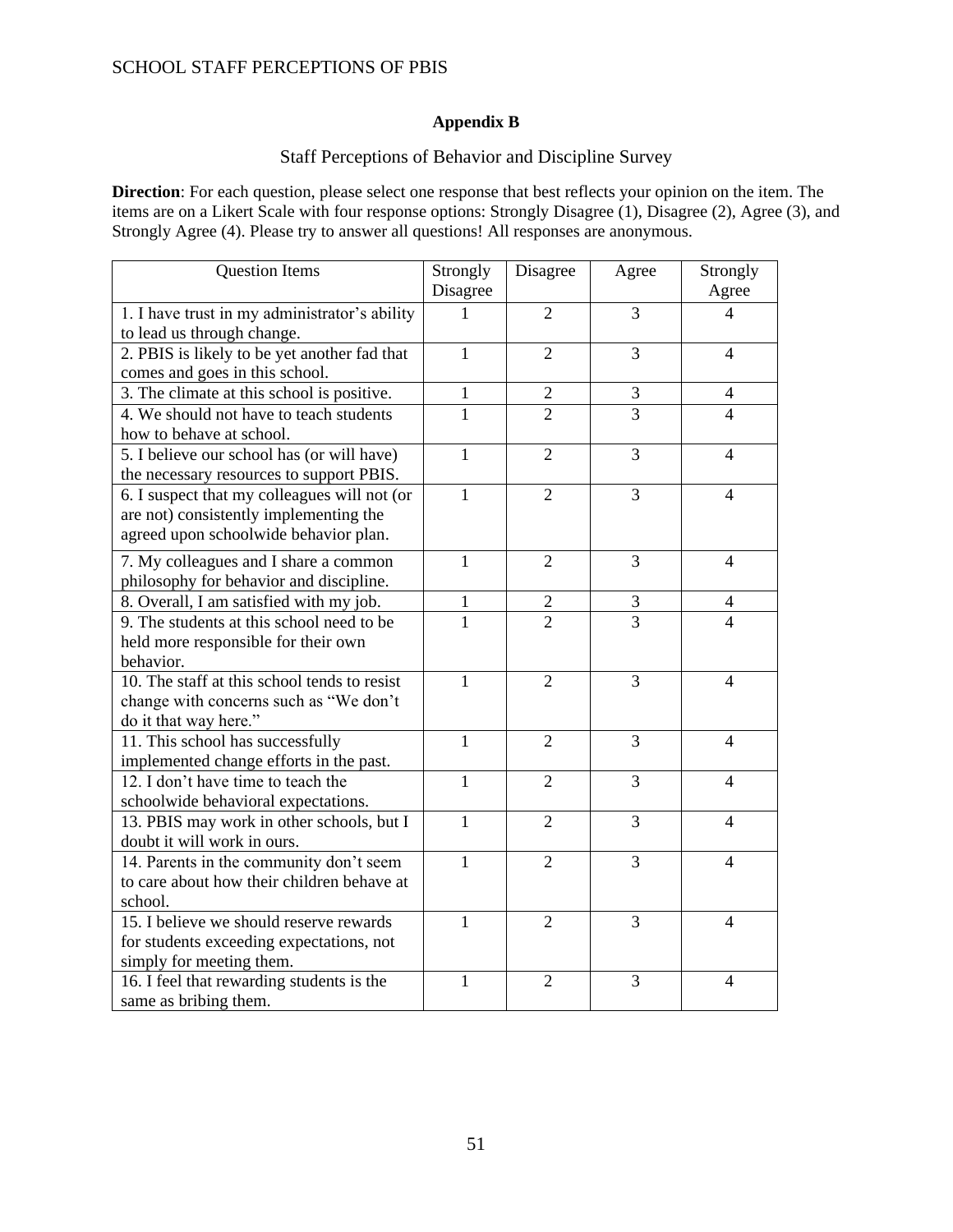## Appendix B

### Staff Perceptions of Behavior and Discipline Survey

**Direction**: For each question, please select one response that best reflects your opinion on the item. The items are on a Likert Scale with four response options: Strongly Disagree (1), Disagree (2), Agree (3), and Strongly Agree (4). Please try to answer all questions! All responses are anonymous.

| Question Items | Strongly Disagree | Disagree | Agree | Strongly Agree |
|---|---|---|---|---|
| 1. I have trust in my administrator's ability to lead us through change. | 1 | 2 | 3 | 4 |
| 2. PBIS is likely to be yet another fad that comes and goes in this school. | 1 | 2 | 3 | 4 |
| 3. The climate at this school is positive. | 1 | 2 | 3 | 4 |
| 4. We should not have to teach students how to behave at school. | 1 | 2 | 3 | 4 |
| 5. I believe our school has (or will have) the necessary resources to support PBIS. | 1 | 2 | 3 | 4 |
| 6. I suspect that my colleagues will not (or are not) consistently implementing the agreed upon schoolwide behavior plan. | 1 | 2 | 3 | 4 |
| 7. My colleagues and I share a common philosophy for behavior and discipline. | 1 | 2 | 3 | 4 |
| 8. Overall, I am satisfied with my job. | 1 | 2 | 3 | 4 |
| 9. The students at this school need to be held more responsible for their own behavior. | 1 | 2 | 3 | 4 |
| 10. The staff at this school tends to resist change with concerns such as "We don't do it that way here." | 1 | 2 | 3 | 4 |
| 11. This school has successfully implemented change efforts in the past. | 1 | 2 | 3 | 4 |
| 12. I don't have time to teach the schoolwide behavioral expectations. | 1 | 2 | 3 | 4 |
| 13. PBIS may work in other schools, but I doubt it will work in ours. | 1 | 2 | 3 | 4 |
| 14. Parents in the community don't seem to care about how their children behave at school. | 1 | 2 | 3 | 4 |
| 15. I believe we should reserve rewards for students exceeding expectations, not simply for meeting them. | 1 | 2 | 3 | 4 |
| 16. I feel that rewarding students is the same as bribing them. | 1 | 2 | 3 | 4 |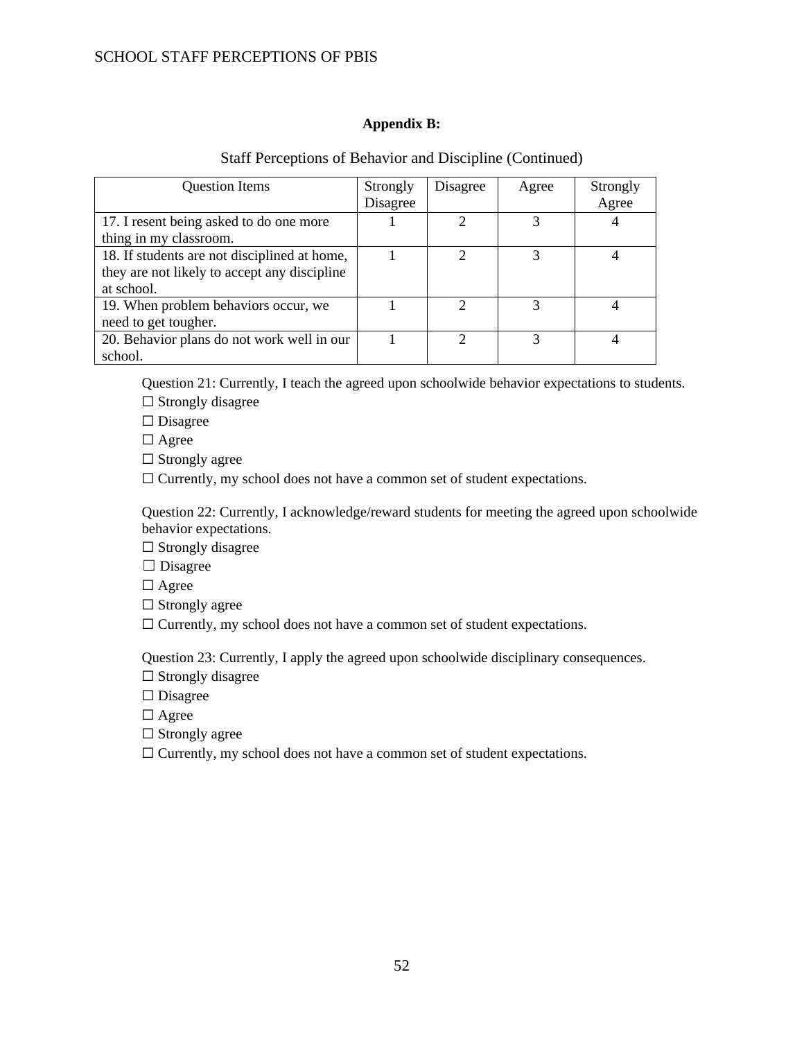**Appendix B:**

Staff Perceptions of Behavior and Discipline (Continued)

| Question Items | Strongly Disagree | Disagree | Agree | Strongly Agree |
|---|---|---|---|---|
| 17. I resent being asked to do one more thing in my classroom. | 1 | 2 | 3 | 4 |
| 18. If students are not disciplined at home, they are not likely to accept any discipline at school. | 1 | 2 | 3 | 4 |
| 19. When problem behaviors occur, we need to get tougher. | 1 | 2 | 3 | 4 |
| 20. Behavior plans do not work well in our school. | 1 | 2 | 3 | 4 |

Question 21: Currently, I teach the agreed upon schoolwide behavior expectations to students.

☐ Strongly disagree

☐ Disagree

☐ Agree

☐ Strongly agree

☐ Currently, my school does not have a common set of student expectations.

Question 22: Currently, I acknowledge/reward students for meeting the agreed upon schoolwide behavior expectations.

☐ Strongly disagree

☐ Disagree

☐ Agree

☐ Strongly agree

☐ Currently, my school does not have a common set of student expectations.

Question 23: Currently, I apply the agreed upon schoolwide disciplinary consequences.

☐ Strongly disagree

☐ Disagree

☐ Agree

☐ Strongly agree

☐ Currently, my school does not have a common set of student expectations.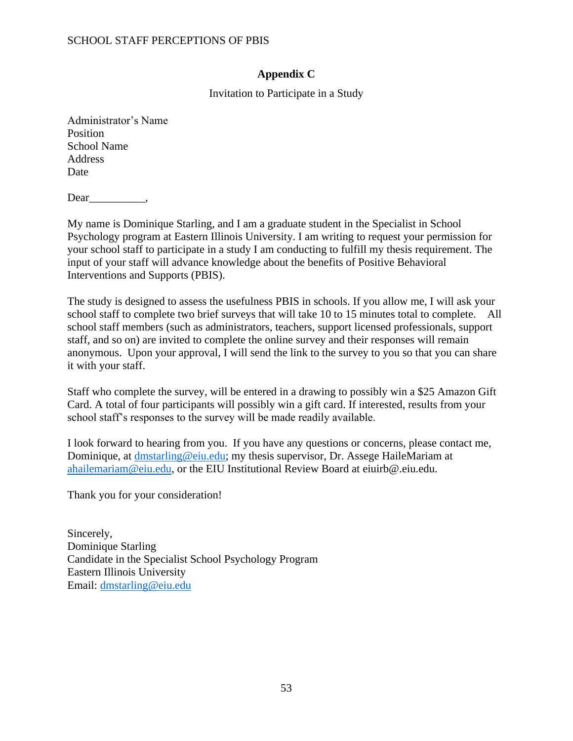## Appendix C

Invitation to Participate in a Study

Administrator's Name
Position
School Name
Address
Date

Dear__________,

My name is Dominique Starling, and I am a graduate student in the Specialist in School Psychology program at Eastern Illinois University. I am writing to request your permission for your school staff to participate in a study I am conducting to fulfill my thesis requirement. The input of your staff will advance knowledge about the benefits of Positive Behavioral Interventions and Supports (PBIS).

The study is designed to assess the usefulness PBIS in schools. If you allow me, I will ask your school staff to complete two brief surveys that will take 10 to 15 minutes total to complete. All school staff members (such as administrators, teachers, support licensed professionals, support staff, and so on) are invited to complete the online survey and their responses will remain anonymous. Upon your approval, I will send the link to the survey to you so that you can share it with your staff.

Staff who complete the survey, will be entered in a drawing to possibly win a $25 Amazon Gift Card. A total of four participants will possibly win a gift card. If interested, results from your school staff's responses to the survey will be made readily available.

I look forward to hearing from you. If you have any questions or concerns, please contact me, Dominique, at dmstarling@eiu.edu; my thesis supervisor, Dr. Assege HaileMariam at ahailemariam@eiu.edu, or the EIU Institutional Review Board at eiuirb@.eiu.edu.

Thank you for your consideration!

Sincerely,
Dominique Starling
Candidate in the Specialist School Psychology Program
Eastern Illinois University
Email: dmstarling@eiu.edu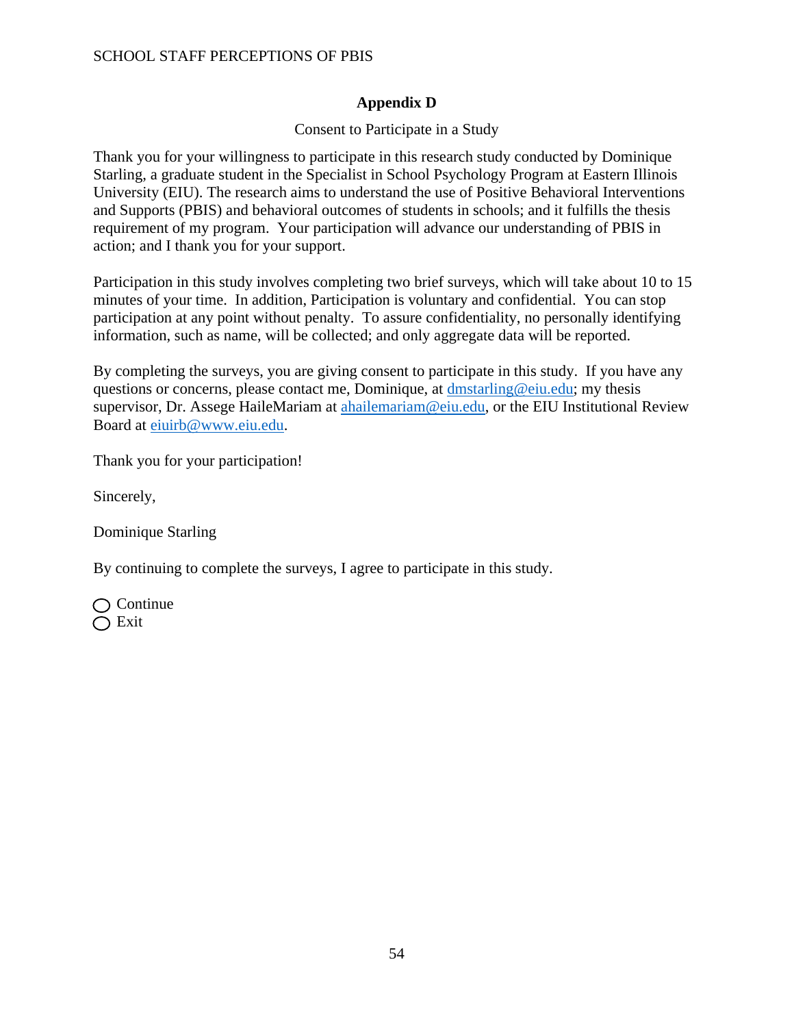# Appendix D

Consent to Participate in a Study

Thank you for your willingness to participate in this research study conducted by Dominique Starling, a graduate student in the Specialist in School Psychology Program at Eastern Illinois University (EIU). The research aims to understand the use of Positive Behavioral Interventions and Supports (PBIS) and behavioral outcomes of students in schools; and it fulfills the thesis requirement of my program. Your participation will advance our understanding of PBIS in action; and I thank you for your support.

Participation in this study involves completing two brief surveys, which will take about 10 to 15 minutes of your time. In addition, Participation is voluntary and confidential. You can stop participation at any point without penalty. To assure confidentiality, no personally identifying information, such as name, will be collected; and only aggregate data will be reported.

By completing the surveys, you are giving consent to participate in this study. If you have any questions or concerns, please contact me, Dominique, at dmstarling@eiu.edu; my thesis supervisor, Dr. Assege HaileMariam at ahailemariam@eiu.edu, or the EIU Institutional Review Board at eiuirb@www.eiu.edu.

Thank you for your participation!

Sincerely,

Dominique Starling

By continuing to complete the surveys, I agree to participate in this study.

◯ Continue
◯ Exit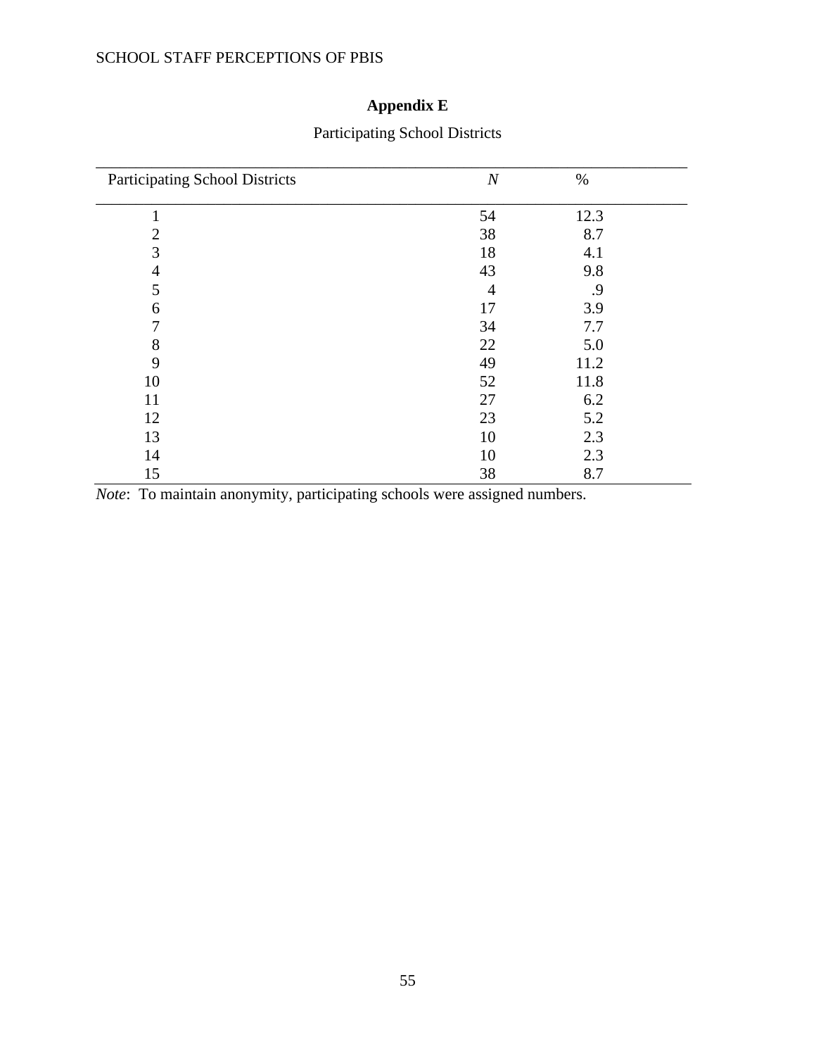**Appendix E**

Participating School Districts

| Participating School Districts | *N* | % |
|---|---|---|
| 1 | 54 | 12.3 |
| 2 | 38 | 8.7 |
| 3 | 18 | 4.1 |
| 4 | 43 | 9.8 |
| 5 | 4 | .9 |
| 6 | 17 | 3.9 |
| 7 | 34 | 7.7 |
| 8 | 22 | 5.0 |
| 9 | 49 | 11.2 |
| 10 | 52 | 11.8 |
| 11 | 27 | 6.2 |
| 12 | 23 | 5.2 |
| 13 | 10 | 2.3 |
| 14 | 10 | 2.3 |
| 15 | 38 | 8.7 |

*Note*: To maintain anonymity, participating schools were assigned numbers.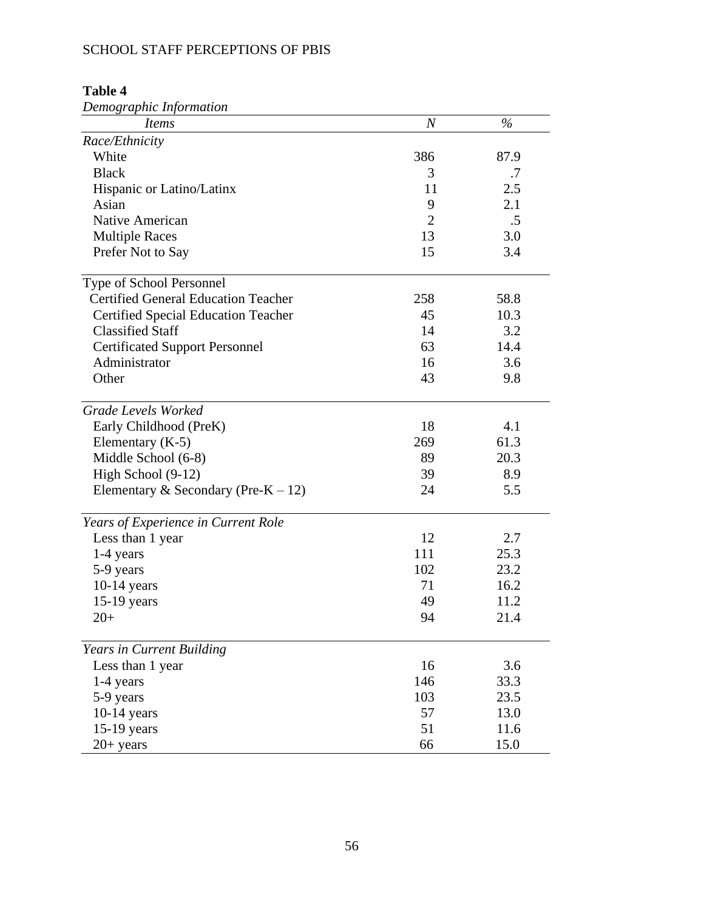**Table 4**

*Demographic Information*

| *Items* | *N* | *%* |
|---|---|---|
| *Race/Ethnicity* | | |
| White | 386 | 87.9 |
| Black | 3 | .7 |
| Hispanic or Latino/Latinx | 11 | 2.5 |
| Asian | 9 | 2.1 |
| Native American | 2 | .5 |
| Multiple Races | 13 | 3.0 |
| Prefer Not to Say | 15 | 3.4 |
| Type of School Personnel | | |
| Certified General Education Teacher | 258 | 58.8 |
| Certified Special Education Teacher | 45 | 10.3 |
| Classified Staff | 14 | 3.2 |
| Certificated Support Personnel | 63 | 14.4 |
| Administrator | 16 | 3.6 |
| Other | 43 | 9.8 |
| *Grade Levels Worked* | | |
| Early Childhood (PreK) | 18 | 4.1 |
| Elementary (K-5) | 269 | 61.3 |
| Middle School (6-8) | 89 | 20.3 |
| High School (9-12) | 39 | 8.9 |
| Elementary & Secondary (Pre-K – 12) | 24 | 5.5 |
| *Years of Experience in Current Role* | | |
| Less than 1 year | 12 | 2.7 |
| 1-4 years | 111 | 25.3 |
| 5-9 years | 102 | 23.2 |
| 10-14 years | 71 | 16.2 |
| 15-19 years | 49 | 11.2 |
| 20+ | 94 | 21.4 |
| *Years in Current Building* | | |
| Less than 1 year | 16 | 3.6 |
| 1-4 years | 146 | 33.3 |
| 5-9 years | 103 | 23.5 |
| 10-14 years | 57 | 13.0 |
| 15-19 years | 51 | 11.6 |
| 20+ years | 66 | 15.0 |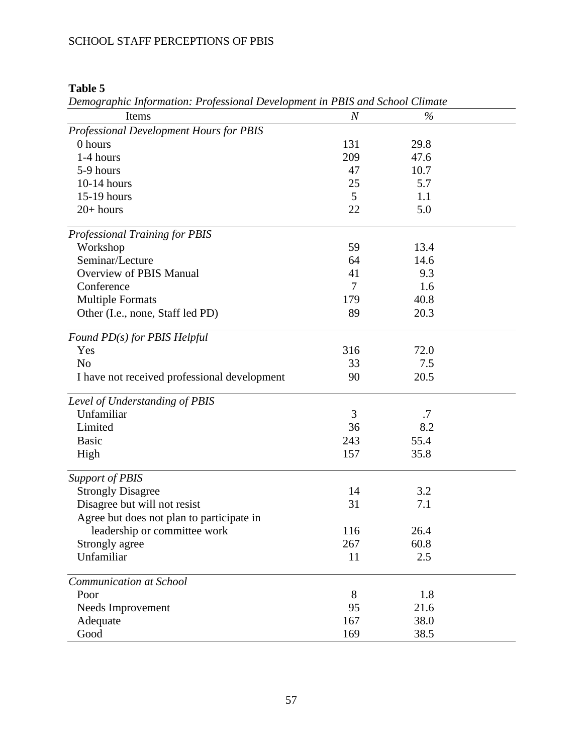**Table 5**

*Demographic Information: Professional Development in PBIS and School Climate*

| Items | *N* | % |
|---|---|---|
| *Professional Development Hours for PBIS* | | |
| 0 hours | 131 | 29.8 |
| 1-4 hours | 209 | 47.6 |
| 5-9 hours | 47 | 10.7 |
| 10-14 hours | 25 | 5.7 |
| 15-19 hours | 5 | 1.1 |
| 20+ hours | 22 | 5.0 |
| *Professional Training for PBIS* | | |
| Workshop | 59 | 13.4 |
| Seminar/Lecture | 64 | 14.6 |
| Overview of PBIS Manual | 41 | 9.3 |
| Conference | 7 | 1.6 |
| Multiple Formats | 179 | 40.8 |
| Other (I.e., none, Staff led PD) | 89 | 20.3 |
| *Found PD(s) for PBIS Helpful* | | |
| Yes | 316 | 72.0 |
| No | 33 | 7.5 |
| I have not received professional development | 90 | 20.5 |
| *Level of Understanding of PBIS* | | |
| Unfamiliar | 3 | .7 |
| Limited | 36 | 8.2 |
| Basic | 243 | 55.4 |
| High | 157 | 35.8 |
| *Support of PBIS* | | |
| Strongly Disagree | 14 | 3.2 |
| Disagree but will not resist | 31 | 7.1 |
| Agree but does not plan to participate in leadership or committee work | 116 | 26.4 |
| Strongly agree | 267 | 60.8 |
| Unfamiliar | 11 | 2.5 |
| *Communication at School* | | |
| Poor | 8 | 1.8 |
| Needs Improvement | 95 | 21.6 |
| Adequate | 167 | 38.0 |
| Good | 169 | 38.5 |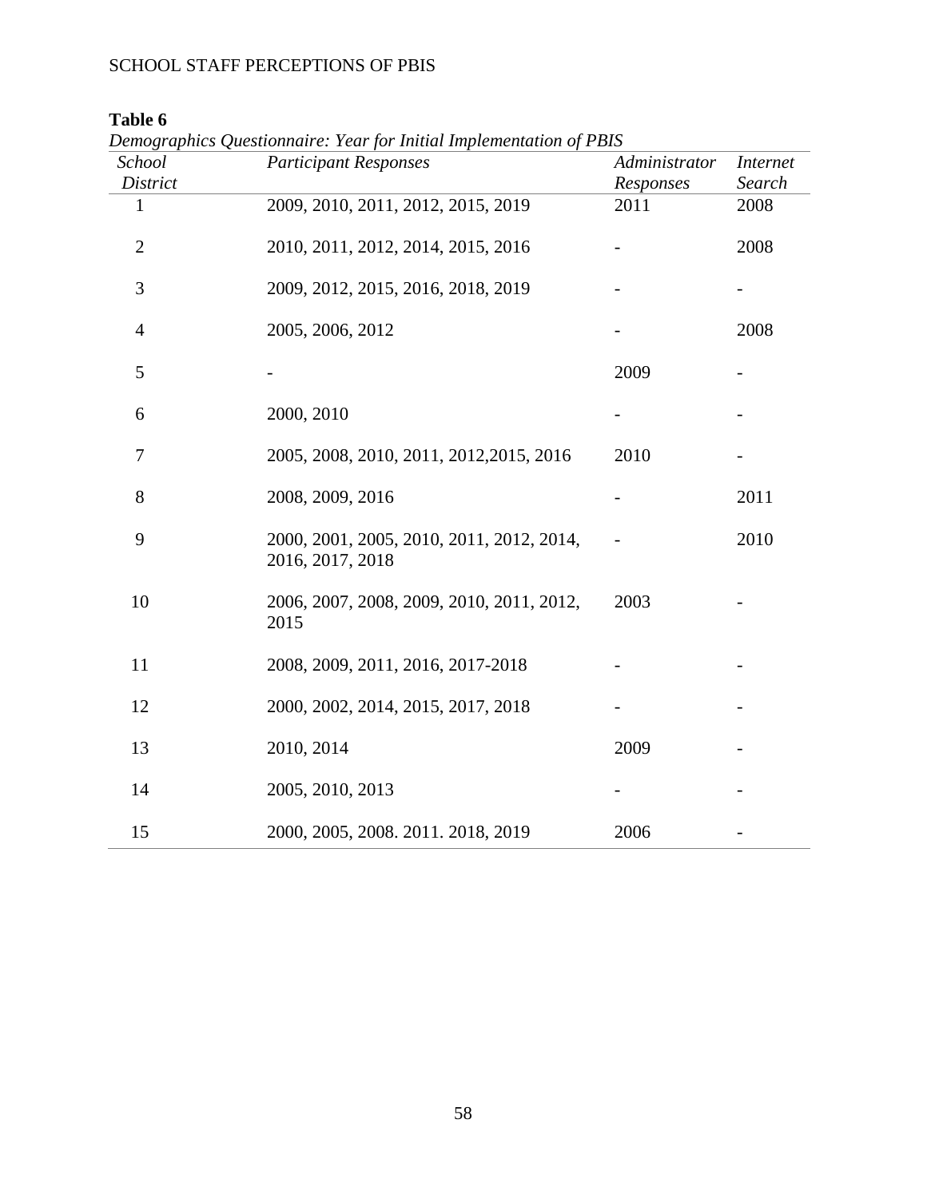**Table 6**

*Demographics Questionnaire: Year for Initial Implementation of PBIS*

| *School District* | *Participant Responses* | *Administrator Responses* | *Internet Search* |
|---|---|---|---|
| 1 | 2009, 2010, 2011, 2012, 2015, 2019 | 2011 | 2008 |
| 2 | 2010, 2011, 2012, 2014, 2015, 2016 | - | 2008 |
| 3 | 2009, 2012, 2015, 2016, 2018, 2019 | - | - |
| 4 | 2005, 2006, 2012 | - | 2008 |
| 5 | - | 2009 | - |
| 6 | 2000, 2010 | - | - |
| 7 | 2005, 2008, 2010, 2011, 2012,2015, 2016 | 2010 | - |
| 8 | 2008, 2009, 2016 | - | 2011 |
| 9 | 2000, 2001, 2005, 2010, 2011, 2012, 2014, 2016, 2017, 2018 | - | 2010 |
| 10 | 2006, 2007, 2008, 2009, 2010, 2011, 2012, 2015 | 2003 | - |
| 11 | 2008, 2009, 2011, 2016, 2017-2018 | - | - |
| 12 | 2000, 2002, 2014, 2015, 2017, 2018 | - | - |
| 13 | 2010, 2014 | 2009 | - |
| 14 | 2005, 2010, 2013 | - | - |
| 15 | 2000, 2005, 2008. 2011. 2018, 2019 | 2006 | - |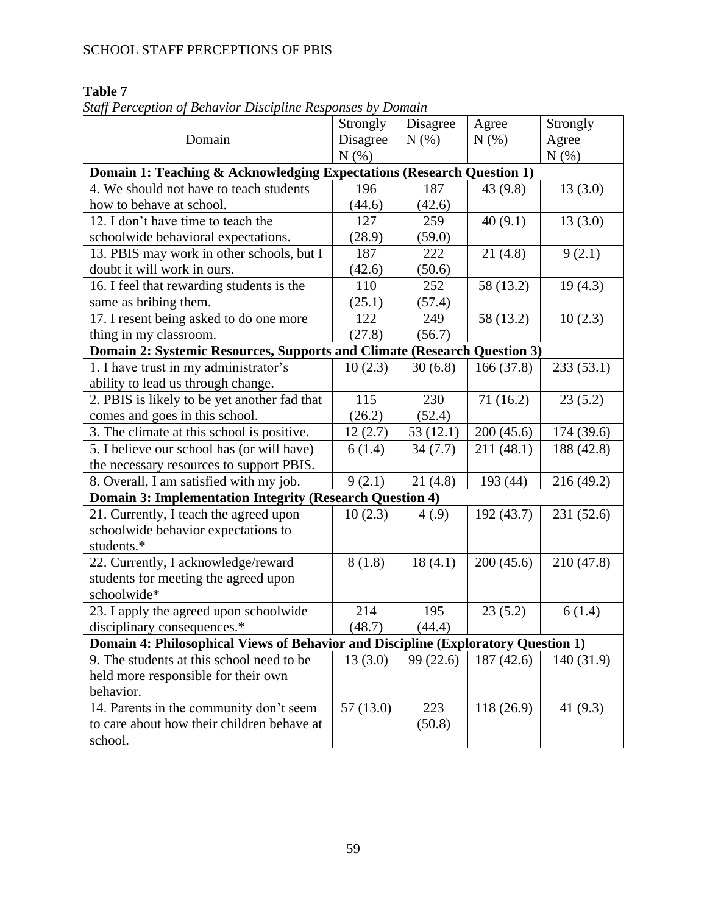**Table 7**

*Staff Perception of Behavior Discipline Responses by Domain*

| Domain | Strongly Disagree N (%) | Disagree N (%) | Agree N (%) | Strongly Agree N (%) |
|---|---|---|---|---|
| **Domain 1: Teaching & Acknowledging Expectations (Research Question 1)** | | | | |
| 4. We should not have to teach students how to behave at school. | 196 (44.6) | 187 (42.6) | 43 (9.8) | 13 (3.0) |
| 12. I don't have time to teach the schoolwide behavioral expectations. | 127 (28.9) | 259 (59.0) | 40 (9.1) | 13 (3.0) |
| 13. PBIS may work in other schools, but I doubt it will work in ours. | 187 (42.6) | 222 (50.6) | 21 (4.8) | 9 (2.1) |
| 16. I feel that rewarding students is the same as bribing them. | 110 (25.1) | 252 (57.4) | 58 (13.2) | 19 (4.3) |
| 17. I resent being asked to do one more thing in my classroom. | 122 (27.8) | 249 (56.7) | 58 (13.2) | 10 (2.3) |
| **Domain 2: Systemic Resources, Supports and Climate (Research Question 3)** | | | | |
| 1. I have trust in my administrator's ability to lead us through change. | 10 (2.3) | 30 (6.8) | 166 (37.8) | 233 (53.1) |
| 2. PBIS is likely to be yet another fad that comes and goes in this school. | 115 (26.2) | 230 (52.4) | 71 (16.2) | 23 (5.2) |
| 3. The climate at this school is positive. | 12 (2.7) | 53 (12.1) | 200 (45.6) | 174 (39.6) |
| 5. I believe our school has (or will have) the necessary resources to support PBIS. | 6 (1.4) | 34 (7.7) | 211 (48.1) | 188 (42.8) |
| 8. Overall, I am satisfied with my job. | 9 (2.1) | 21 (4.8) | 193 (44) | 216 (49.2) |
| **Domain 3: Implementation Integrity (Research Question 4)** | | | | |
| 21. Currently, I teach the agreed upon schoolwide behavior expectations to students.* | 10 (2.3) | 4 (.9) | 192 (43.7) | 231 (52.6) |
| 22. Currently, I acknowledge/reward students for meeting the agreed upon schoolwide* | 8 (1.8) | 18 (4.1) | 200 (45.6) | 210 (47.8) |
| 23. I apply the agreed upon schoolwide disciplinary consequences.* | 214 (48.7) | 195 (44.4) | 23 (5.2) | 6 (1.4) |
| **Domain 4: Philosophical Views of Behavior and Discipline (Exploratory Question 1)** | | | | |
| 9. The students at this school need to be held more responsible for their own behavior. | 13 (3.0) | 99 (22.6) | 187 (42.6) | 140 (31.9) |
| 14. Parents in the community don't seem to care about how their children behave at school. | 57 (13.0) | 223 (50.8) | 118 (26.9) | 41 (9.3) |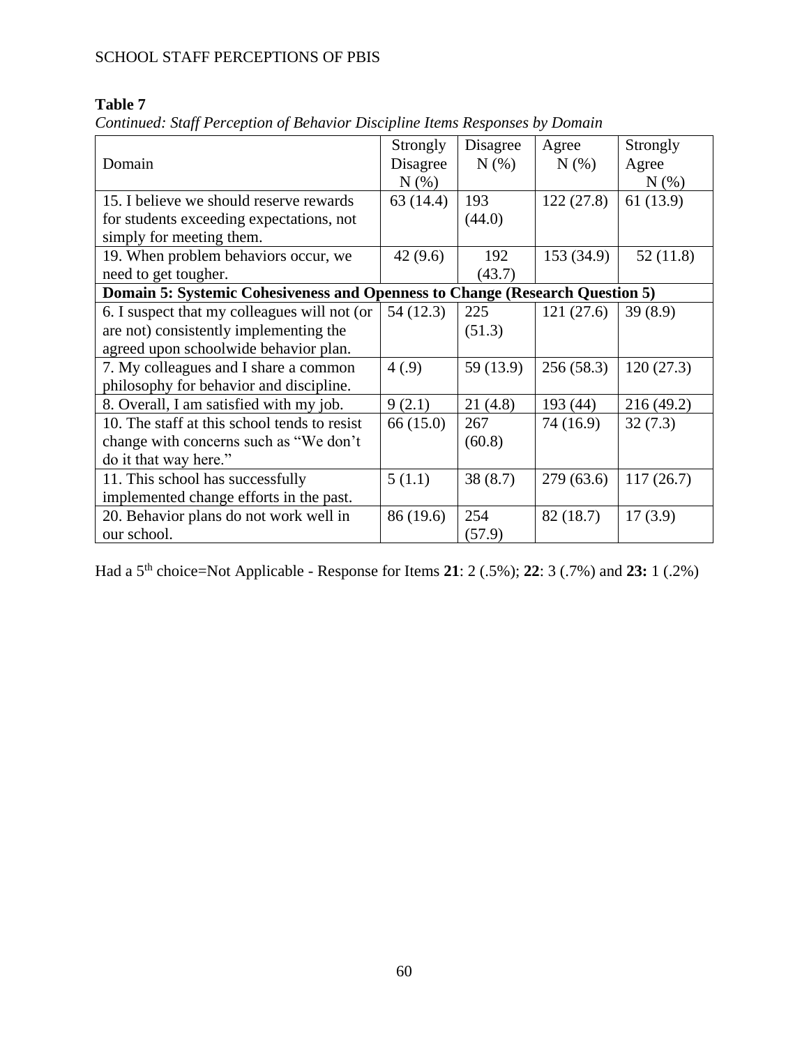**Table 7**

*Continued: Staff Perception of Behavior Discipline Items Responses by Domain*

| Domain | Strongly Disagree N (%) | Disagree N (%) | Agree N (%) | Strongly Agree N (%) |
|---|---|---|---|---|
| 15. I believe we should reserve rewards for students exceeding expectations, not simply for meeting them. | 63 (14.4) | 193 (44.0) | 122 (27.8) | 61 (13.9) |
| 19. When problem behaviors occur, we need to get tougher. | 42 (9.6) | 192 (43.7) | 153 (34.9) | 52 (11.8) |
| **Domain 5: Systemic Cohesiveness and Openness to Change (Research Question 5)** | | | | |
| 6. I suspect that my colleagues will not (or are not) consistently implementing the agreed upon schoolwide behavior plan. | 54 (12.3) | 225 (51.3) | 121 (27.6) | 39 (8.9) |
| 7. My colleagues and I share a common philosophy for behavior and discipline. | 4 (.9) | 59 (13.9) | 256 (58.3) | 120 (27.3) |
| 8. Overall, I am satisfied with my job. | 9 (2.1) | 21 (4.8) | 193 (44) | 216 (49.2) |
| 10. The staff at this school tends to resist change with concerns such as "We don't do it that way here." | 66 (15.0) | 267 (60.8) | 74 (16.9) | 32 (7.3) |
| 11. This school has successfully implemented change efforts in the past. | 5 (1.1) | 38 (8.7) | 279 (63.6) | 117 (26.7) |
| 20. Behavior plans do not work well in our school. | 86 (19.6) | 254 (57.9) | 82 (18.7) | 17 (3.9) |

Had a 5th choice=Not Applicable - Response for Items **21**: 2 (.5%); **22**: 3 (.7%) and **23:** 1 (.2%)